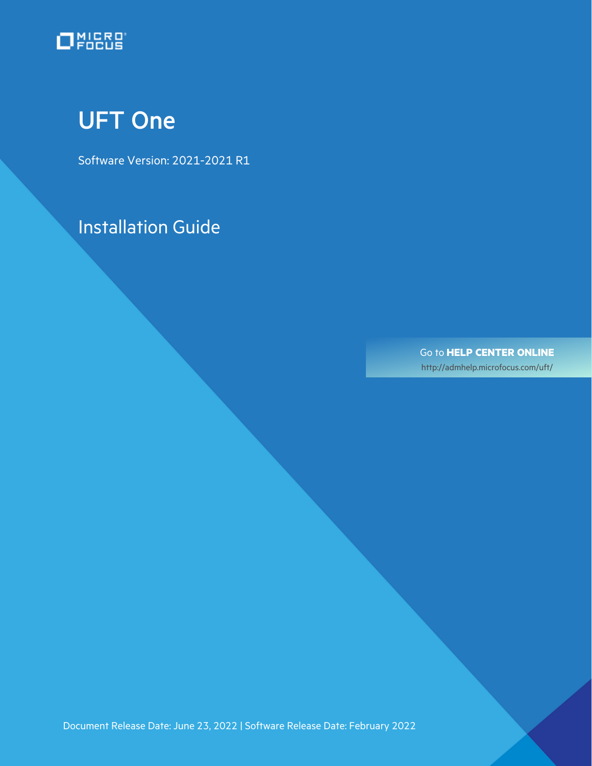MICRO FOCUS

# UFT One

Software Version: 2021-2021 R1

## Installation Guide

Go to **HELP CENTER ONLINE**

http://admhelp.microfocus.com/uft/

Document Release Date: June 23, 2022 | Software Release Date: February 2022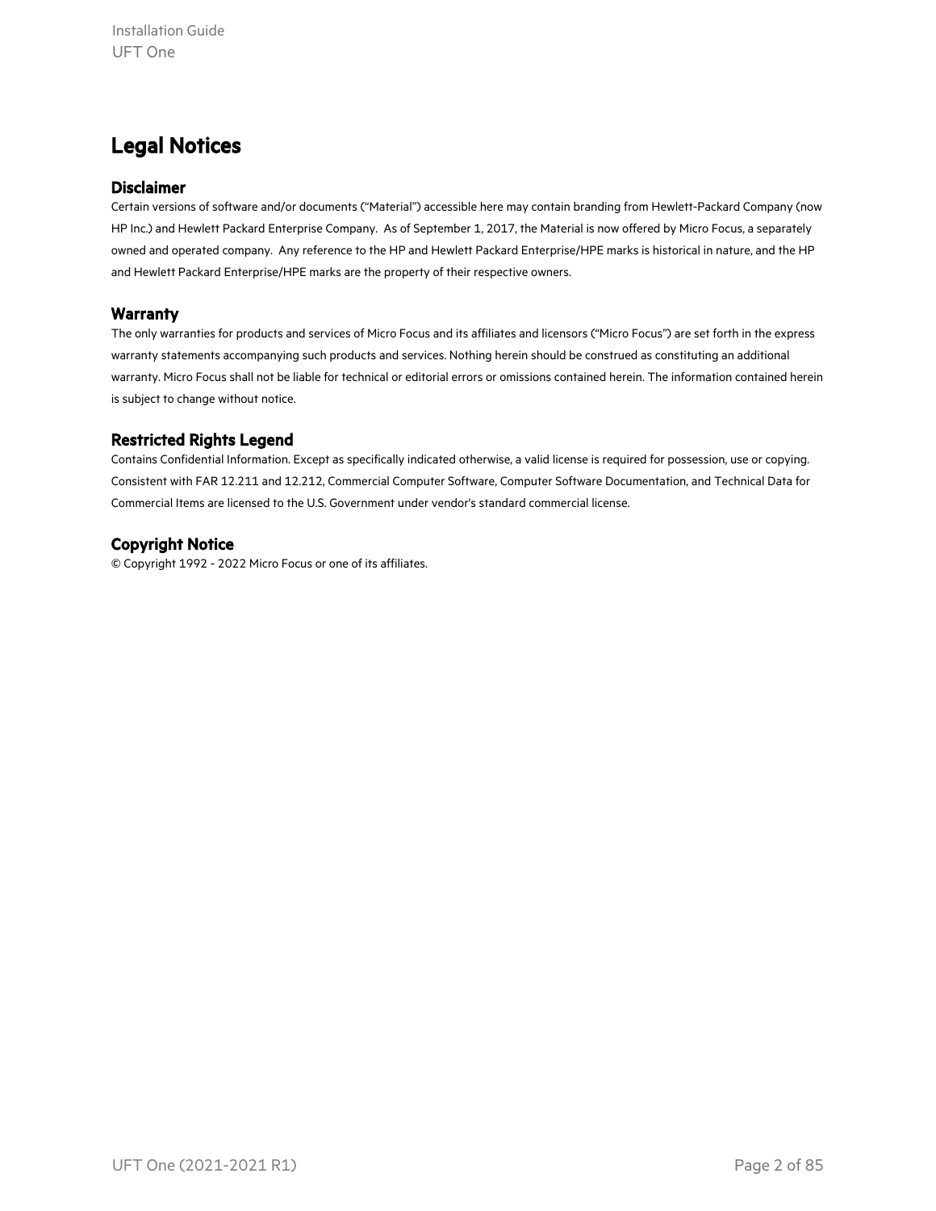# Legal Notices

## Disclaimer

Certain versions of software and/or documents (“Material”) accessible here may contain branding from Hewlett-Packard Company (now HP Inc.) and Hewlett Packard Enterprise Company. As of September 1, 2017, the Material is now offered by Micro Focus, a separately owned and operated company. Any reference to the HP and Hewlett Packard Enterprise/HPE marks is historical in nature, and the HP and Hewlett Packard Enterprise/HPE marks are the property of their respective owners.

## Warranty

The only warranties for products and services of Micro Focus and its affiliates and licensors (“Micro Focus”) are set forth in the express warranty statements accompanying such products and services. Nothing herein should be construed as constituting an additional warranty. Micro Focus shall not be liable for technical or editorial errors or omissions contained herein. The information contained herein is subject to change without notice.

## Restricted Rights Legend

Contains Confidential Information. Except as specifically indicated otherwise, a valid license is required for possession, use or copying. Consistent with FAR 12.211 and 12.212, Commercial Computer Software, Computer Software Documentation, and Technical Data for Commercial Items are licensed to the U.S. Government under vendor's standard commercial license.

## Copyright Notice

© Copyright 1992 - 2022 Micro Focus or one of its affiliates.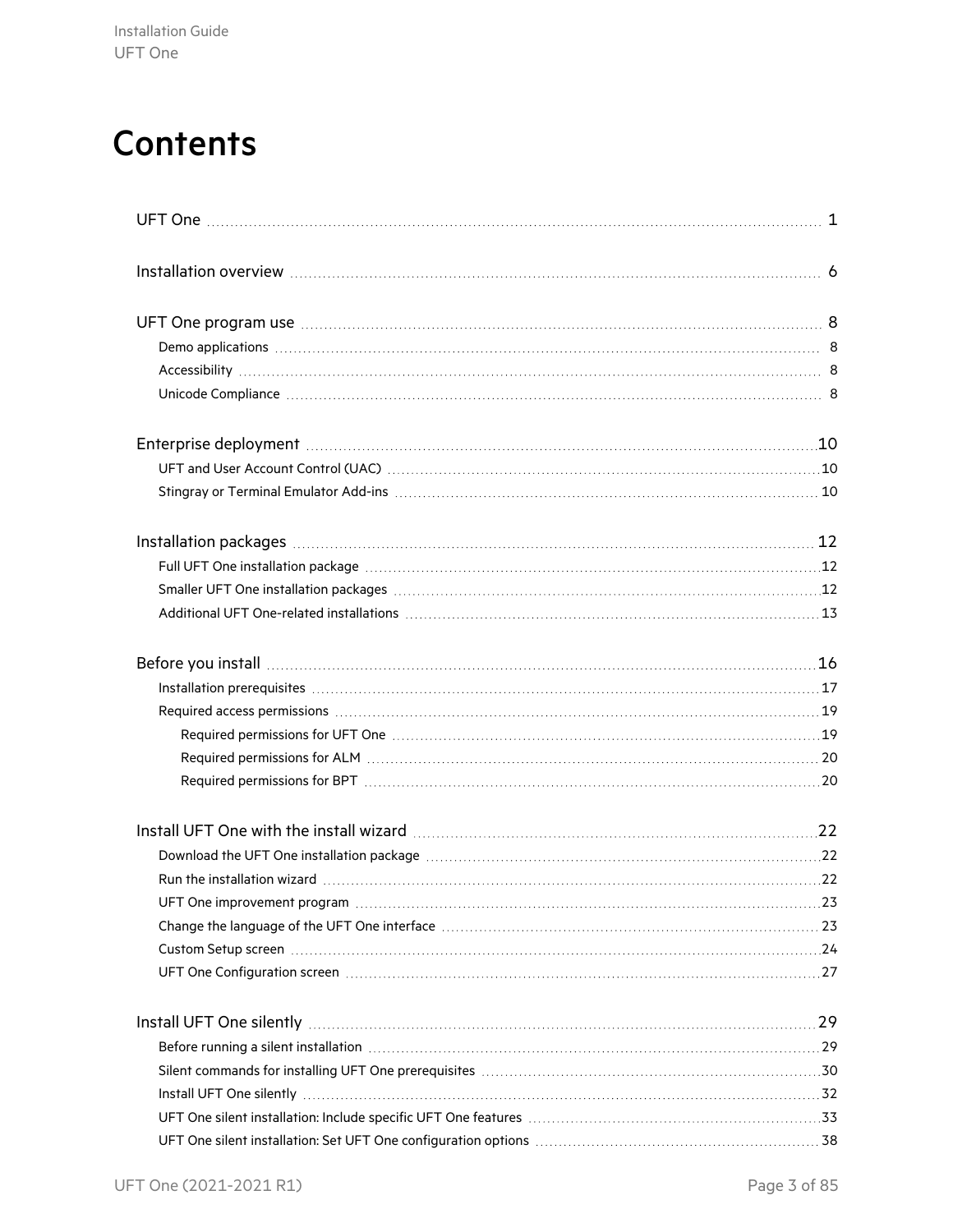# Contents

- UFT One 1
- Installation overview 6
- UFT One program use 8
  - Demo applications 8
  - Accessibility 8
  - Unicode Compliance 8
- Enterprise deployment 10
  - UFT and User Account Control (UAC) 10
  - Stingray or Terminal Emulator Add-ins 10
- Installation packages 12
  - Full UFT One installation package 12
  - Smaller UFT One installation packages 12
  - Additional UFT One-related installations 13
- Before you install 16
  - Installation prerequisites 17
  - Required access permissions 19
    - Required permissions for UFT One 19
    - Required permissions for ALM 20
    - Required permissions for BPT 20
- Install UFT One with the install wizard 22
  - Download the UFT One installation package 22
  - Run the installation wizard 22
  - UFT One improvement program 23
  - Change the language of the UFT One interface 23
  - Custom Setup screen 24
  - UFT One Configuration screen 27
- Install UFT One silently 29
  - Before running a silent installation 29
  - Silent commands for installing UFT One prerequisites 30
  - Install UFT One silently 32
  - UFT One silent installation: Include specific UFT One features 33
  - UFT One silent installation: Set UFT One configuration options 38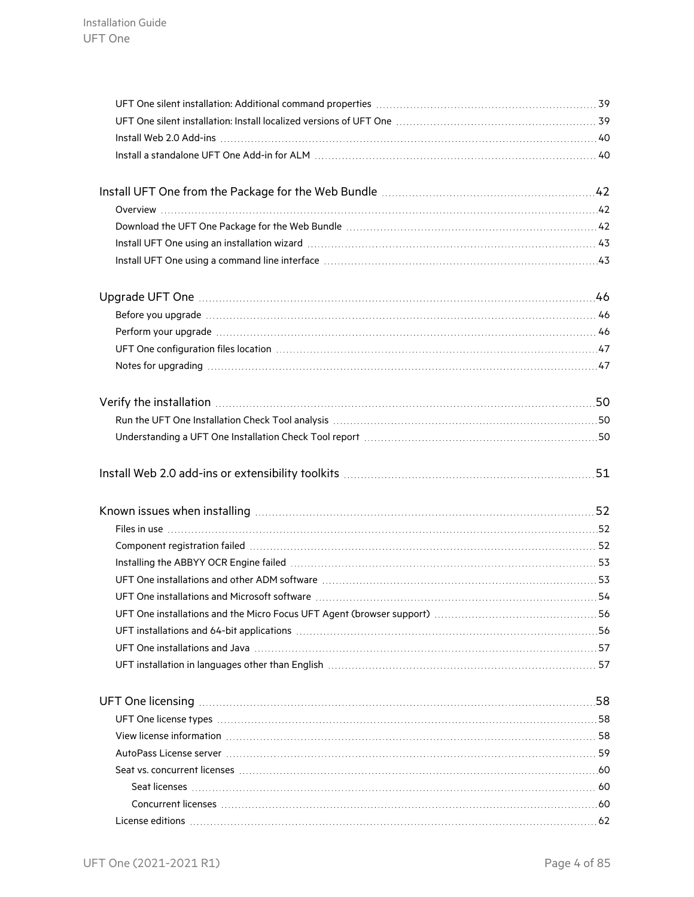- UFT One silent installation: Additional command properties 39
- UFT One silent installation: Install localized versions of UFT One 39
- Install Web 2.0 Add-ins 40
- Install a standalone UFT One Add-in for ALM 40

Install UFT One from the Package for the Web Bundle 42

- Overview 42
- Download the UFT One Package for the Web Bundle 42
- Install UFT One using an installation wizard 43
- Install UFT One using a command line interface 43

Upgrade UFT One 46

- Before you upgrade 46
- Perform your upgrade 46
- UFT One configuration files location 47
- Notes for upgrading 47

Verify the installation 50

- Run the UFT One Installation Check Tool analysis 50
- Understanding a UFT One Installation Check Tool report 50

Install Web 2.0 add-ins or extensibility toolkits 51

Known issues when installing 52

- Files in use 52
- Component registration failed 52
- Installing the ABBYY OCR Engine failed 53
- UFT One installations and other ADM software 53
- UFT One installations and Microsoft software 54
- UFT One installations and the Micro Focus UFT Agent (browser support) 56
- UFT installations and 64-bit applications 56
- UFT One installations and Java 57
- UFT installation in languages other than English 57

UFT One licensing 58

- UFT One license types 58
- View license information 58
- AutoPass License server 59
- Seat vs. concurrent licenses 60
  - Seat licenses 60
  - Concurrent licenses 60
- License editions 62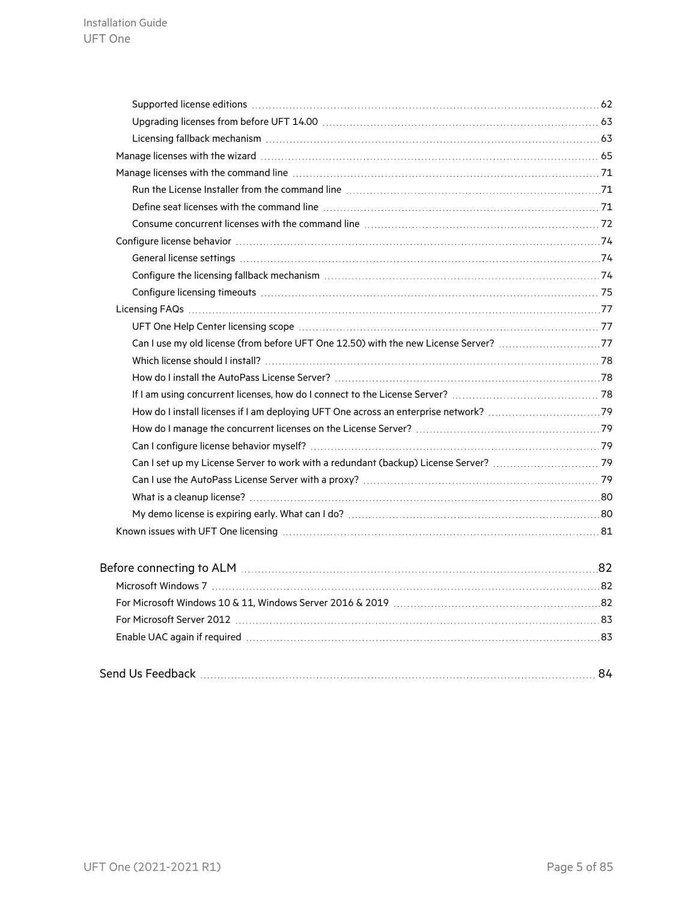- Supported license editions 62
- Upgrading licenses from before UFT 14.00 63
- Licensing fallback mechanism 63

Manage licenses with the wizard 65

Manage licenses with the command line 71

- Run the License Installer from the command line 71
- Define seat licenses with the command line 71
- Consume concurrent licenses with the command line 72

Configure license behavior 74

- General license settings 74
- Configure the licensing fallback mechanism 74
- Configure licensing timeouts 75

Licensing FAQs 77

- UFT One Help Center licensing scope 77
- Can I use my old license (from before UFT One 12.50) with the new License Server? 77
- Which license should I install? 78
- How do I install the AutoPass License Server? 78
- If I am using concurrent licenses, how do I connect to the License Server? 78
- How do I install licenses if I am deploying UFT One across an enterprise network? 79
- How do I manage the concurrent licenses on the License Server? 79
- Can I configure license behavior myself? 79
- Can I set up my License Server to work with a redundant (backup) License Server? 79
- Can I use the AutoPass License Server with a proxy? 79
- What is a cleanup license? 80
- My demo license is expiring early. What can I do? 80

Known issues with UFT One licensing 81

**Before connecting to ALM 82**

- Microsoft Windows 7 82
- For Microsoft Windows 10 & 11, Windows Server 2016 & 2019 82
- For Microsoft Server 2012 83
- Enable UAC again if required 83

**Send Us Feedback 84**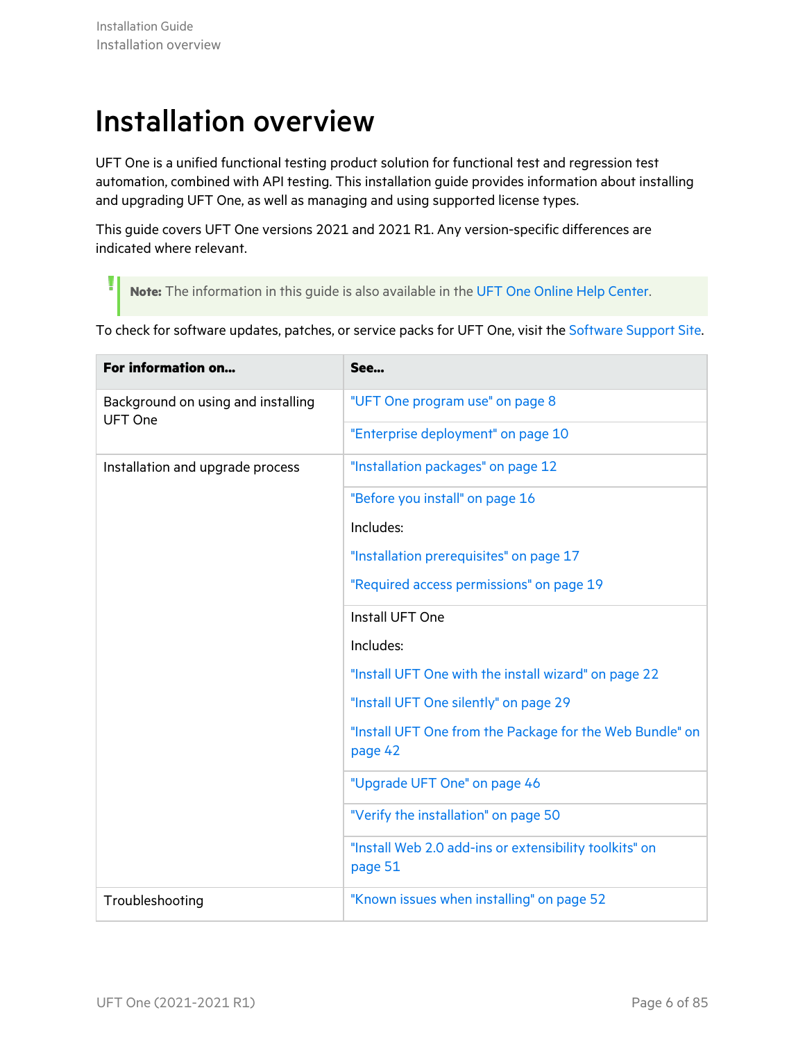# Installation overview

UFT One is a unified functional testing product solution for functional test and regression test automation, combined with API testing. This installation guide provides information about installing and upgrading UFT One, as well as managing and using supported license types.

This guide covers UFT One versions 2021 and 2021 R1. Any version-specific differences are indicated where relevant.

> **Note:** The information in this guide is also available in the UFT One Online Help Center.

To check for software updates, patches, or service packs for UFT One, visit the Software Support Site.

| For information on... | See... |
| --- | --- |
| Background on using and installing UFT One | "UFT One program use" on page 8 |
| | "Enterprise deployment" on page 10 |
| Installation and upgrade process | "Installation packages" on page 12 |
| | "Before you install" on page 16<br><br>Includes:<br><br>"Installation prerequisites" on page 17<br><br>"Required access permissions" on page 19 |
| | Install UFT One<br><br>Includes:<br><br>"Install UFT One with the install wizard" on page 22<br><br>"Install UFT One silently" on page 29<br><br>"Install UFT One from the Package for the Web Bundle" on page 42 |
| | "Upgrade UFT One" on page 46 |
| | "Verify the installation" on page 50 |
| | "Install Web 2.0 add-ins or extensibility toolkits" on page 51 |
| Troubleshooting | "Known issues when installing" on page 52 |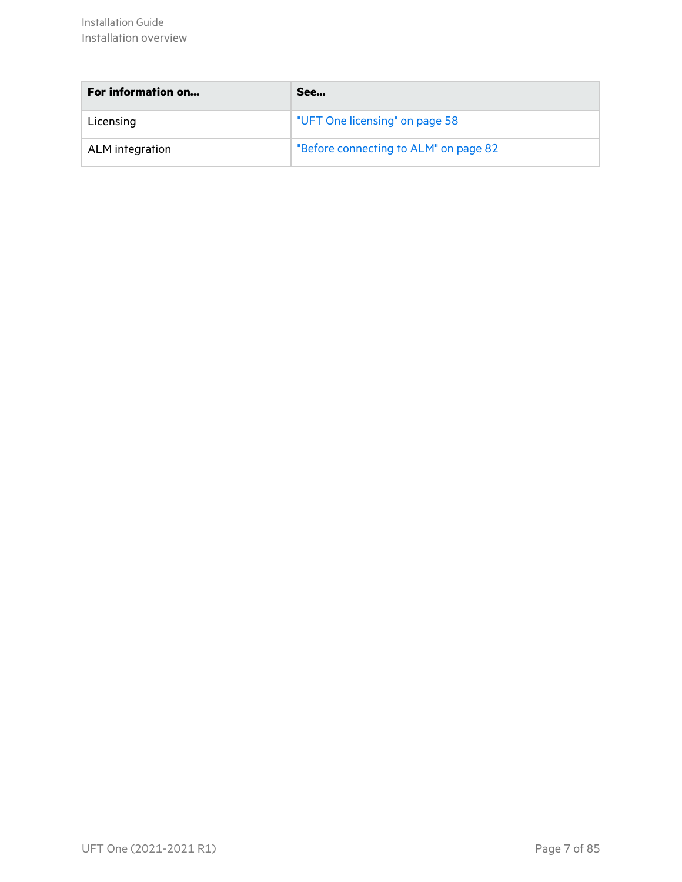| For information on... | See... |
| --- | --- |
| Licensing | "UFT One licensing" on page 58 |
| ALM integration | "Before connecting to ALM" on page 82 |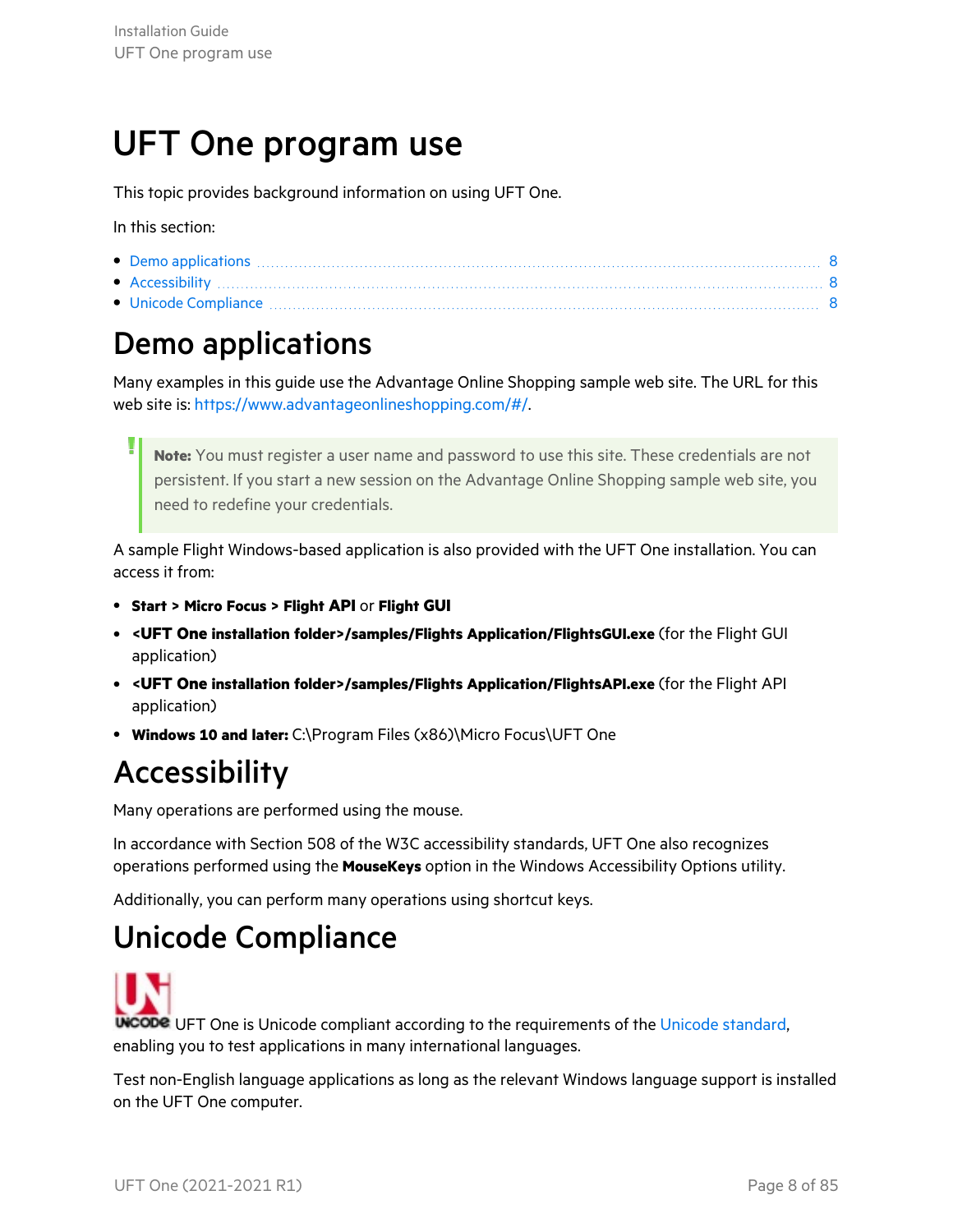# UFT One program use

This topic provides background information on using UFT One.

In this section:

- Demo applications ........ 8
- Accessibility ........ 8
- Unicode Compliance ........ 8

# Demo applications

Many examples in this guide use the Advantage Online Shopping sample web site. The URL for this web site is: https://www.advantageonlineshopping.com/#/.

> **Note:** You must register a user name and password to use this site. These credentials are not persistent. If you start a new session on the Advantage Online Shopping sample web site, you need to redefine your credentials.

A sample Flight Windows-based application is also provided with the UFT One installation. You can access it from:

- **Start > Micro Focus > Flight API** or **Flight GUI**
- **<UFT One installation folder>/samples/Flights Application/FlightsGUI.exe** (for the Flight GUI application)
- **<UFT One installation folder>/samples/Flights Application/FlightsAPI.exe** (for the Flight API application)
- **Windows 10 and later:** C:\Program Files (x86)\Micro Focus\UFT One

# Accessibility

Many operations are performed using the mouse.

In accordance with Section 508 of the W3C accessibility standards, UFT One also recognizes operations performed using the **MouseKeys** option in the Windows Accessibility Options utility.

Additionally, you can perform many operations using shortcut keys.

# Unicode Compliance

UFT One is Unicode compliant according to the requirements of the Unicode standard, enabling you to test applications in many international languages.

Test non-English language applications as long as the relevant Windows language support is installed on the UFT One computer.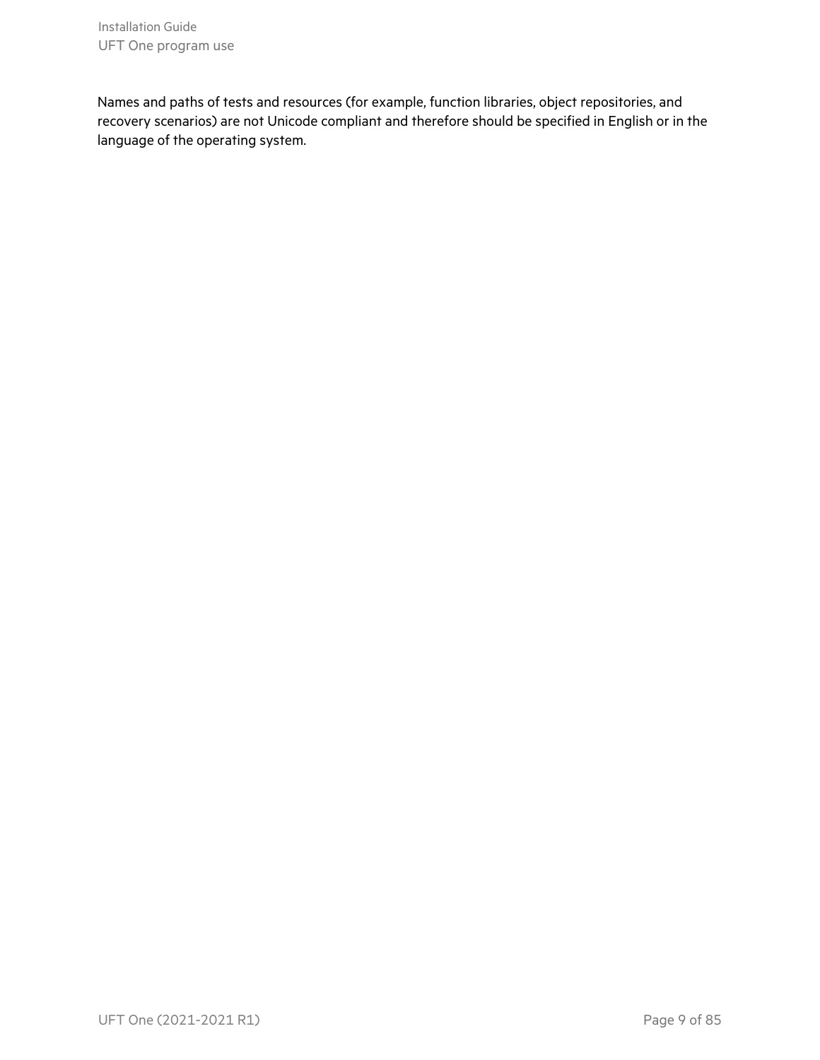Names and paths of tests and resources (for example, function libraries, object repositories, and recovery scenarios) are not Unicode compliant and therefore should be specified in English or in the language of the operating system.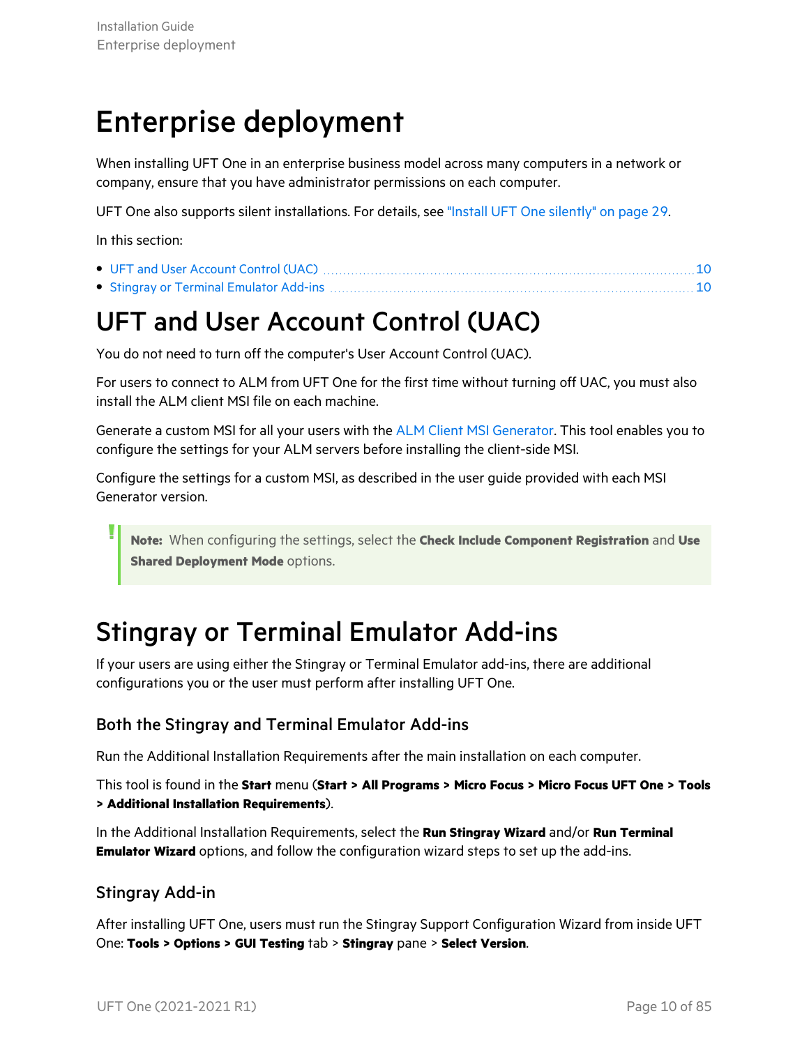# Enterprise deployment

When installing UFT One in an enterprise business model across many computers in a network or company, ensure that you have administrator permissions on each computer.

UFT One also supports silent installations. For details, see "Install UFT One silently" on page 29.

In this section:

- UFT and User Account Control (UAC) ..... 10
- Stingray or Terminal Emulator Add-ins ..... 10

# UFT and User Account Control (UAC)

You do not need to turn off the computer's User Account Control (UAC).

For users to connect to ALM from UFT One for the first time without turning off UAC, you must also install the ALM client MSI file on each machine.

Generate a custom MSI for all your users with the ALM Client MSI Generator. This tool enables you to configure the settings for your ALM servers before installing the client-side MSI.

Configure the settings for a custom MSI, as described in the user guide provided with each MSI Generator version.

> **Note:** When configuring the settings, select the **Check Include Component Registration** and **Use Shared Deployment Mode** options.

# Stingray or Terminal Emulator Add-ins

If your users are using either the Stingray or Terminal Emulator add-ins, there are additional configurations you or the user must perform after installing UFT One.

## Both the Stingray and Terminal Emulator Add-ins

Run the Additional Installation Requirements after the main installation on each computer.

This tool is found in the **Start** menu (**Start > All Programs > Micro Focus > Micro Focus UFT One > Tools > Additional Installation Requirements**).

In the Additional Installation Requirements, select the **Run Stingray Wizard** and/or **Run Terminal Emulator Wizard** options, and follow the configuration wizard steps to set up the add-ins.

## Stingray Add-in

After installing UFT One, users must run the Stingray Support Configuration Wizard from inside UFT One: **Tools > Options > GUI Testing** tab > **Stingray** pane > **Select Version**.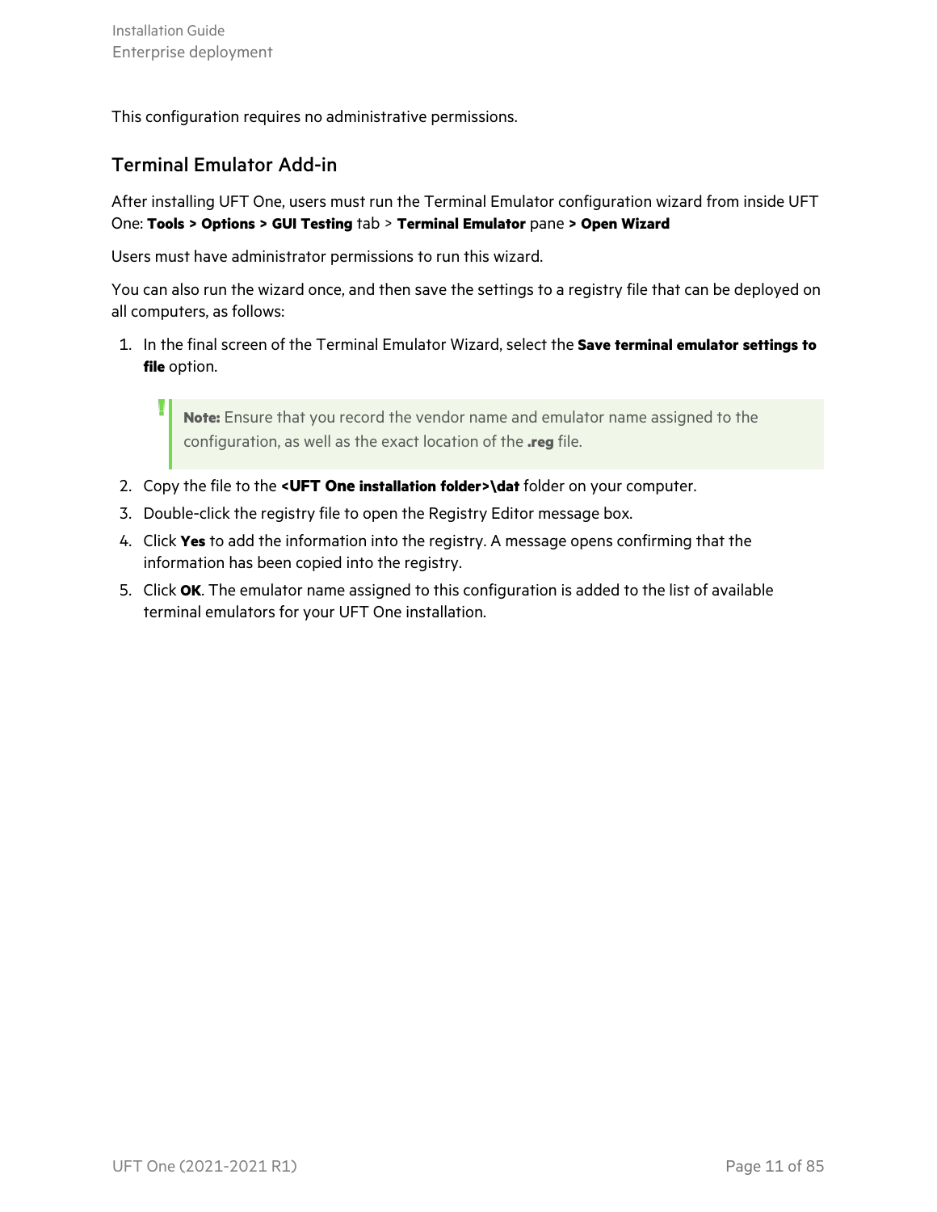This configuration requires no administrative permissions.

## Terminal Emulator Add-in

After installing UFT One, users must run the Terminal Emulator configuration wizard from inside UFT One: **Tools > Options > GUI Testing** tab > **Terminal Emulator** pane **> Open Wizard**

Users must have administrator permissions to run this wizard.

You can also run the wizard once, and then save the settings to a registry file that can be deployed on all computers, as follows:

1. In the final screen of the Terminal Emulator Wizard, select the **Save terminal emulator settings to file** option.

   > **Note:** Ensure that you record the vendor name and emulator name assigned to the configuration, as well as the exact location of the **.reg** file.

2. Copy the file to the **<UFT One installation folder>\dat** folder on your computer.
3. Double-click the registry file to open the Registry Editor message box.
4. Click **Yes** to add the information into the registry. A message opens confirming that the information has been copied into the registry.
5. Click **OK**. The emulator name assigned to this configuration is added to the list of available terminal emulators for your UFT One installation.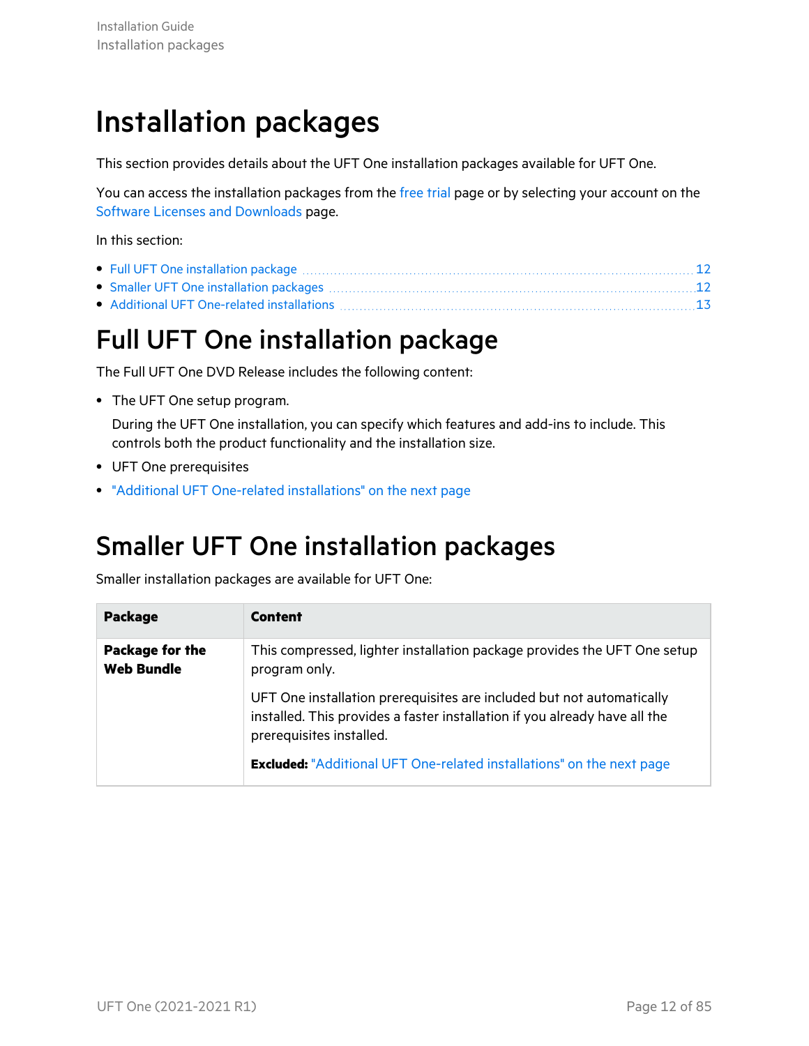# Installation packages

This section provides details about the UFT One installation packages available for UFT One.

You can access the installation packages from the free trial page or by selecting your account on the Software Licenses and Downloads page.

In this section:

- Full UFT One installation package ..... 12
- Smaller UFT One installation packages ..... 12
- Additional UFT One-related installations ..... 13

# Full UFT One installation package

The Full UFT One DVD Release includes the following content:

- The UFT One setup program.

  During the UFT One installation, you can specify which features and add-ins to include. This controls both the product functionality and the installation size.
- UFT One prerequisites
- "Additional UFT One-related installations" on the next page

# Smaller UFT One installation packages

Smaller installation packages are available for UFT One:

| Package | Content |
| --- | --- |
| **Package for the Web Bundle** | This compressed, lighter installation package provides the UFT One setup program only.<br><br>UFT One installation prerequisites are included but not automatically installed. This provides a faster installation if you already have all the prerequisites installed.<br><br>**Excluded:** "Additional UFT One-related installations" on the next page |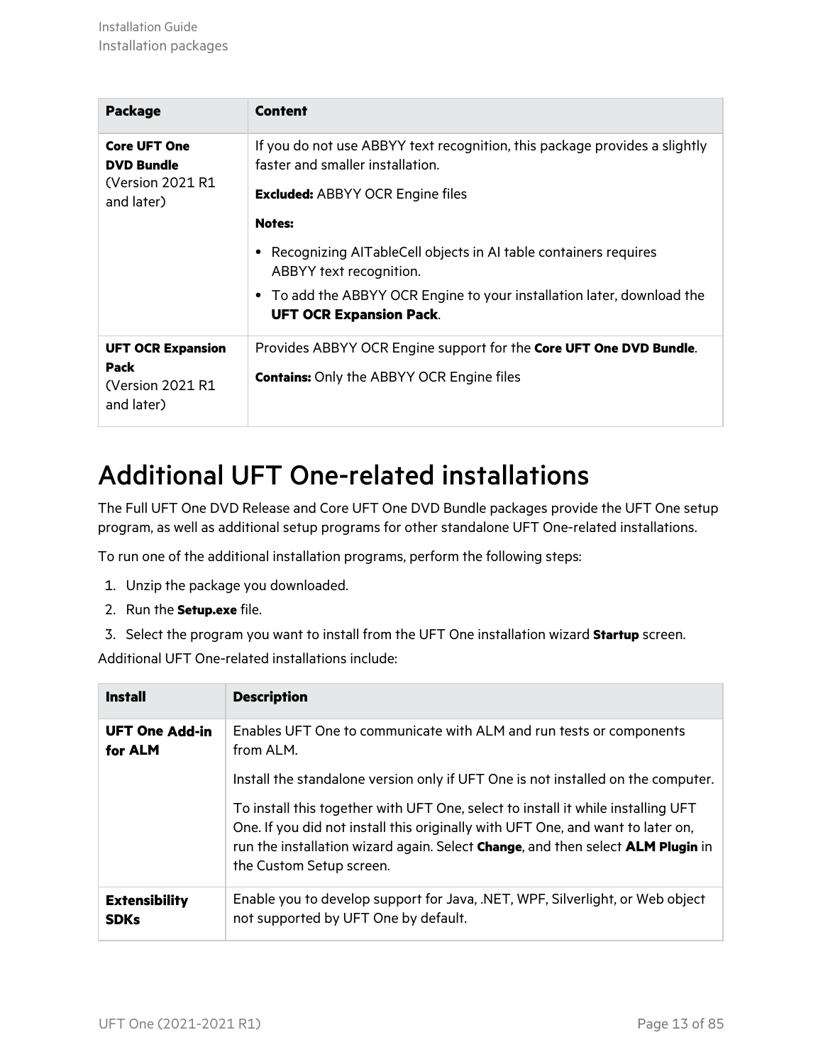| Package | Content |
|---|---|
| **Core UFT One DVD Bundle** (Version 2021 R1 and later) | If you do not use ABBYY text recognition, this package provides a slightly faster and smaller installation.<br><br>**Excluded:** ABBYY OCR Engine files<br><br>**Notes:**<br><br>• Recognizing AITableCell objects in AI table containers requires ABBYY text recognition.<br>• To add the ABBYY OCR Engine to your installation later, download the **UFT OCR Expansion Pack**. |
| **UFT OCR Expansion Pack** (Version 2021 R1 and later) | Provides ABBYY OCR Engine support for the **Core UFT One DVD Bundle**.<br><br>**Contains:** Only the ABBYY OCR Engine files |

# Additional UFT One-related installations

The Full UFT One DVD Release and Core UFT One DVD Bundle packages provide the UFT One setup program, as well as additional setup programs for other standalone UFT One-related installations.

To run one of the additional installation programs, perform the following steps:

1. Unzip the package you downloaded.
2. Run the **Setup.exe** file.
3. Select the program you want to install from the UFT One installation wizard **Startup** screen.

Additional UFT One-related installations include:

| Install | Description |
|---|---|
| **UFT One Add-in for ALM** | Enables UFT One to communicate with ALM and run tests or components from ALM.<br><br>Install the standalone version only if UFT One is not installed on the computer.<br><br>To install this together with UFT One, select to install it while installing UFT One. If you did not install this originally with UFT One, and want to later on, run the installation wizard again. Select **Change**, and then select **ALM Plugin** in the Custom Setup screen. |
| **Extensibility SDKs** | Enable you to develop support for Java, .NET, WPF, Silverlight, or Web object not supported by UFT One by default. |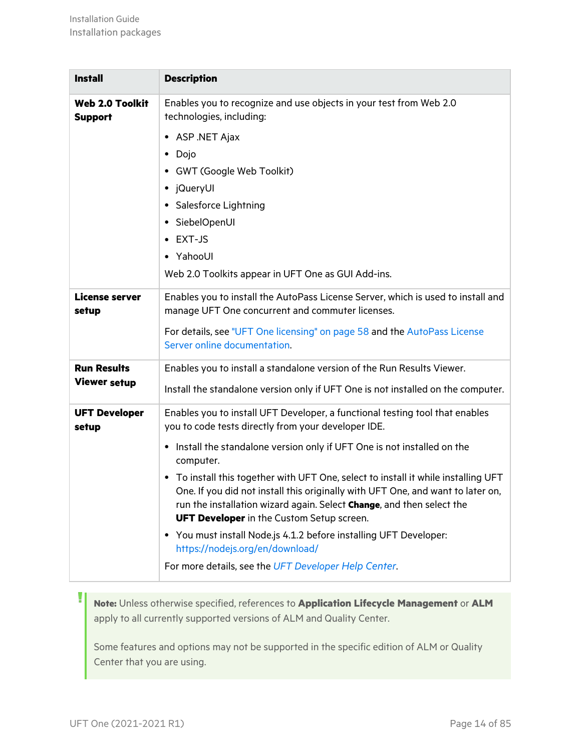| Install | Description |
| --- | --- |
| **Web 2.0 Toolkit Support** | Enables you to recognize and use objects in your test from Web 2.0 technologies, including:<br>• ASP .NET Ajax<br>• Dojo<br>• GWT (Google Web Toolkit)<br>• jQueryUI<br>• Salesforce Lightning<br>• SiebelOpenUI<br>• EXT-JS<br>• YahooUI<br>Web 2.0 Toolkits appear in UFT One as GUI Add-ins. |
| **License server setup** | Enables you to install the AutoPass License Server, which is used to install and manage UFT One concurrent and commuter licenses.<br>For details, see "UFT One licensing" on page 58 and the AutoPass License Server online documentation. |
| **Run Results Viewer setup** | Enables you to install a standalone version of the Run Results Viewer.<br>Install the standalone version only if UFT One is not installed on the computer. |
| **UFT Developer setup** | Enables you to install UFT Developer, a functional testing tool that enables you to code tests directly from your developer IDE.<br>• Install the standalone version only if UFT One is not installed on the computer.<br>• To install this together with UFT One, select to install it while installing UFT One. If you did not install this originally with UFT One, and want to later on, run the installation wizard again. Select **Change**, and then select the **UFT Developer** in the Custom Setup screen.<br>• You must install Node.js 4.1.2 before installing UFT Developer: https://nodejs.org/en/download/<br>For more details, see the *UFT Developer Help Center*. |

**Note:** Unless otherwise specified, references to **Application Lifecycle Management** or **ALM** apply to all currently supported versions of ALM and Quality Center.

Some features and options may not be supported in the specific edition of ALM or Quality Center that you are using.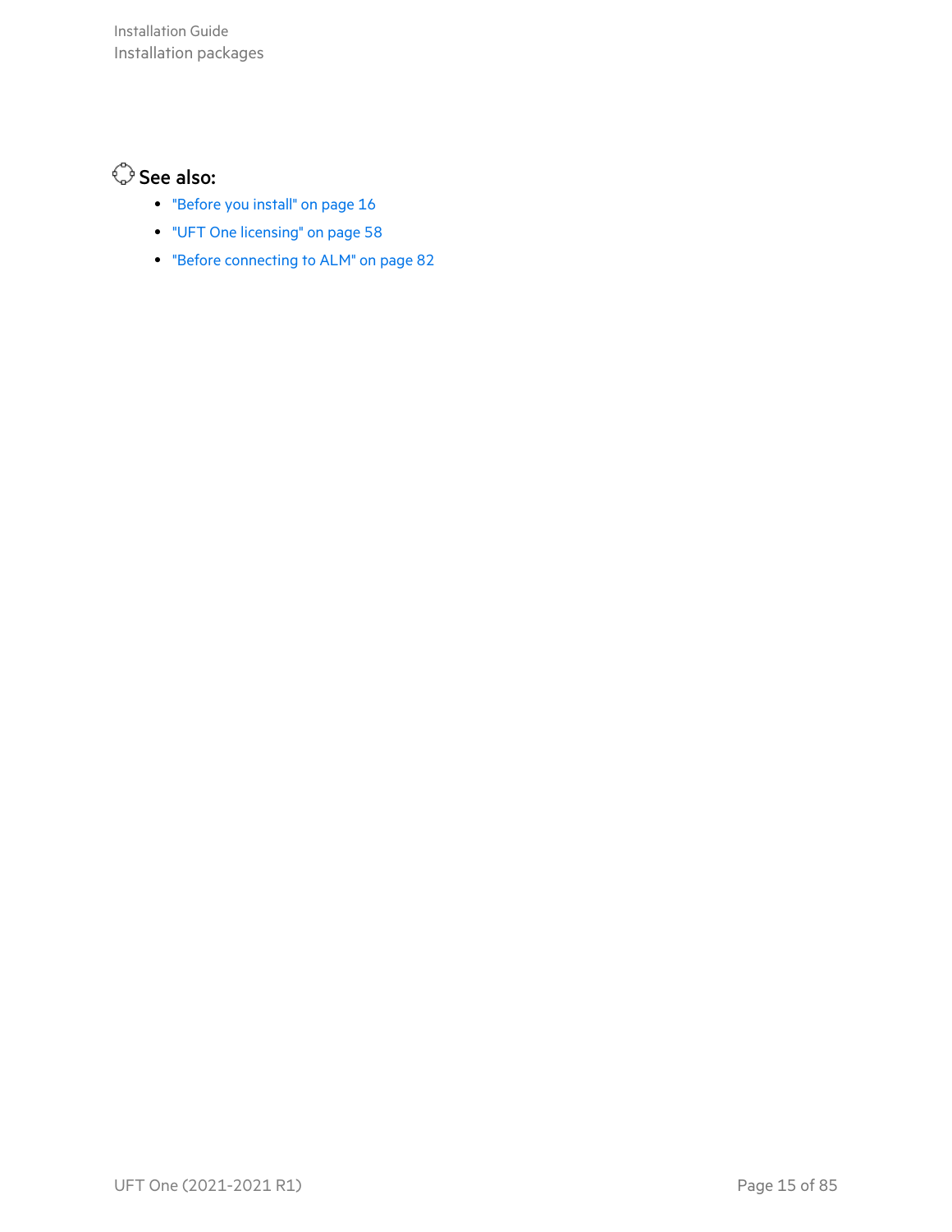**See also:**

- "Before you install" on page 16
- "UFT One licensing" on page 58
- "Before connecting to ALM" on page 82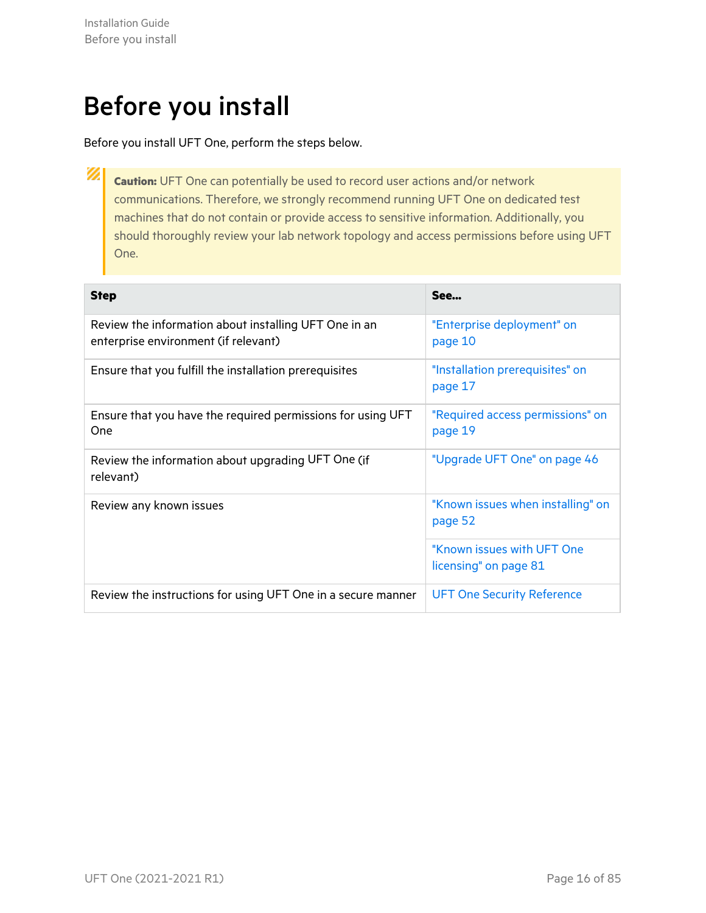# Before you install

Before you install UFT One, perform the steps below.

> **Caution:** UFT One can potentially be used to record user actions and/or network communications. Therefore, we strongly recommend running UFT One on dedicated test machines that do not contain or provide access to sensitive information. Additionally, you should thoroughly review your lab network topology and access permissions before using UFT One.

| Step | See... |
|---|---|
| Review the information about installing UFT One in an enterprise environment (if relevant) | "Enterprise deployment" on page 10 |
| Ensure that you fulfill the installation prerequisites | "Installation prerequisites" on page 17 |
| Ensure that you have the required permissions for using UFT One | "Required access permissions" on page 19 |
| Review the information about upgrading UFT One (if relevant) | "Upgrade UFT One" on page 46 |
| Review any known issues | "Known issues when installing" on page 52 |
| | "Known issues with UFT One licensing" on page 81 |
| Review the instructions for using UFT One in a secure manner | UFT One Security Reference |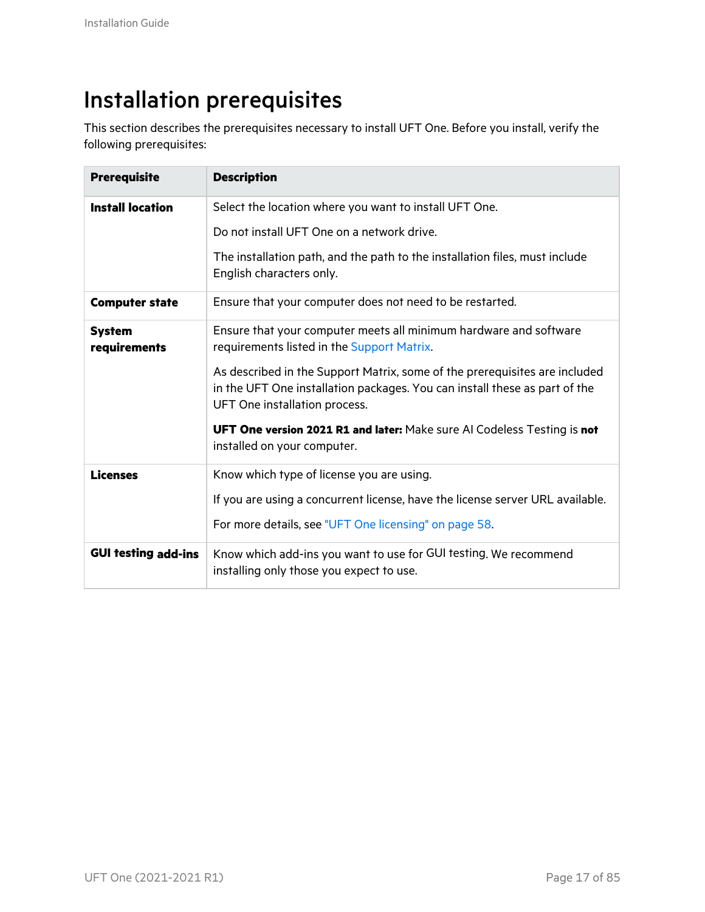# Installation prerequisites

This section describes the prerequisites necessary to install UFT One. Before you install, verify the following prerequisites:

| Prerequisite | Description |
|---|---|
| **Install location** | Select the location where you want to install UFT One.<br><br>Do not install UFT One on a network drive.<br><br>The installation path, and the path to the installation files, must include English characters only. |
| **Computer state** | Ensure that your computer does not need to be restarted. |
| **System requirements** | Ensure that your computer meets all minimum hardware and software requirements listed in the Support Matrix.<br><br>As described in the Support Matrix, some of the prerequisites are included in the UFT One installation packages. You can install these as part of the UFT One installation process.<br><br>**UFT One version 2021 R1 and later:** Make sure AI Codeless Testing is **not** installed on your computer. |
| **Licenses** | Know which type of license you are using.<br><br>If you are using a concurrent license, have the license server URL available.<br><br>For more details, see "UFT One licensing" on page 58. |
| **GUI testing add-ins** | Know which add-ins you want to use for GUI testing. We recommend installing only those you expect to use. |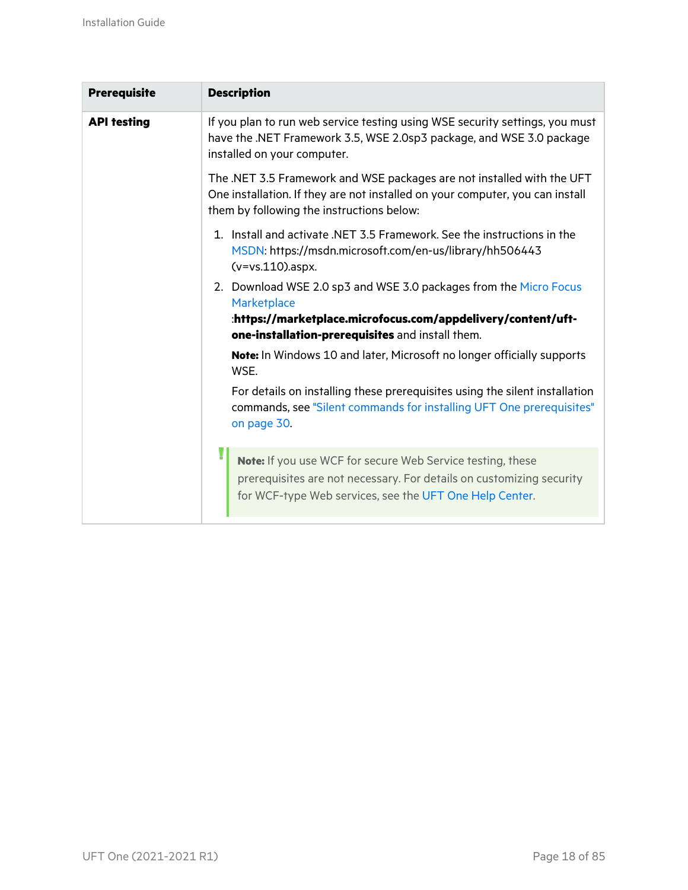| Prerequisite | Description |
|---|---|
| **API testing** | If you plan to run web service testing using WSE security settings, you must have the .NET Framework 3.5, WSE 2.0sp3 package, and WSE 3.0 package installed on your computer.<br><br>The .NET 3.5 Framework and WSE packages are not installed with the UFT One installation. If they are not installed on your computer, you can install them by following the instructions below:<br><br>1. Install and activate .NET 3.5 Framework. See the instructions in the MSDN: https://msdn.microsoft.com/en-us/library/hh506443(v=vs.110).aspx.<br>2. Download WSE 2.0 sp3 and WSE 3.0 packages from the Micro Focus Marketplace :**https://marketplace.microfocus.com/appdelivery/content/uft-one-installation-prerequisites** and install them.<br><br>**Note:** In Windows 10 and later, Microsoft no longer officially supports WSE.<br><br>For details on installing these prerequisites using the silent installation commands, see "Silent commands for installing UFT One prerequisites" on page 30.<br><br>**Note:** If you use WCF for secure Web Service testing, these prerequisites are not necessary. For details on customizing security for WCF-type Web services, see the UFT One Help Center. |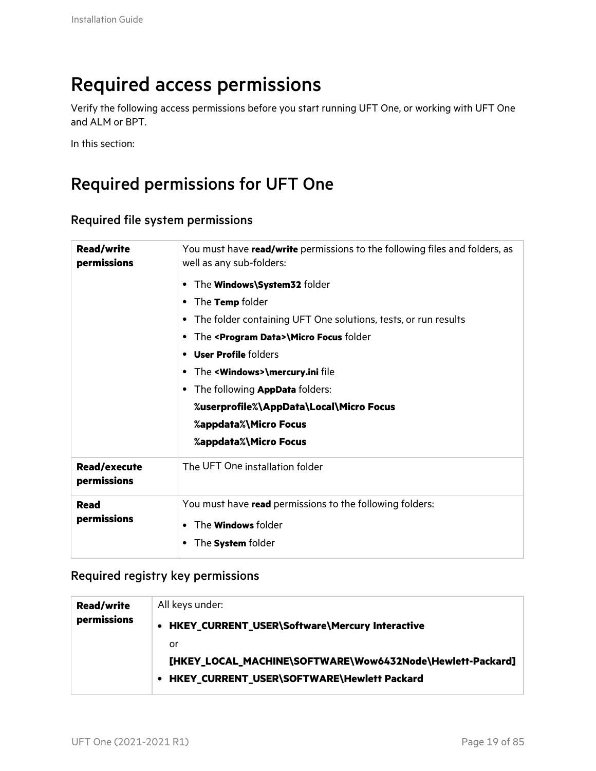# Required access permissions

Verify the following access permissions before you start running UFT One, or working with UFT One and ALM or BPT.

In this section:

## Required permissions for UFT One

### Required file system permissions

| | |
|---|---|
| **Read/write permissions** | You must have **read/write** permissions to the following files and folders, as well as any sub-folders:<br>• The **Windows\System32** folder<br>• The **Temp** folder<br>• The folder containing UFT One solutions, tests, or run results<br>• The **<Program Data>\Micro Focus** folder<br>• **User Profile** folders<br>• The **<Windows>\mercury.ini** file<br>• The following **AppData** folders:<br>**%userprofile%\AppData\Local\Micro Focus**<br>**%appdata%\Micro Focus**<br>**%appdata%\Micro Focus** |
| **Read/execute permissions** | The UFT One installation folder |
| **Read permissions** | You must have **read** permissions to the following folders:<br>• The **Windows** folder<br>• The **System** folder |

### Required registry key permissions

| | |
|---|---|
| **Read/write permissions** | All keys under:<br>• **HKEY_CURRENT_USER\Software\Mercury Interactive**<br>or<br>**[HKEY_LOCAL_MACHINE\SOFTWARE\Wow6432Node\Hewlett-Packard]**<br>• **HKEY_CURRENT_USER\SOFTWARE\Hewlett Packard** |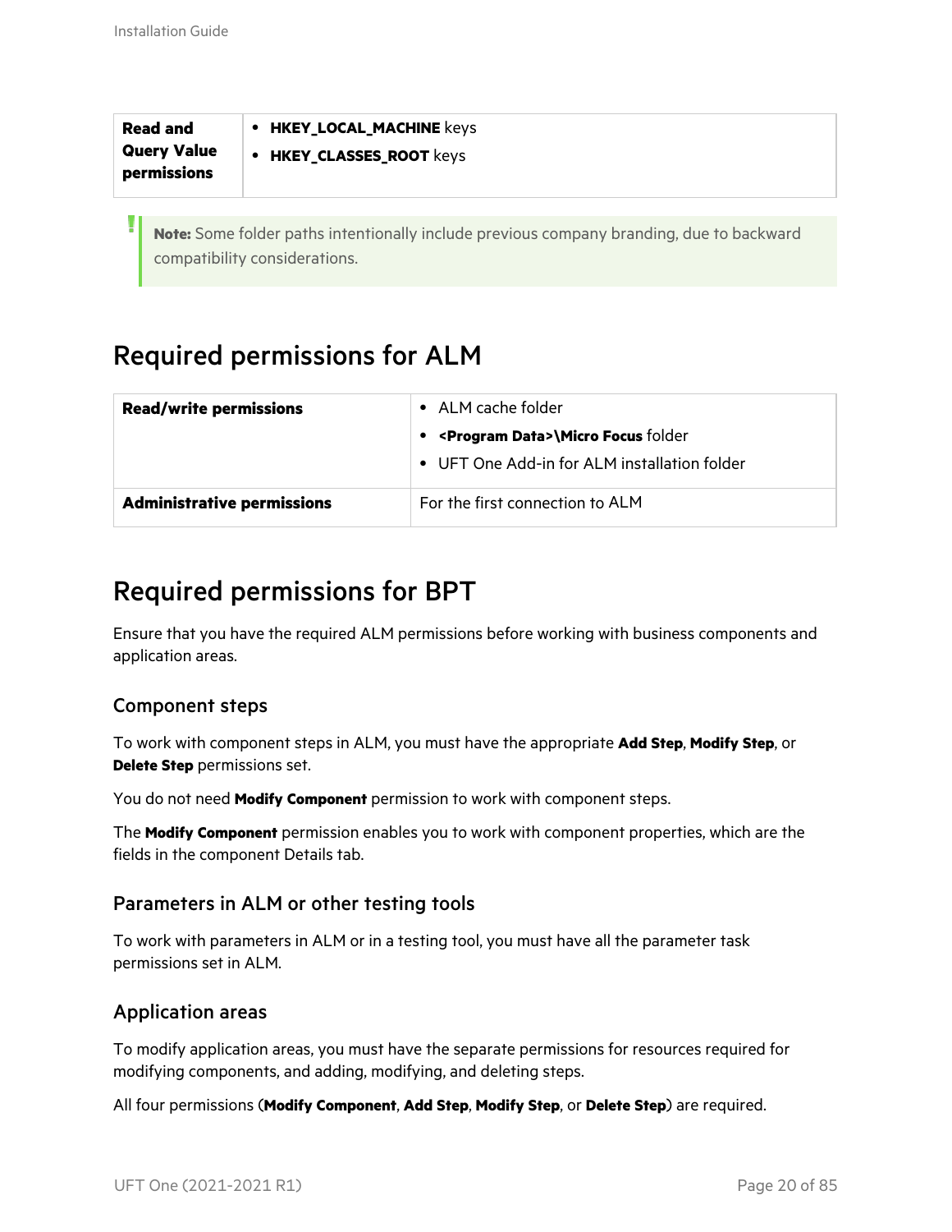| | |
|---|---|
| **Read and Query Value permissions** | • **HKEY_LOCAL_MACHINE** keys<br>• **HKEY_CLASSES_ROOT** keys |

> **Note:** Some folder paths intentionally include previous company branding, due to backward compatibility considerations.

## Required permissions for ALM

| | |
|---|---|
| **Read/write permissions** | • ALM cache folder<br>• **<Program Data>\Micro Focus** folder<br>• UFT One Add-in for ALM installation folder |
| **Administrative permissions** | For the first connection to ALM |

## Required permissions for BPT

Ensure that you have the required ALM permissions before working with business components and application areas.

### Component steps

To work with component steps in ALM, you must have the appropriate **Add Step**, **Modify Step**, or **Delete Step** permissions set.

You do not need **Modify Component** permission to work with component steps.

The **Modify Component** permission enables you to work with component properties, which are the fields in the component Details tab.

### Parameters in ALM or other testing tools

To work with parameters in ALM or in a testing tool, you must have all the parameter task permissions set in ALM.

### Application areas

To modify application areas, you must have the separate permissions for resources required for modifying components, and adding, modifying, and deleting steps.

All four permissions (**Modify Component**, **Add Step**, **Modify Step**, or **Delete Step**) are required.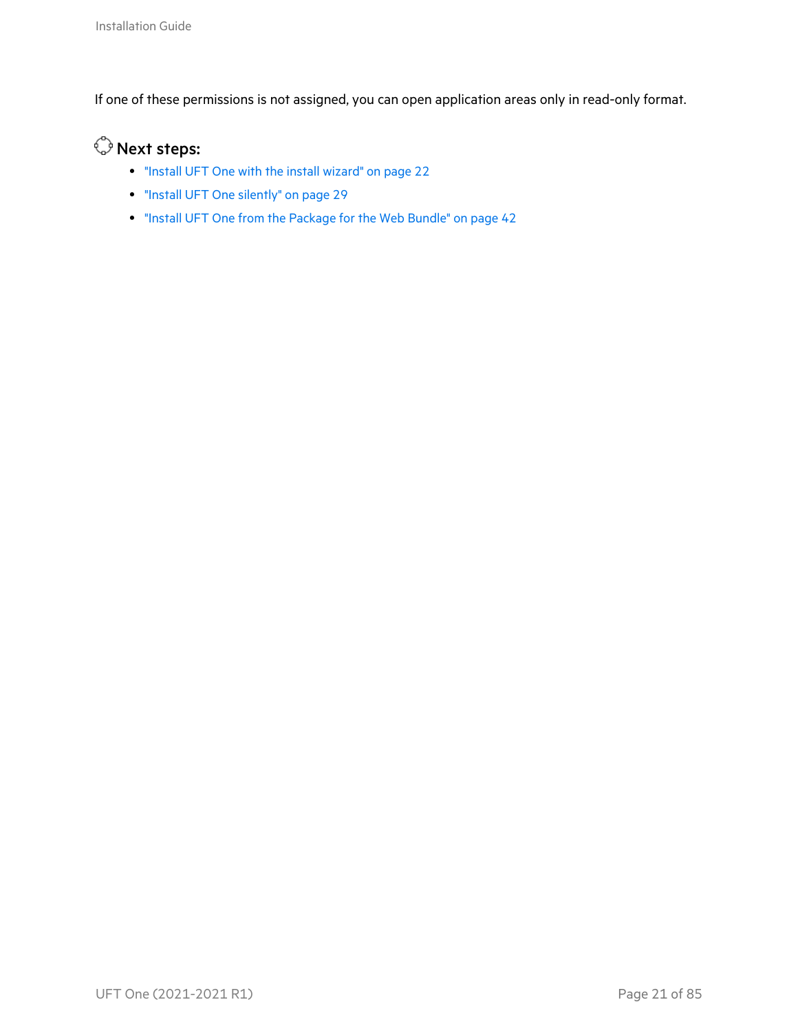If one of these permissions is not assigned, you can open application areas only in read-only format.

## Next steps:

- "Install UFT One with the install wizard" on page 22
- "Install UFT One silently" on page 29
- "Install UFT One from the Package for the Web Bundle" on page 42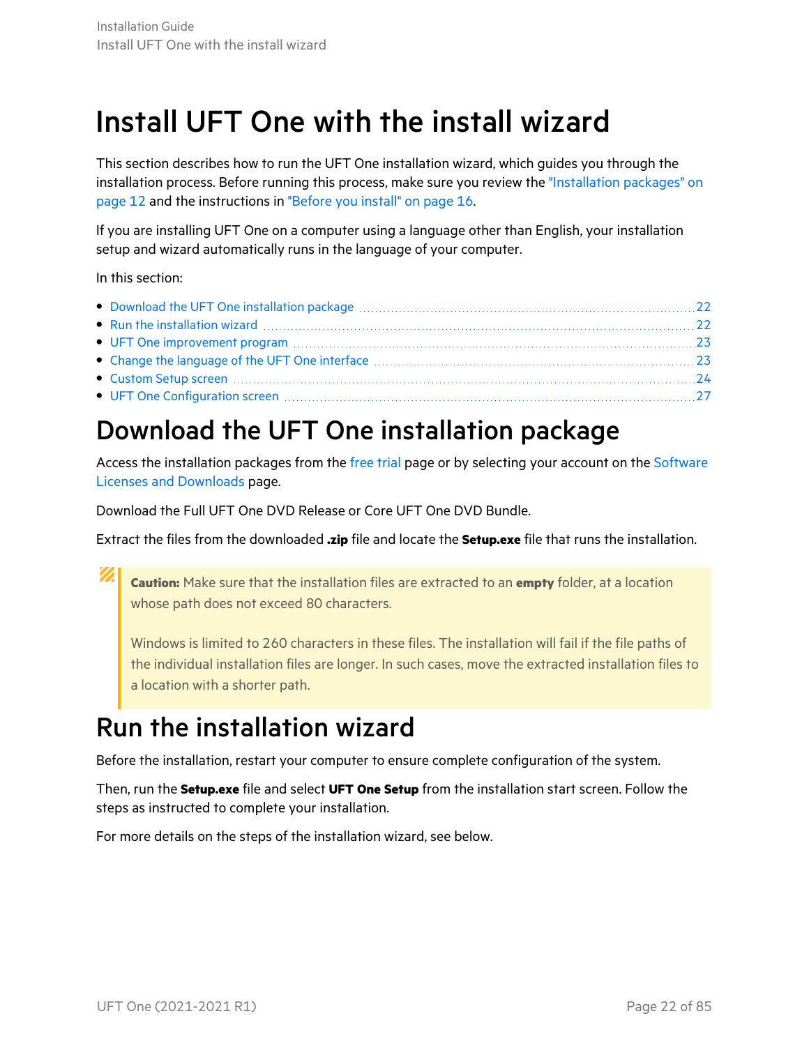# Install UFT One with the install wizard

This section describes how to run the UFT One installation wizard, which guides you through the installation process. Before running this process, make sure you review the "Installation packages" on page 12 and the instructions in "Before you install" on page 16.

If you are installing UFT One on a computer using a language other than English, your installation setup and wizard automatically runs in the language of your computer.

In this section:

- Download the UFT One installation package ..... 22
- Run the installation wizard ..... 22
- UFT One improvement program ..... 23
- Change the language of the UFT One interface ..... 23
- Custom Setup screen ..... 24
- UFT One Configuration screen ..... 27

## Download the UFT One installation package

Access the installation packages from the free trial page or by selecting your account on the Software Licenses and Downloads page.

Download the Full UFT One DVD Release or Core UFT One DVD Bundle.

Extract the files from the downloaded **.zip** file and locate the **Setup.exe** file that runs the installation.

> **Caution:** Make sure that the installation files are extracted to an **empty** folder, at a location whose path does not exceed 80 characters.
>
> Windows is limited to 260 characters in these files. The installation will fail if the file paths of the individual installation files are longer. In such cases, move the extracted installation files to a location with a shorter path.

## Run the installation wizard

Before the installation, restart your computer to ensure complete configuration of the system.

Then, run the **Setup.exe** file and select **UFT One Setup** from the installation start screen. Follow the steps as instructed to complete your installation.

For more details on the steps of the installation wizard, see below.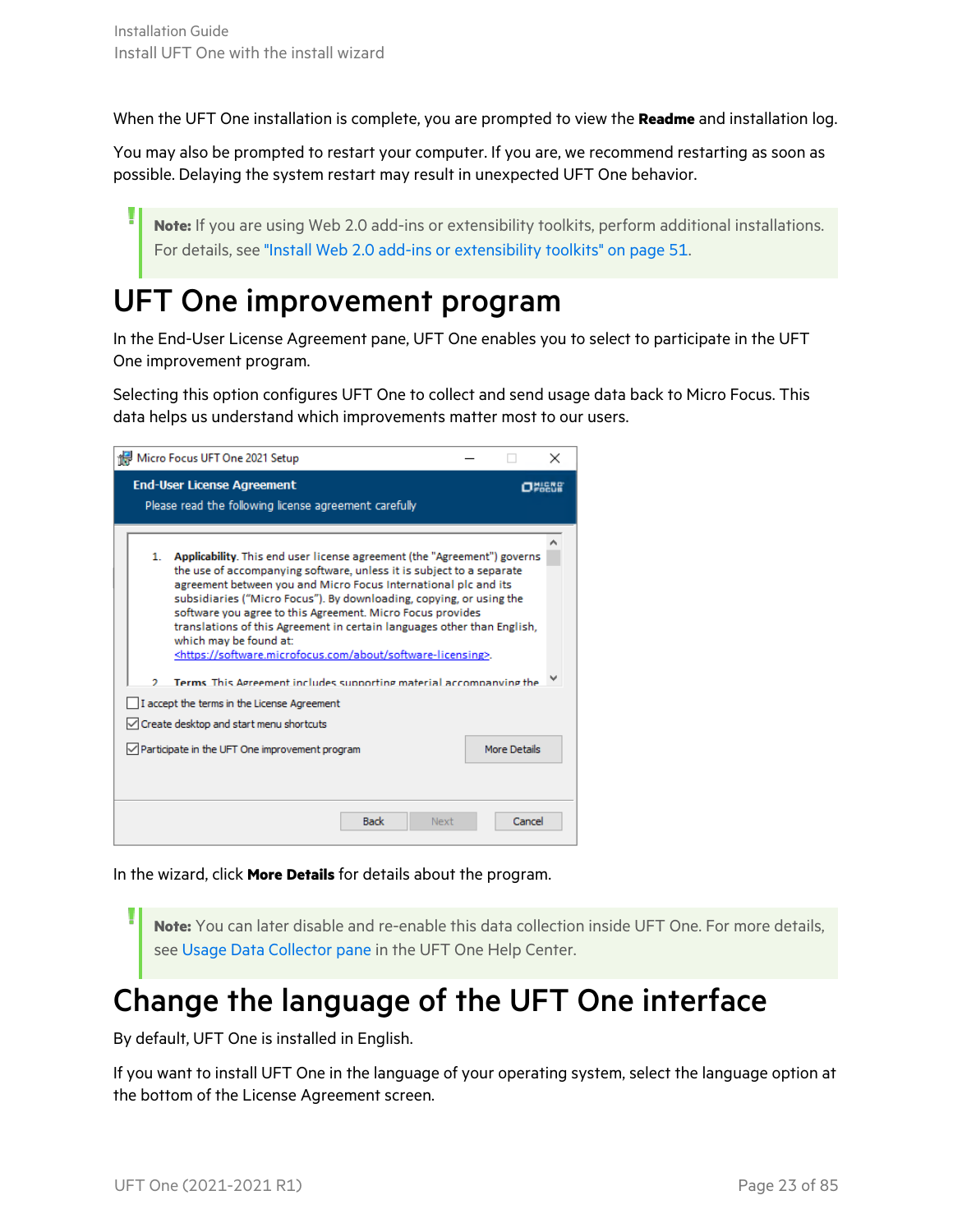When the UFT One installation is complete, you are prompted to view the **Readme** and installation log.

You may also be prompted to restart your computer. If you are, we recommend restarting as soon as possible. Delaying the system restart may result in unexpected UFT One behavior.

> **Note:** If you are using Web 2.0 add-ins or extensibility toolkits, perform additional installations. For details, see "Install Web 2.0 add-ins or extensibility toolkits" on page 51.

# UFT One improvement program

In the End-User License Agreement pane, UFT One enables you to select to participate in the UFT One improvement program.

Selecting this option configures UFT One to collect and send usage data back to Micro Focus. This data helps us understand which improvements matter most to our users.

In the wizard, click **More Details** for details about the program.

> **Note:** You can later disable and re-enable this data collection inside UFT One. For more details, see Usage Data Collector pane in the UFT One Help Center.

# Change the language of the UFT One interface

By default, UFT One is installed in English.

If you want to install UFT One in the language of your operating system, select the language option at the bottom of the License Agreement screen.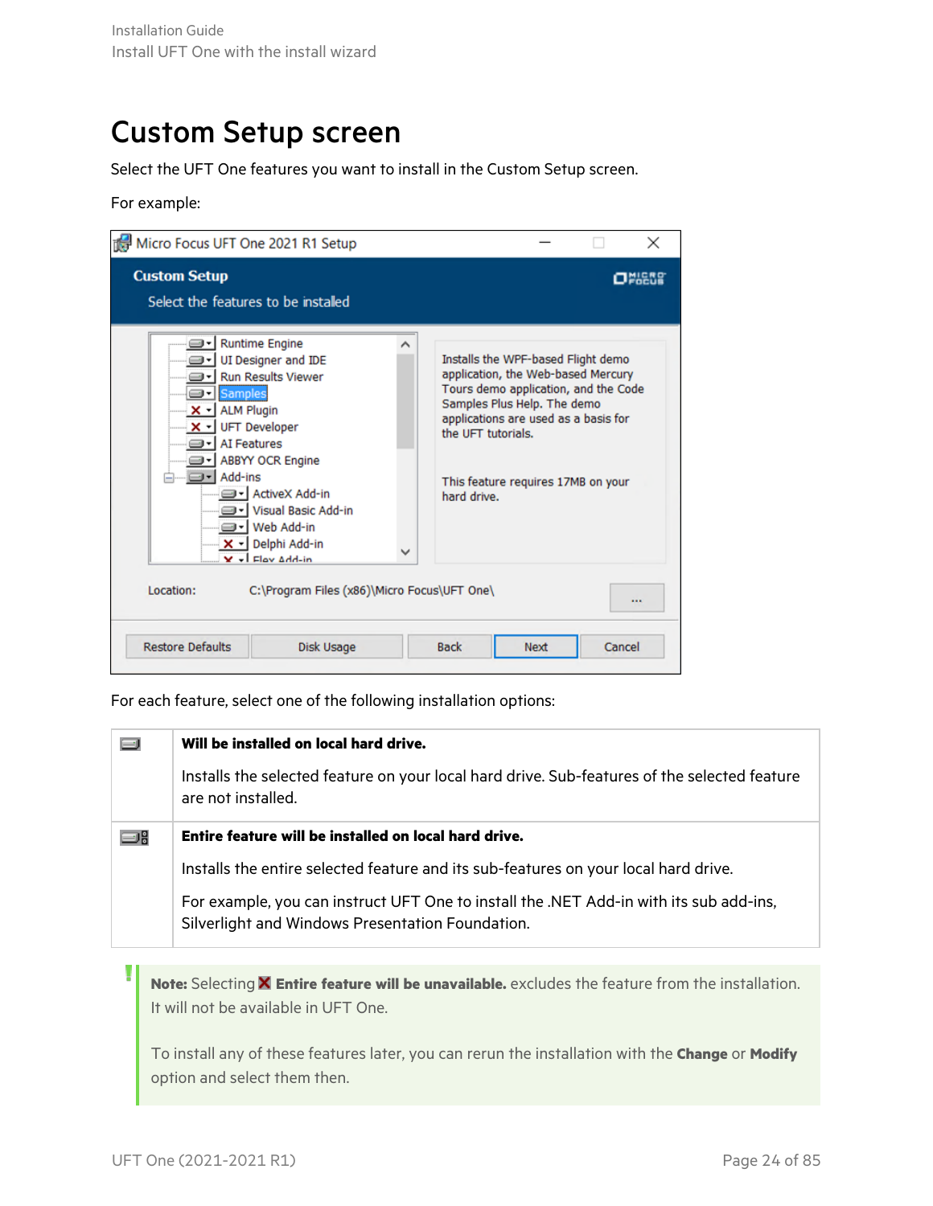# Custom Setup screen

Select the UFT One features you want to install in the Custom Setup screen.

For example:

For each feature, select one of the following installation options:

| | |
|---|---|
| | **Will be installed on local hard drive.**<br><br>Installs the selected feature on your local hard drive. Sub-features of the selected feature are not installed. |
| | **Entire feature will be installed on local hard drive.**<br><br>Installs the entire selected feature and its sub-features on your local hard drive.<br><br>For example, you can instruct UFT One to install the .NET Add-in with its sub add-ins, Silverlight and Windows Presentation Foundation. |

**Note:** Selecting **Entire feature will be unavailable.** excludes the feature from the installation. It will not be available in UFT One.

To install any of these features later, you can rerun the installation with the **Change** or **Modify** option and select them then.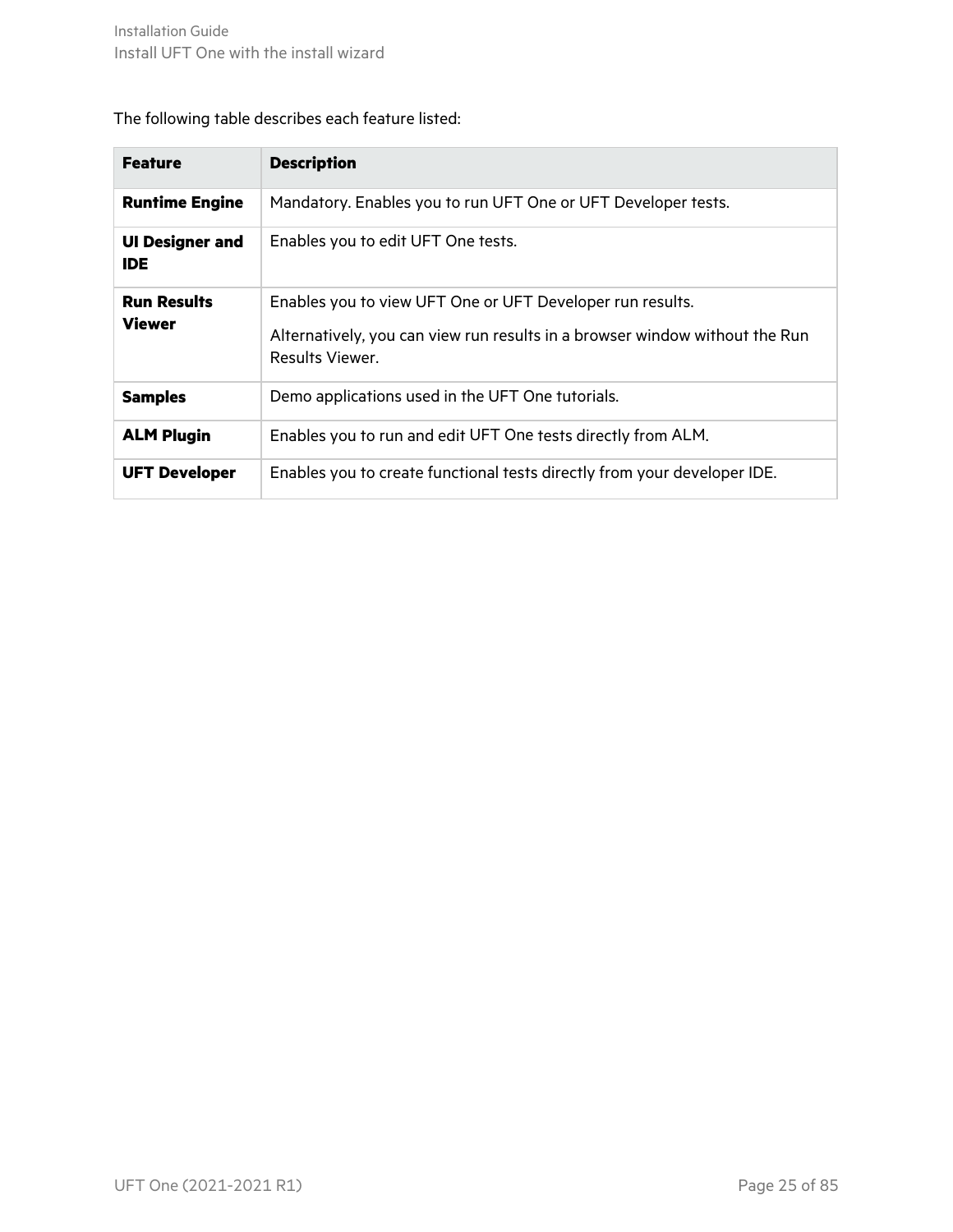The following table describes each feature listed:

| Feature | Description |
| --- | --- |
| **Runtime Engine** | Mandatory. Enables you to run UFT One or UFT Developer tests. |
| **UI Designer and IDE** | Enables you to edit UFT One tests. |
| **Run Results Viewer** | Enables you to view UFT One or UFT Developer run results. Alternatively, you can view run results in a browser window without the Run Results Viewer. |
| **Samples** | Demo applications used in the UFT One tutorials. |
| **ALM Plugin** | Enables you to run and edit UFT One tests directly from ALM. |
| **UFT Developer** | Enables you to create functional tests directly from your developer IDE. |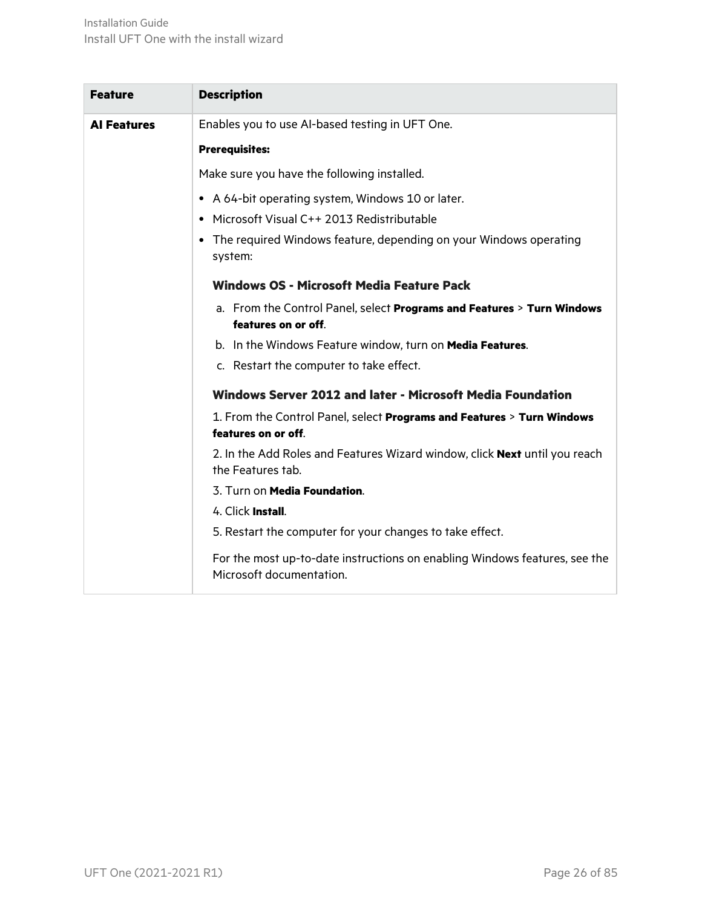| Feature | Description |
|---|---|
| **AI Features** | Enables you to use AI-based testing in UFT One.<br><br>**Prerequisites:**<br><br>Make sure you have the following installed.<br><br>• A 64-bit operating system, Windows 10 or later.<br>• Microsoft Visual C++ 2013 Redistributable<br>• The required Windows feature, depending on your Windows operating system:<br><br>**Windows OS - Microsoft Media Feature Pack**<br><br>a. From the Control Panel, select **Programs and Features** > **Turn Windows features on or off**.<br>b. In the Windows Feature window, turn on **Media Features**.<br>c. Restart the computer to take effect.<br><br>**Windows Server 2012 and later - Microsoft Media Foundation**<br><br>1. From the Control Panel, select **Programs and Features** > **Turn Windows features on or off**.<br>2. In the Add Roles and Features Wizard window, click **Next** until you reach the Features tab.<br>3. Turn on **Media Foundation**.<br>4. Click **Install**.<br>5. Restart the computer for your changes to take effect.<br><br>For the most up-to-date instructions on enabling Windows features, see the Microsoft documentation. |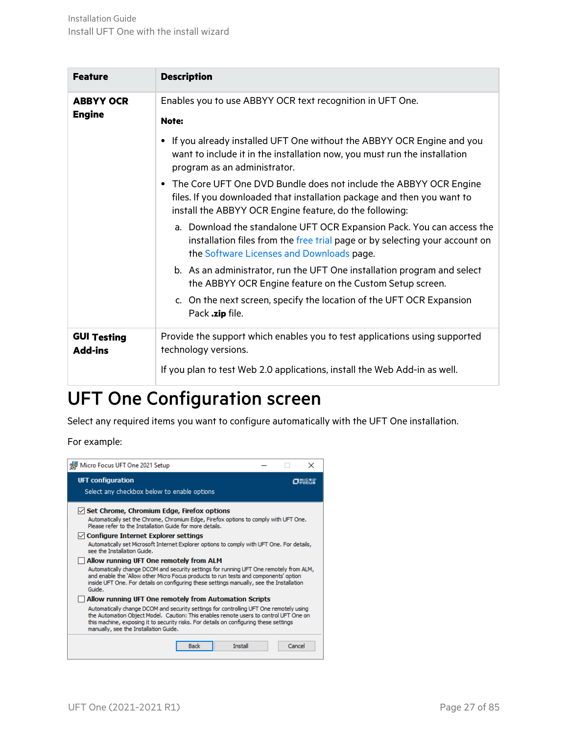| Feature | Description |
|---|---|
| **ABBYY OCR Engine** | Enables you to use ABBYY OCR text recognition in UFT One.<br><br>**Note:**<br><br>• If you already installed UFT One without the ABBYY OCR Engine and you want to include it in the installation now, you must run the installation program as an administrator.<br>• The Core UFT One DVD Bundle does not include the ABBYY OCR Engine files. If you downloaded that installation package and then you want to install the ABBYY OCR Engine feature, do the following:<br>&nbsp;&nbsp;a. Download the standalone UFT OCR Expansion Pack. You can access the installation files from the free trial page or by selecting your account on the Software Licenses and Downloads page.<br>&nbsp;&nbsp;b. As an administrator, run the UFT One installation program and select the ABBYY OCR Engine feature on the Custom Setup screen.<br>&nbsp;&nbsp;c. On the next screen, specify the location of the UFT OCR Expansion Pack **.zip** file. |
| **GUI Testing Add-ins** | Provide the support which enables you to test applications using supported technology versions.<br><br>If you plan to test Web 2.0 applications, install the Web Add-in as well. |

# UFT One Configuration screen

Select any required items you want to configure automatically with the UFT One installation.

For example:

Micro Focus UFT One 2021 Setup

**UFT configuration**

Select any checkbox below to enable options

☑ **Set Chrome, Chromium Edge, Firefox options**
Automatically set the Chrome, Chromium Edge, Firefox options to comply with UFT One. Please refer to the Installation Guide for more details.

☑ **Configure Internet Explorer settings**
Automatically set Microsoft Internet Explorer options to comply with UFT One. For details, see the Installation Guide.

☐ **Allow running UFT One remotely from ALM**
Automatically change DCOM and security settings for running UFT One remotely from ALM, and enable the 'Allow other Micro Focus products to run tests and components' option inside UFT One. For details on configuring these settings manually, see the Installation Guide.

☐ **Allow running UFT One remotely from Automation Scripts**
Automatically change DCOM and security settings for controlling UFT One remotely using the Automation Object Model. Caution: This enables remote users to control UFT One on this machine, exposing it to security risks. For details on configuring these settings manually, see the Installation Guide.

Back | Install | Cancel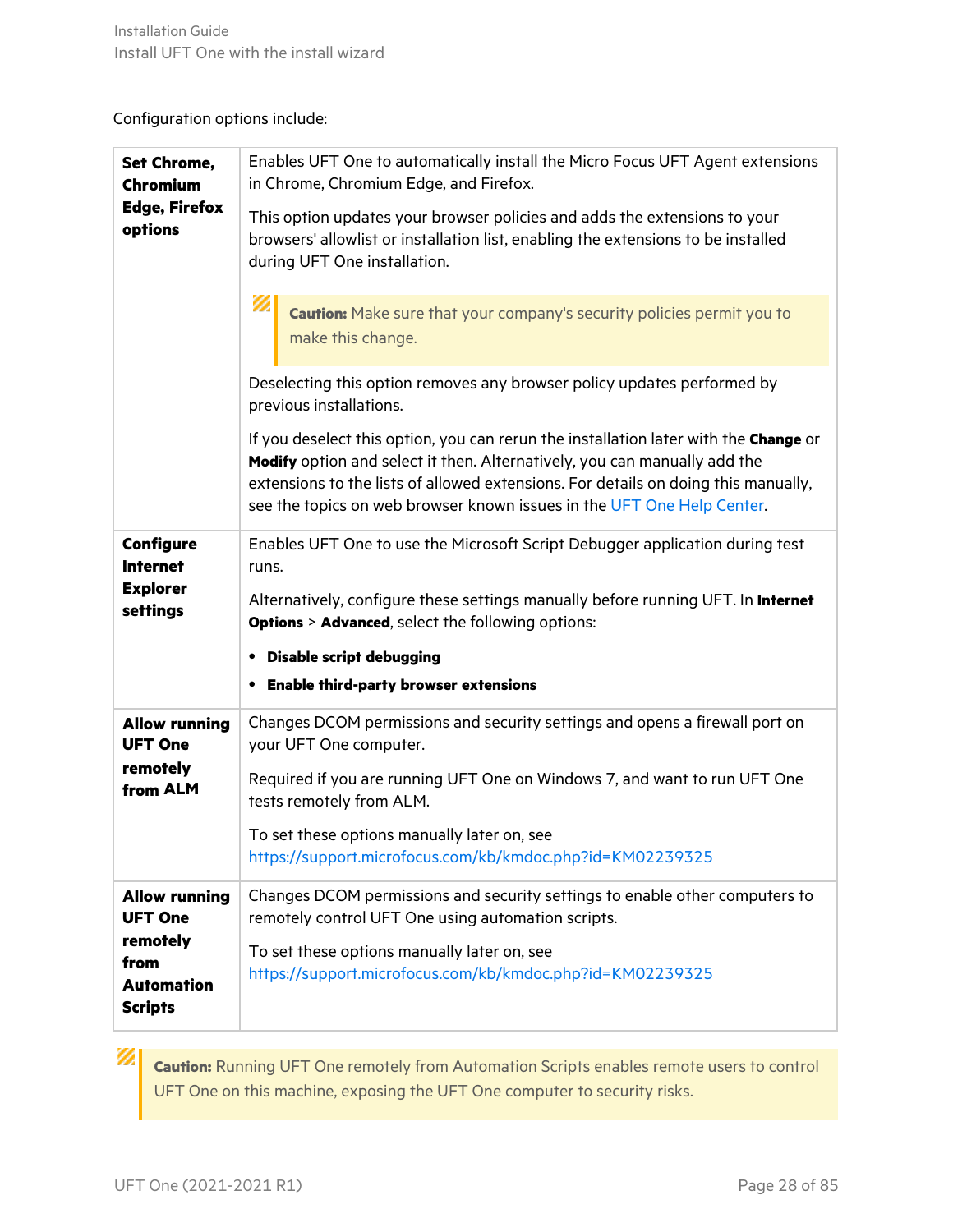Configuration options include:

| | |
|---|---|
| **Set Chrome, Chromium Edge, Firefox options** | Enables UFT One to automatically install the Micro Focus UFT Agent extensions in Chrome, Chromium Edge, and Firefox.<br><br>This option updates your browser policies and adds the extensions to your browsers' allowlist or installation list, enabling the extensions to be installed during UFT One installation.<br><br>**Caution:** Make sure that your company's security policies permit you to make this change.<br><br>Deselecting this option removes any browser policy updates performed by previous installations.<br><br>If you deselect this option, you can rerun the installation later with the **Change** or **Modify** option and select it then. Alternatively, you can manually add the extensions to the lists of allowed extensions. For details on doing this manually, see the topics on web browser known issues in the UFT One Help Center. |
| **Configure Internet Explorer settings** | Enables UFT One to use the Microsoft Script Debugger application during test runs.<br><br>Alternatively, configure these settings manually before running UFT. In **Internet Options** > **Advanced**, select the following options:<br><br>• **Disable script debugging**<br>• **Enable third-party browser extensions** |
| **Allow running UFT One remotely from ALM** | Changes DCOM permissions and security settings and opens a firewall port on your UFT One computer.<br><br>Required if you are running UFT One on Windows 7, and want to run UFT One tests remotely from ALM.<br><br>To set these options manually later on, see https://support.microfocus.com/kb/kmdoc.php?id=KM02239325 |
| **Allow running UFT One remotely from Automation Scripts** | Changes DCOM permissions and security settings to enable other computers to remotely control UFT One using automation scripts.<br><br>To set these options manually later on, see https://support.microfocus.com/kb/kmdoc.php?id=KM02239325 |

**Caution:** Running UFT One remotely from Automation Scripts enables remote users to control UFT One on this machine, exposing the UFT One computer to security risks.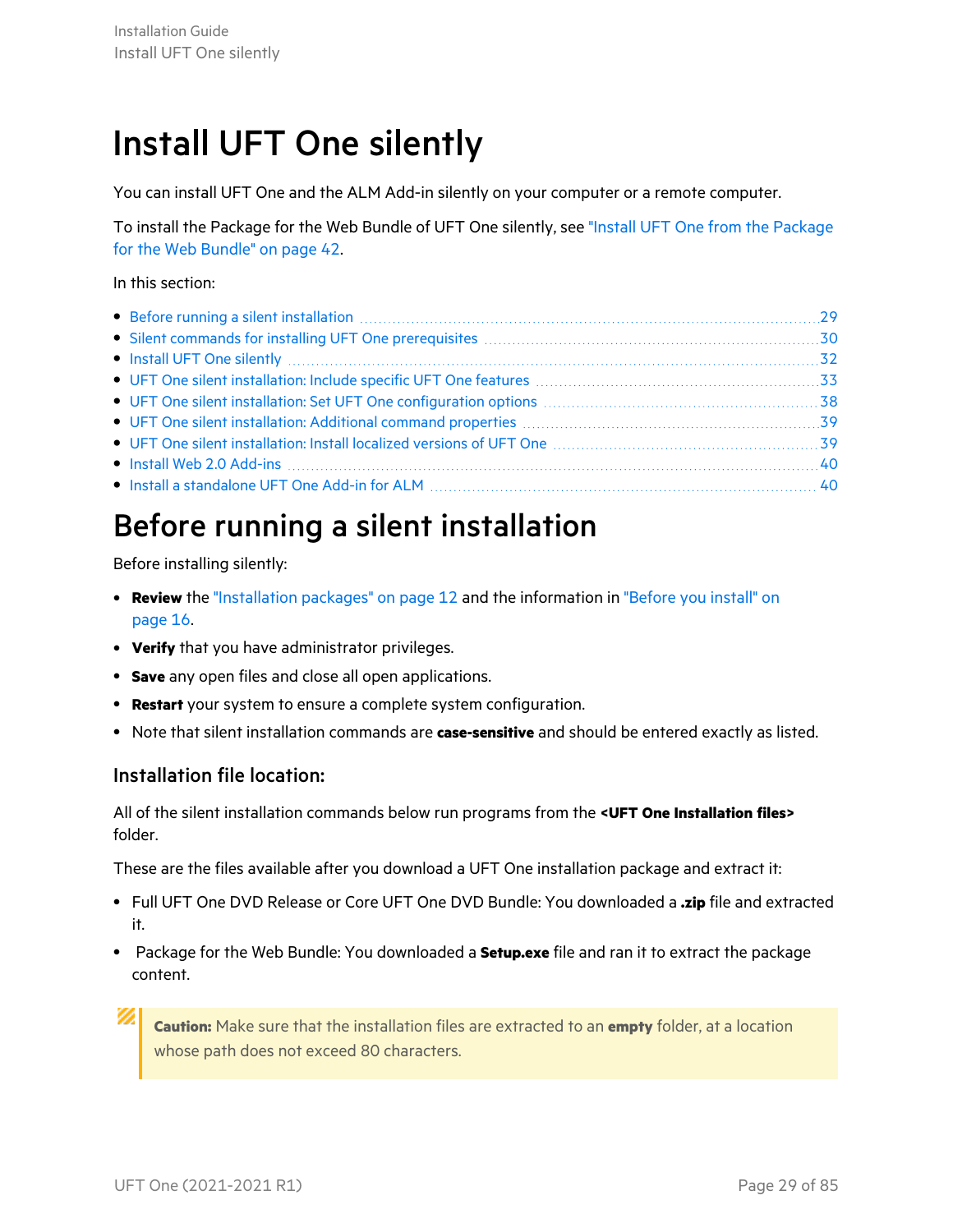# Install UFT One silently

You can install UFT One and the ALM Add-in silently on your computer or a remote computer.

To install the Package for the Web Bundle of UFT One silently, see "Install UFT One from the Package for the Web Bundle" on page 42.

In this section:

- Before running a silent installation 29
- Silent commands for installing UFT One prerequisites 30
- Install UFT One silently 32
- UFT One silent installation: Include specific UFT One features 33
- UFT One silent installation: Set UFT One configuration options 38
- UFT One silent installation: Additional command properties 39
- UFT One silent installation: Install localized versions of UFT One 39
- Install Web 2.0 Add-ins 40
- Install a standalone UFT One Add-in for ALM 40

# Before running a silent installation

Before installing silently:

- **Review** the "Installation packages" on page 12 and the information in "Before you install" on page 16.
- **Verify** that you have administrator privileges.
- **Save** any open files and close all open applications.
- **Restart** your system to ensure a complete system configuration.
- Note that silent installation commands are **case-sensitive** and should be entered exactly as listed.

### Installation file location:

All of the silent installation commands below run programs from the **<UFT One Installation files>** folder.

These are the files available after you download a UFT One installation package and extract it:

- Full UFT One DVD Release or Core UFT One DVD Bundle: You downloaded a **.zip** file and extracted it.
- Package for the Web Bundle: You downloaded a **Setup.exe** file and ran it to extract the package content.

> **Caution:** Make sure that the installation files are extracted to an **empty** folder, at a location whose path does not exceed 80 characters.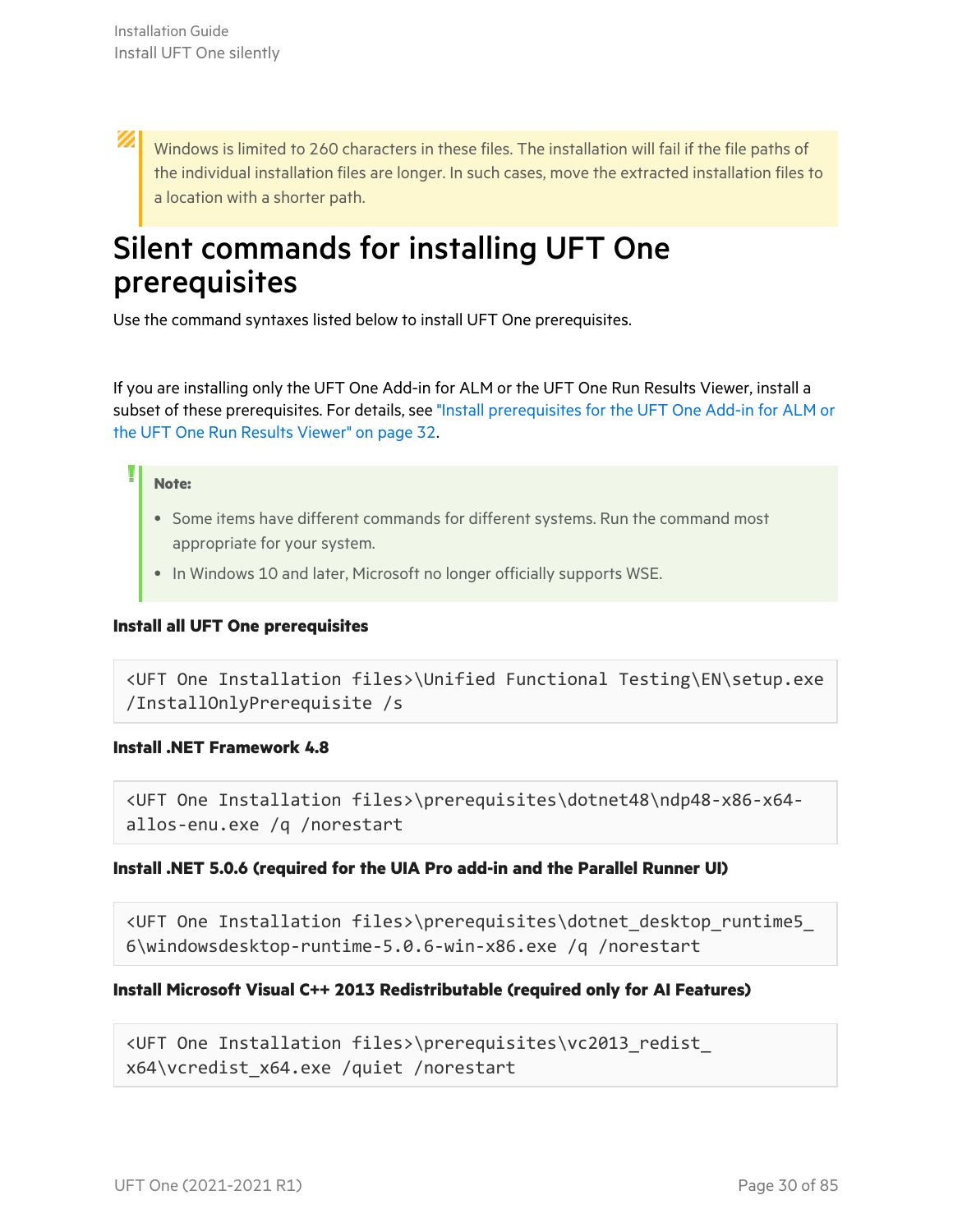> Windows is limited to 260 characters in these files. The installation will fail if the file paths of the individual installation files are longer. In such cases, move the extracted installation files to a location with a shorter path.

## Silent commands for installing UFT One prerequisites

Use the command syntaxes listed below to install UFT One prerequisites.

If you are installing only the UFT One Add-in for ALM or the UFT One Run Results Viewer, install a subset of these prerequisites. For details, see "Install prerequisites for the UFT One Add-in for ALM or the UFT One Run Results Viewer" on page 32.

> **Note:**
>
> - Some items have different commands for different systems. Run the command most appropriate for your system.
> - In Windows 10 and later, Microsoft no longer officially supports WSE.

**Install all UFT One prerequisites**

```
<UFT One Installation files>\Unified Functional Testing\EN\setup.exe
/InstallOnlyPrerequisite /s
```

**Install .NET Framework 4.8**

```
<UFT One Installation files>\prerequisites\dotnet48\ndp48-x86-x64-allos-enu.exe /q /norestart
```

**Install .NET 5.0.6 (required for the UIA Pro add-in and the Parallel Runner UI)**

```
<UFT One Installation files>\prerequisites\dotnet_desktop_runtime5_6\windowsdesktop-runtime-5.0.6-win-x86.exe /q /norestart
```

**Install Microsoft Visual C++ 2013 Redistributable (required only for AI Features)**

```
<UFT One Installation files>\prerequisites\vc2013_redist_x64\vcredist_x64.exe /quiet /norestart
```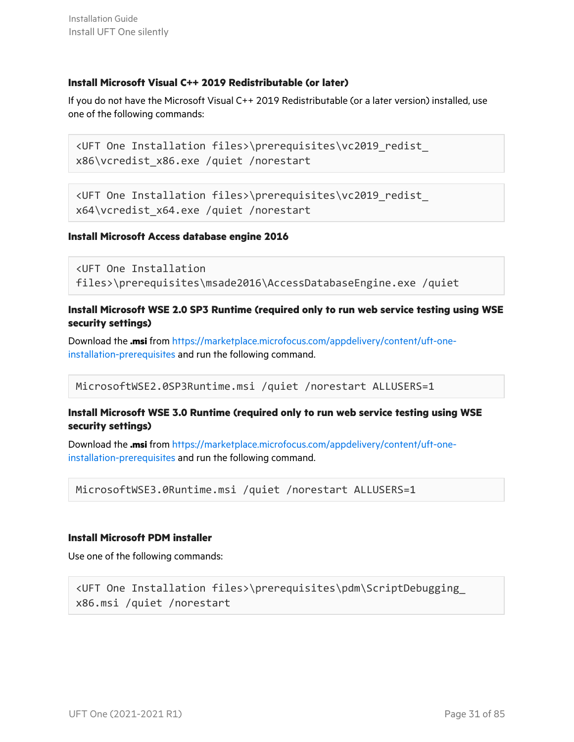#### Install Microsoft Visual C++ 2019 Redistributable (or later)

If you do not have the Microsoft Visual C++ 2019 Redistributable (or a later version) installed, use one of the following commands:

```
<UFT One Installation files>\prerequisites\vc2019_redist_x86\vcredist_x86.exe /quiet /norestart
```

```
<UFT One Installation files>\prerequisites\vc2019_redist_x64\vcredist_x64.exe /quiet /norestart
```

#### Install Microsoft Access database engine 2016

```
<UFT One Installation files>\prerequisites\msade2016\AccessDatabaseEngine.exe /quiet
```

#### Install Microsoft WSE 2.0 SP3 Runtime (required only to run web service testing using WSE security settings)

Download the **.msi** from https://marketplace.microfocus.com/appdelivery/content/uft-one-installation-prerequisites and run the following command.

```
MicrosoftWSE2.0SP3Runtime.msi /quiet /norestart ALLUSERS=1
```

#### Install Microsoft WSE 3.0 Runtime (required only to run web service testing using WSE security settings)

Download the **.msi** from https://marketplace.microfocus.com/appdelivery/content/uft-one-installation-prerequisites and run the following command.

```
MicrosoftWSE3.0Runtime.msi /quiet /norestart ALLUSERS=1
```

#### Install Microsoft PDM installer

Use one of the following commands:

```
<UFT One Installation files>\prerequisites\pdm\ScriptDebugging_x86.msi /quiet /norestart
```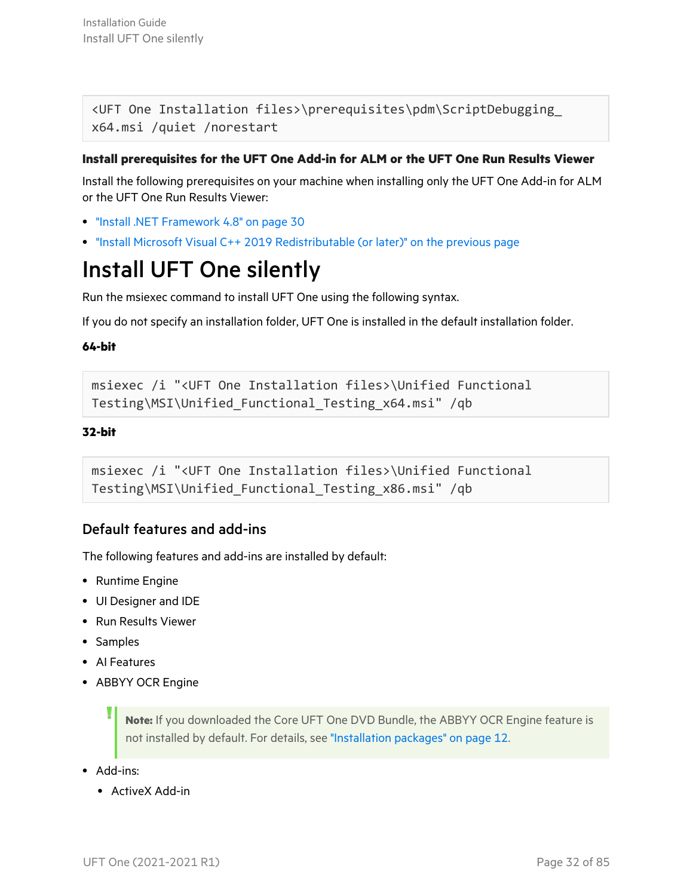```
<UFT One Installation files>\prerequisites\pdm\ScriptDebugging_
x64.msi /quiet /norestart
```

#### Install prerequisites for the UFT One Add-in for ALM or the UFT One Run Results Viewer

Install the following prerequisites on your machine when installing only the UFT One Add-in for ALM or the UFT One Run Results Viewer:

- "Install .NET Framework 4.8" on page 30
- "Install Microsoft Visual C++ 2019 Redistributable (or later)" on the previous page

# Install UFT One silently

Run the msiexec command to install UFT One using the following syntax.

If you do not specify an installation folder, UFT One is installed in the default installation folder.

**64-bit**

```
msiexec /i "<UFT One Installation files>\Unified Functional
Testing\MSI\Unified_Functional_Testing_x64.msi" /qb
```

**32-bit**

```
msiexec /i "<UFT One Installation files>\Unified Functional
Testing\MSI\Unified_Functional_Testing_x86.msi" /qb
```

## Default features and add-ins

The following features and add-ins are installed by default:

- Runtime Engine
- UI Designer and IDE
- Run Results Viewer
- Samples
- AI Features
- ABBYY OCR Engine

> **Note:** If you downloaded the Core UFT One DVD Bundle, the ABBYY OCR Engine feature is not installed by default. For details, see "Installation packages" on page 12.

- Add-ins:
  - ActiveX Add-in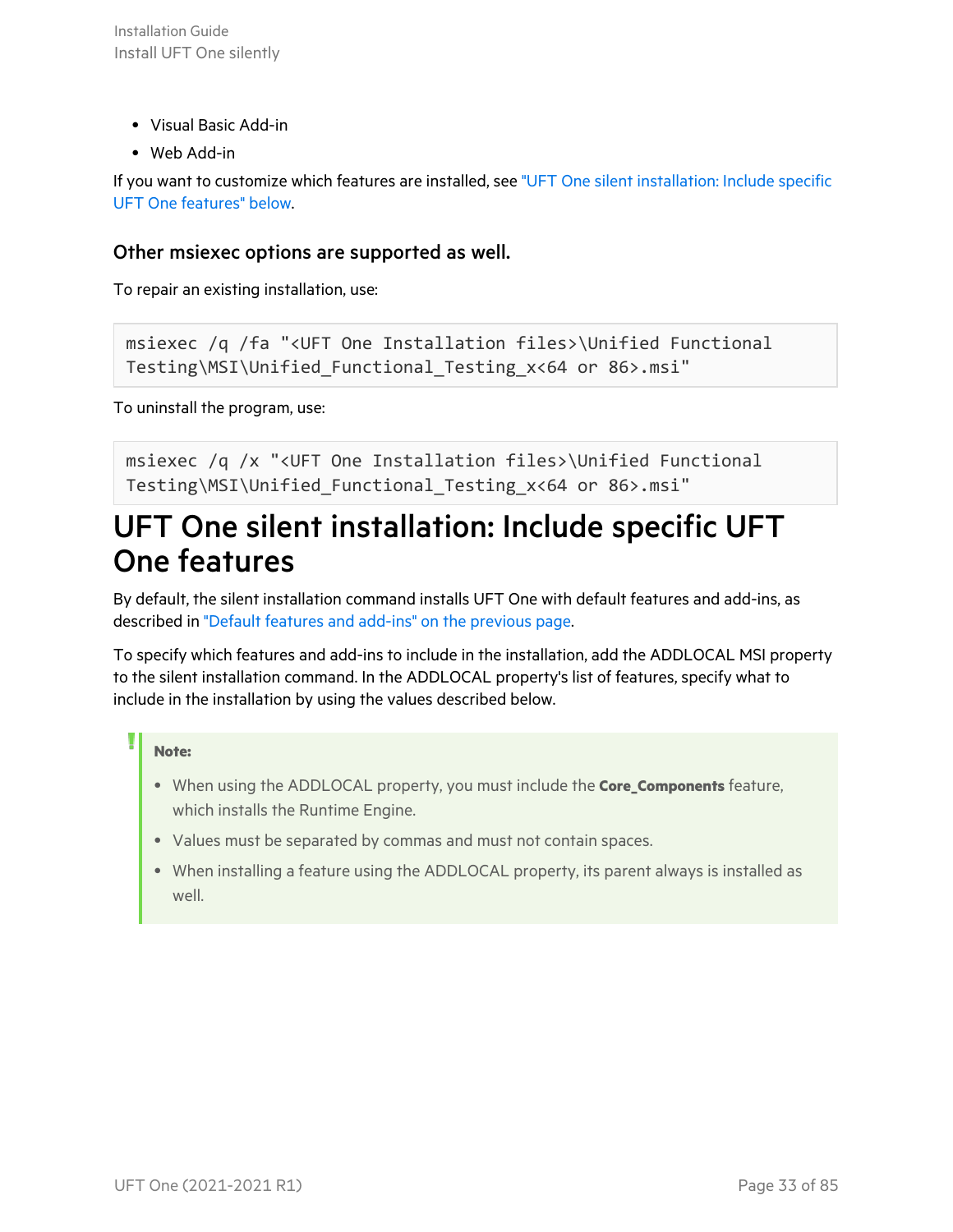- Visual Basic Add-in
- Web Add-in

If you want to customize which features are installed, see "UFT One silent installation: Include specific UFT One features" below.

### Other msiexec options are supported as well.

To repair an existing installation, use:

```
msiexec /q /fa "<UFT One Installation files>\Unified Functional Testing\MSI\Unified_Functional_Testing_x<64 or 86>.msi"
```

To uninstall the program, use:

```
msiexec /q /x "<UFT One Installation files>\Unified Functional Testing\MSI\Unified_Functional_Testing_x<64 or 86>.msi"
```

# UFT One silent installation: Include specific UFT One features

By default, the silent installation command installs UFT One with default features and add-ins, as described in "Default features and add-ins" on the previous page.

To specify which features and add-ins to include in the installation, add the ADDLOCAL MSI property to the silent installation command. In the ADDLOCAL property's list of features, specify what to include in the installation by using the values described below.

> **Note:**
>
> - When using the ADDLOCAL property, you must include the **Core_Components** feature, which installs the Runtime Engine.
> - Values must be separated by commas and must not contain spaces.
> - When installing a feature using the ADDLOCAL property, its parent always is installed as well.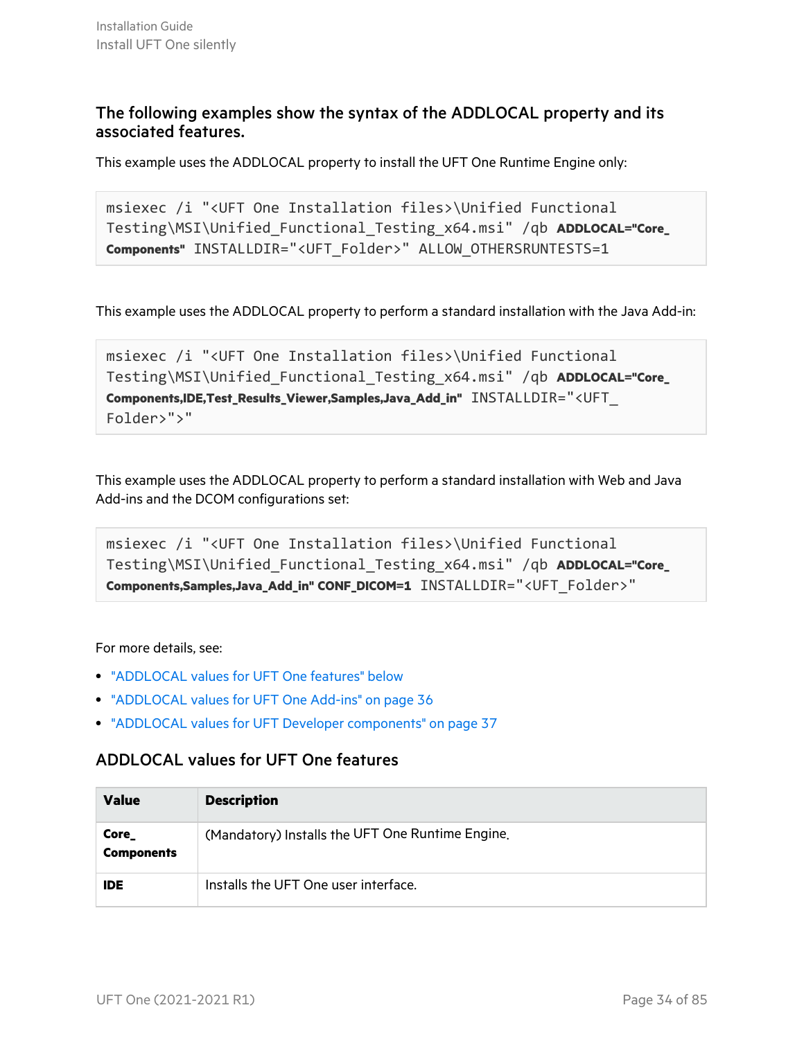### The following examples show the syntax of the ADDLOCAL property and its associated features.

This example uses the ADDLOCAL property to install the UFT One Runtime Engine only:

```
msiexec /i "<UFT One Installation files>\Unified Functional Testing\MSI\Unified_Functional_Testing_x64.msi" /qb ADDLOCAL="Core_Components" INSTALLDIR="<UFT_Folder>" ALLOW_OTHERSRUNTESTS=1
```

This example uses the ADDLOCAL property to perform a standard installation with the Java Add-in:

```
msiexec /i "<UFT One Installation files>\Unified Functional Testing\MSI\Unified_Functional_Testing_x64.msi" /qb ADDLOCAL="Core_Components,IDE,Test_Results_Viewer,Samples,Java_Add_in" INSTALLDIR="<UFT_Folder>">"
```

This example uses the ADDLOCAL property to perform a standard installation with Web and Java Add-ins and the DCOM configurations set:

```
msiexec /i "<UFT One Installation files>\Unified Functional Testing\MSI\Unified_Functional_Testing_x64.msi" /qb ADDLOCAL="Core_Components,Samples,Java_Add_in" CONF_DICOM=1 INSTALLDIR="<UFT_Folder>"
```

For more details, see:

- "ADDLOCAL values for UFT One features" below
- "ADDLOCAL values for UFT One Add-ins" on page 36
- "ADDLOCAL values for UFT Developer components" on page 37

## ADDLOCAL values for UFT One features

| Value | Description |
|---|---|
| **Core_Components** | (Mandatory) Installs the UFT One Runtime Engine. |
| **IDE** | Installs the UFT One user interface. |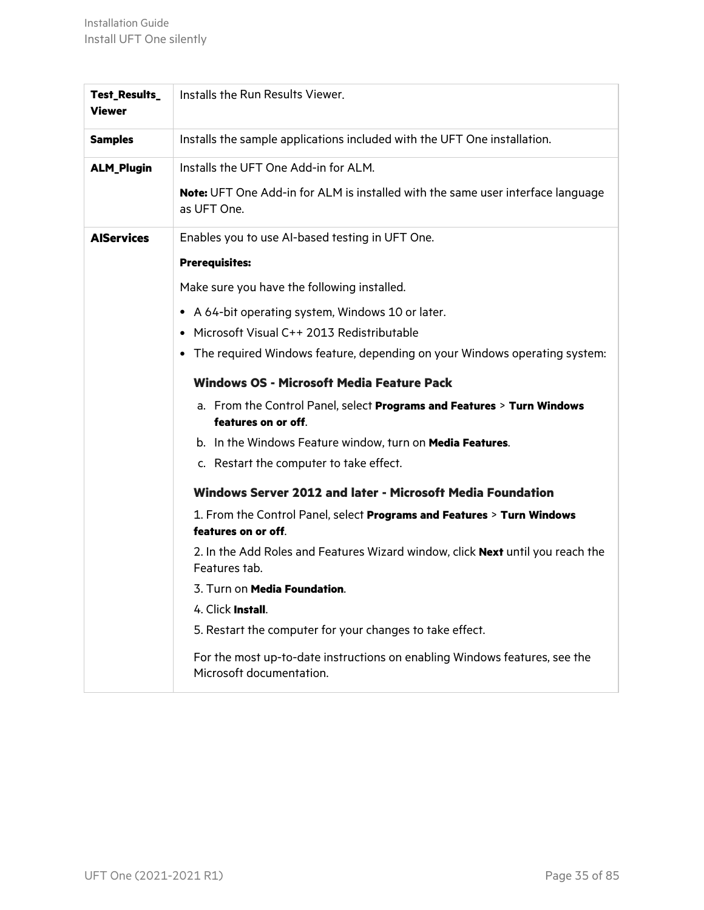| | |
|---|---|
| **Test_Results_Viewer** | Installs the Run Results Viewer. |
| **Samples** | Installs the sample applications included with the UFT One installation. |
| **ALM_Plugin** | Installs the UFT One Add-in for ALM.<br><br>**Note:** UFT One Add-in for ALM is installed with the same user interface language as UFT One. |
| **AIServices** | Enables you to use AI-based testing in UFT One.<br><br>**Prerequisites:**<br><br>Make sure you have the following installed.<br><br>• A 64-bit operating system, Windows 10 or later.<br>• Microsoft Visual C++ 2013 Redistributable<br>• The required Windows feature, depending on your Windows operating system:<br><br>**Windows OS - Microsoft Media Feature Pack**<br><br>a. From the Control Panel, select **Programs and Features** > **Turn Windows features on or off**.<br>b. In the Windows Feature window, turn on **Media Features**.<br>c. Restart the computer to take effect.<br><br>**Windows Server 2012 and later - Microsoft Media Foundation**<br><br>1. From the Control Panel, select **Programs and Features** > **Turn Windows features on or off**.<br>2. In the Add Roles and Features Wizard window, click **Next** until you reach the Features tab.<br>3. Turn on **Media Foundation**.<br>4. Click **Install**.<br>5. Restart the computer for your changes to take effect.<br><br>For the most up-to-date instructions on enabling Windows features, see the Microsoft documentation. |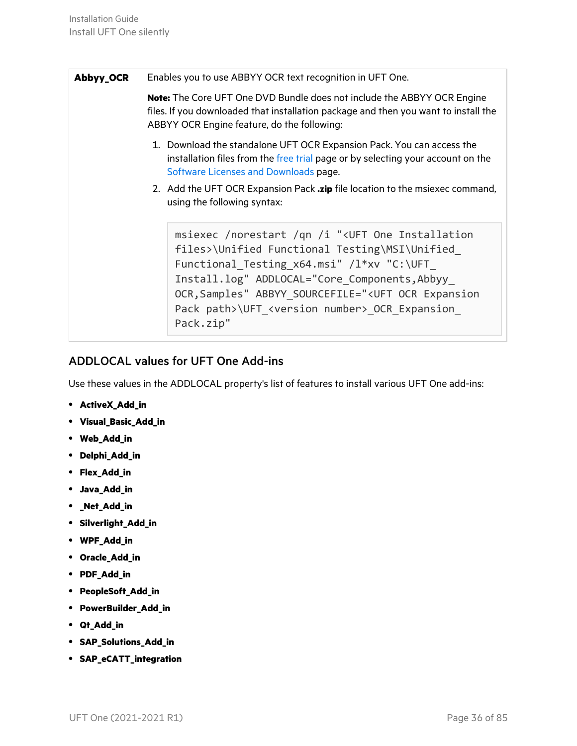| | |
|---|---|
| **Abbyy_OCR** | Enables you to use ABBYY OCR text recognition in UFT One.<br><br>**Note:** The Core UFT One DVD Bundle does not include the ABBYY OCR Engine files. If you downloaded that installation package and then you want to install the ABBYY OCR Engine feature, do the following:<br><br>1. Download the standalone UFT OCR Expansion Pack. You can access the installation files from the free trial page or by selecting your account on the Software Licenses and Downloads page.<br>2. Add the UFT OCR Expansion Pack **.zip** file location to the msiexec command, using the following syntax:<br><br>`msiexec /norestart /qn /i "<UFT One Installation files>\Unified Functional Testing\MSI\Unified_Functional_Testing_x64.msi" /l*xv "C:\UFT_Install.log" ADDLOCAL="Core_Components,Abbyy_OCR,Samples" ABBYY_SOURCEFILE="<UFT OCR Expansion Pack path>\UFT_<version number>_OCR_Expansion_Pack.zip"` |

## ADDLOCAL values for UFT One Add-ins

Use these values in the ADDLOCAL property's list of features to install various UFT One add-ins:

- **ActiveX_Add_in**
- **Visual_Basic_Add_in**
- **Web_Add_in**
- **Delphi_Add_in**
- **Flex_Add_in**
- **Java_Add_in**
- **_Net_Add_in**
- **Silverlight_Add_in**
- **WPF_Add_in**
- **Oracle_Add_in**
- **PDF_Add_in**
- **PeopleSoft_Add_in**
- **PowerBuilder_Add_in**
- **Qt_Add_in**
- **SAP_Solutions_Add_in**
- **SAP_eCATT_integration**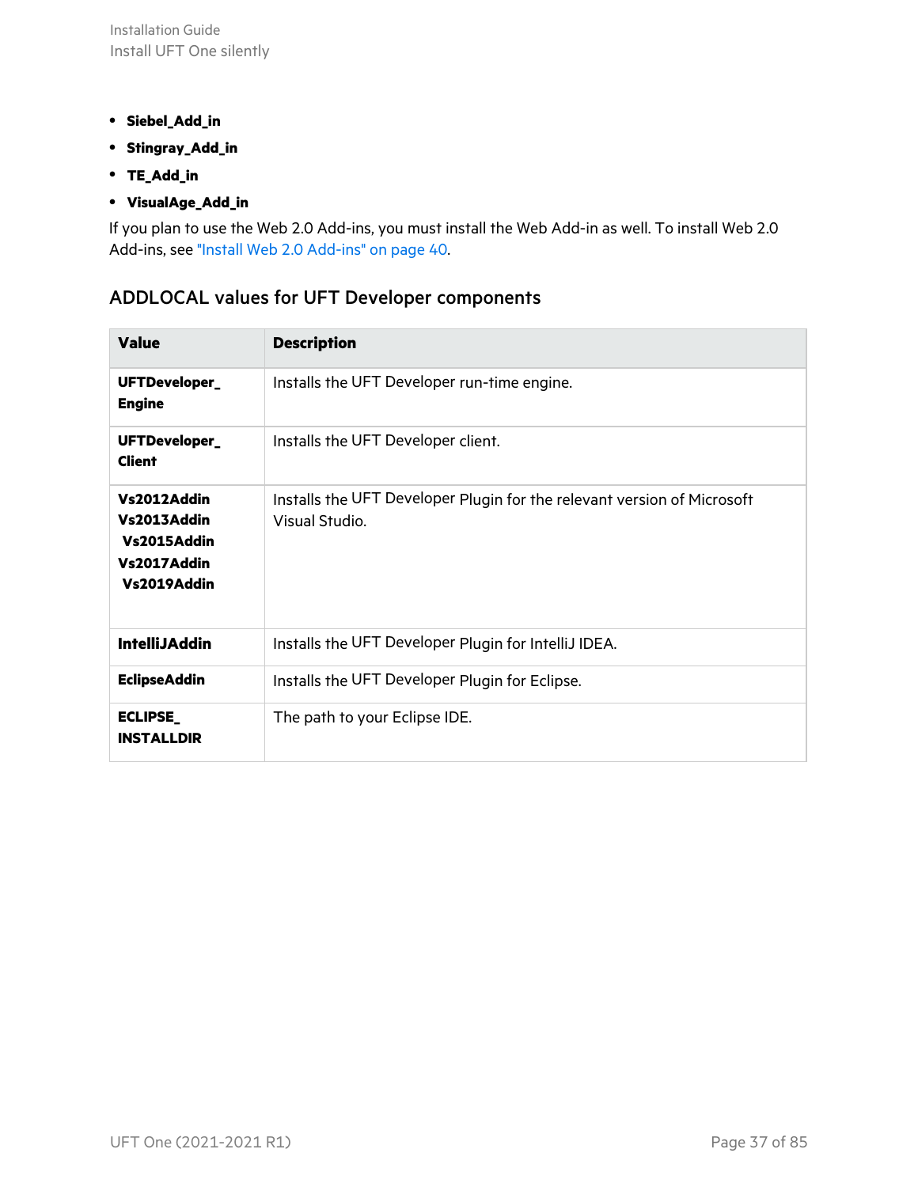- **Siebel_Add_in**
- **Stingray_Add_in**
- **TE_Add_in**
- **VisualAge_Add_in**

If you plan to use the Web 2.0 Add-ins, you must install the Web Add-in as well. To install Web 2.0 Add-ins, see "Install Web 2.0 Add-ins" on page 40.

## ADDLOCAL values for UFT Developer components

| Value | Description |
|---|---|
| **UFTDeveloper_Engine** | Installs the UFT Developer run-time engine. |
| **UFTDeveloper_Client** | Installs the UFT Developer client. |
| **Vs2012Addin** **Vs2013Addin** **Vs2015Addin** **Vs2017Addin** **Vs2019Addin** | Installs the UFT Developer Plugin for the relevant version of Microsoft Visual Studio. |
| **IntelliJAddin** | Installs the UFT Developer Plugin for IntelliJ IDEA. |
| **EclipseAddin** | Installs the UFT Developer Plugin for Eclipse. |
| **ECLIPSE_INSTALLDIR** | The path to your Eclipse IDE. |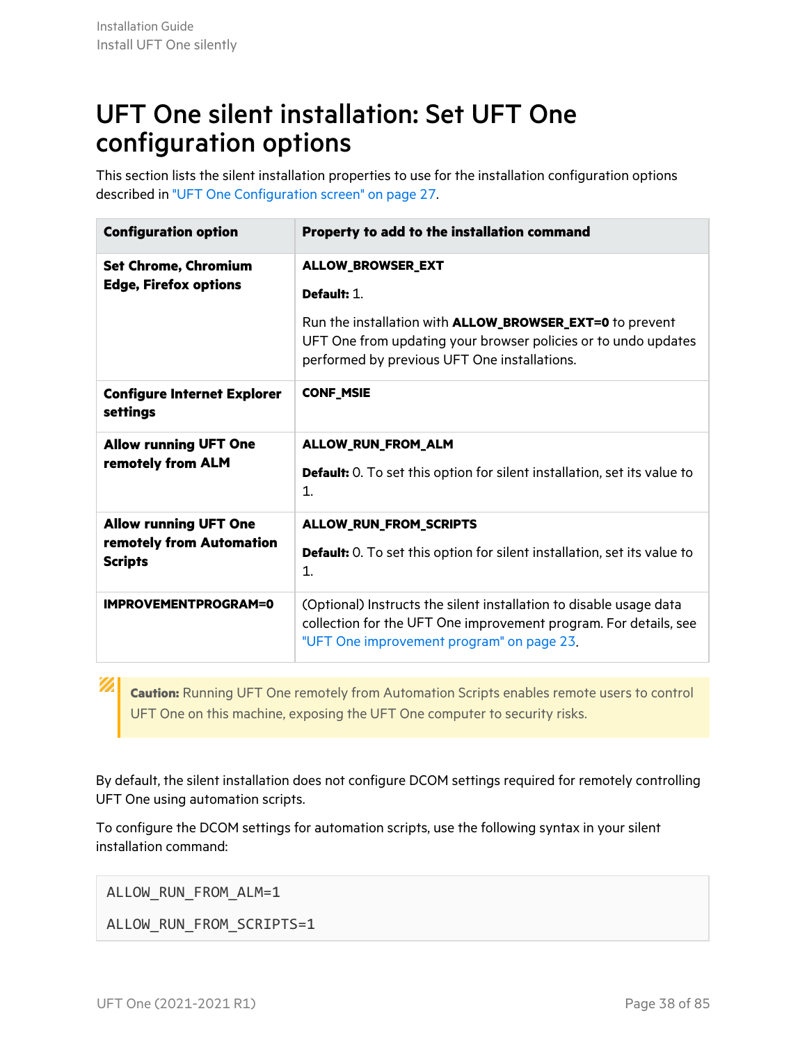# UFT One silent installation: Set UFT One configuration options

This section lists the silent installation properties to use for the installation configuration options described in "UFT One Configuration screen" on page 27.

| Configuration option | Property to add to the installation command |
|---|---|
| **Set Chrome, Chromium Edge, Firefox options** | **ALLOW_BROWSER_EXT**<br><br>**Default:** 1.<br><br>Run the installation with **ALLOW_BROWSER_EXT=0** to prevent UFT One from updating your browser policies or to undo updates performed by previous UFT One installations. |
| **Configure Internet Explorer settings** | **CONF_MSIE** |
| **Allow running UFT One remotely from ALM** | **ALLOW_RUN_FROM_ALM**<br><br>**Default:** 0. To set this option for silent installation, set its value to 1. |
| **Allow running UFT One remotely from Automation Scripts** | **ALLOW_RUN_FROM_SCRIPTS**<br><br>**Default:** 0. To set this option for silent installation, set its value to 1. |
| **IMPROVEMENTPROGRAM=0** | (Optional) Instructs the silent installation to disable usage data collection for the UFT One improvement program. For details, see "UFT One improvement program" on page 23. |

> **Caution:** Running UFT One remotely from Automation Scripts enables remote users to control UFT One on this machine, exposing the UFT One computer to security risks.

By default, the silent installation does not configure DCOM settings required for remotely controlling UFT One using automation scripts.

To configure the DCOM settings for automation scripts, use the following syntax in your silent installation command:

```
ALLOW_RUN_FROM_ALM=1

ALLOW_RUN_FROM_SCRIPTS=1
```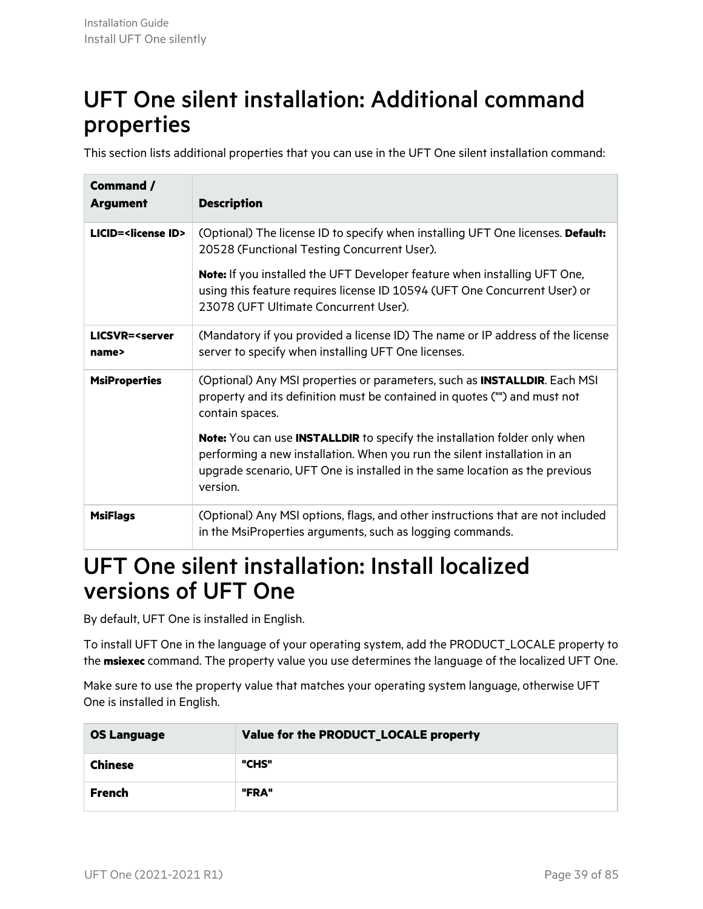# UFT One silent installation: Additional command properties

This section lists additional properties that you can use in the UFT One silent installation command:

| Command / Argument | Description |
|---|---|
| **LICID=<license ID>** | (Optional) The license ID to specify when installing UFT One licenses. **Default:** 20528 (Functional Testing Concurrent User).<br><br>**Note:** If you installed the UFT Developer feature when installing UFT One, using this feature requires license ID 10594 (UFT One Concurrent User) or 23078 (UFT Ultimate Concurrent User). |
| **LICSVR=<server name>** | (Mandatory if you provided a license ID) The name or IP address of the license server to specify when installing UFT One licenses. |
| **MsiProperties** | (Optional) Any MSI properties or parameters, such as **INSTALLDIR**. Each MSI property and its definition must be contained in quotes ("") and must not contain spaces.<br><br>**Note:** You can use **INSTALLDIR** to specify the installation folder only when performing a new installation. When you run the silent installation in an upgrade scenario, UFT One is installed in the same location as the previous version. |
| **MsiFlags** | (Optional) Any MSI options, flags, and other instructions that are not included in the MsiProperties arguments, such as logging commands. |

# UFT One silent installation: Install localized versions of UFT One

By default, UFT One is installed in English.

To install UFT One in the language of your operating system, add the PRODUCT_LOCALE property to the **msiexec** command. The property value you use determines the language of the localized UFT One.

Make sure to use the property value that matches your operating system language, otherwise UFT One is installed in English.

| OS Language | Value for the PRODUCT_LOCALE property |
|---|---|
| **Chinese** | **"CHS"** |
| **French** | **"FRA"** |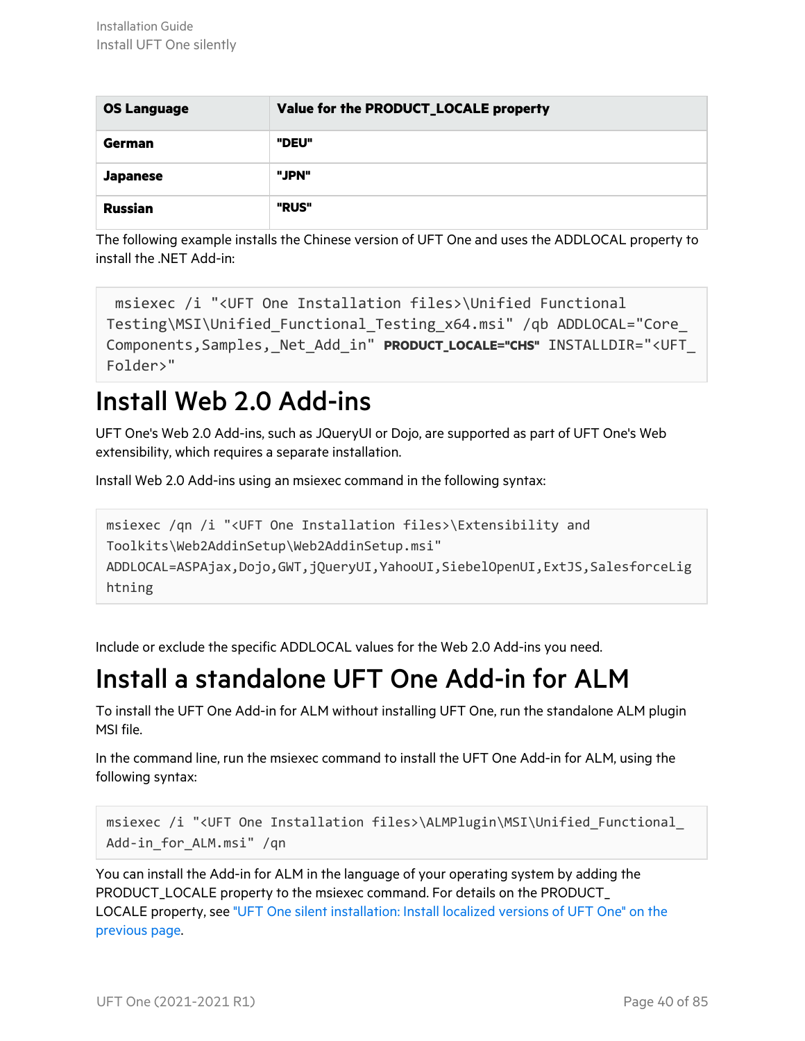| OS Language | Value for the PRODUCT_LOCALE property |
| --- | --- |
| **German** | **"DEU"** |
| **Japanese** | **"JPN"** |
| **Russian** | **"RUS"** |

The following example installs the Chinese version of UFT One and uses the ADDLOCAL property to install the .NET Add-in:

```
msiexec /i "<UFT One Installation files>\Unified Functional Testing\MSI\Unified_Functional_Testing_x64.msi" /qb ADDLOCAL="Core_Components,Samples,_Net_Add_in" PRODUCT_LOCALE="CHS" INSTALLDIR="<UFT_Folder>"
```

# Install Web 2.0 Add-ins

UFT One's Web 2.0 Add-ins, such as JQueryUI or Dojo, are supported as part of UFT One's Web extensibility, which requires a separate installation.

Install Web 2.0 Add-ins using an msiexec command in the following syntax:

```
msiexec /qn /i "<UFT One Installation files>\Extensibility and Toolkits\Web2AddinSetup\Web2AddinSetup.msi" ADDLOCAL=ASPAjax,Dojo,GWT,jQueryUI,YahooUI,SiebelOpenUI,ExtJS,SalesforceLightning
```

Include or exclude the specific ADDLOCAL values for the Web 2.0 Add-ins you need.

# Install a standalone UFT One Add-in for ALM

To install the UFT One Add-in for ALM without installing UFT One, run the standalone ALM plugin MSI file.

In the command line, run the msiexec command to install the UFT One Add-in for ALM, using the following syntax:

```
msiexec /i "<UFT One Installation files>\ALMPlugin\MSI\Unified_Functional_Add-in_for_ALM.msi" /qn
```

You can install the Add-in for ALM in the language of your operating system by adding the PRODUCT_LOCALE property to the msiexec command. For details on the PRODUCT_LOCALE property, see "UFT One silent installation: Install localized versions of UFT One" on the previous page.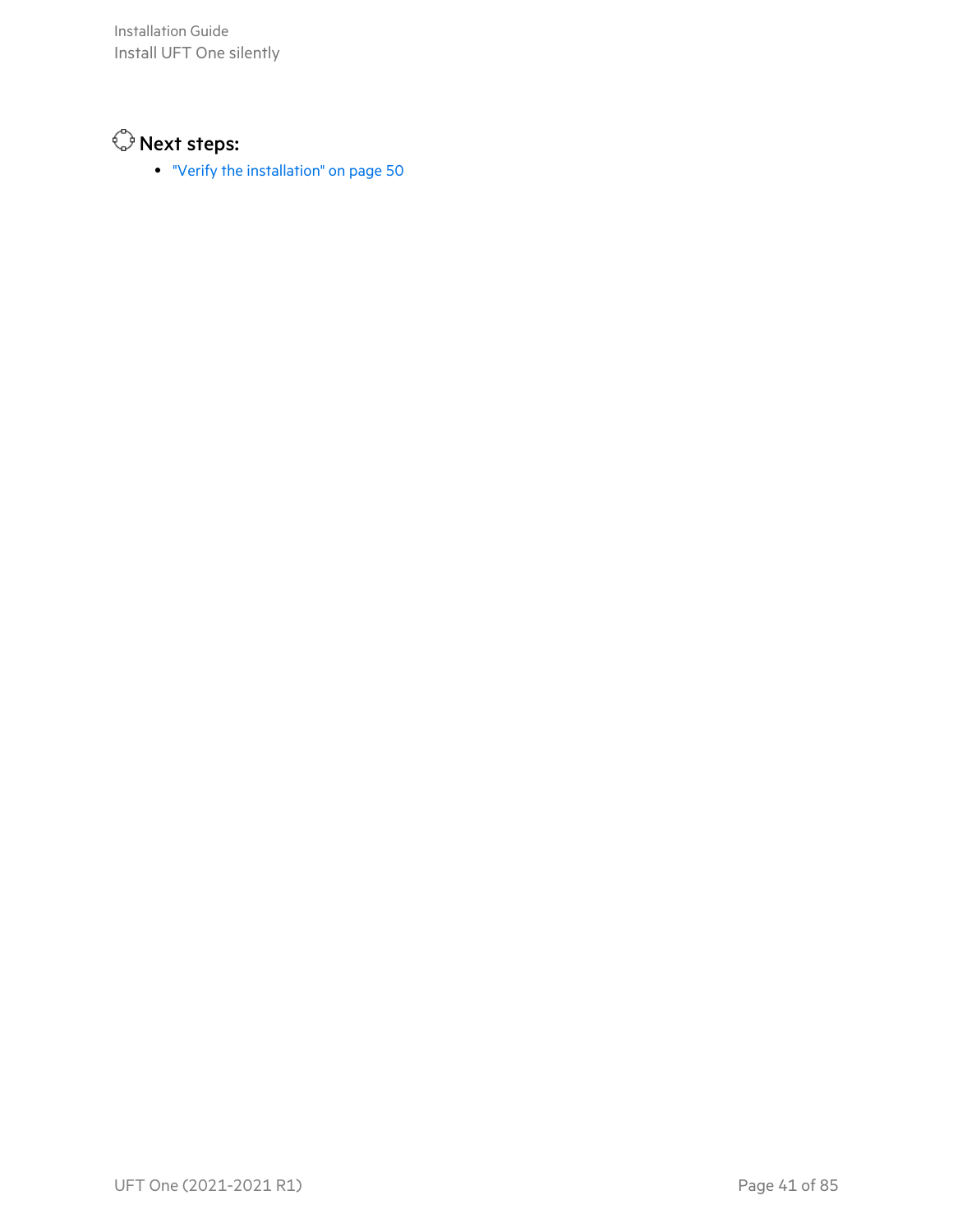**Next steps:**

- "Verify the installation" on page 50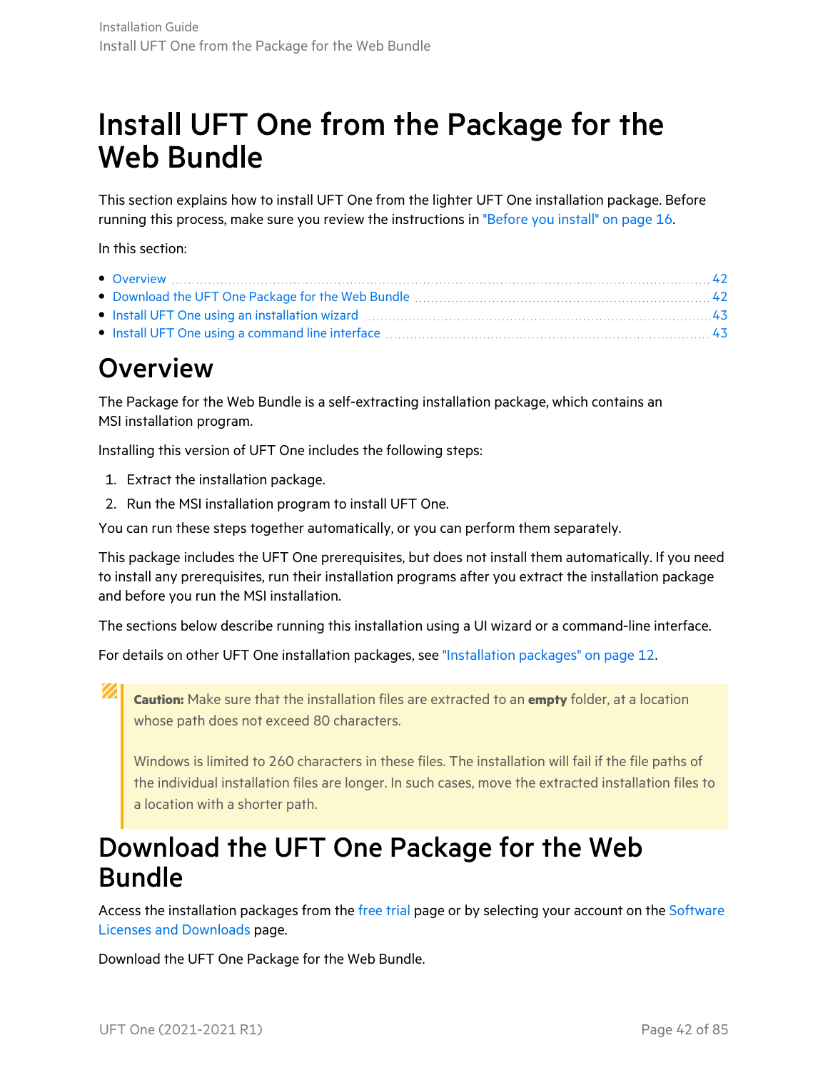# Install UFT One from the Package for the Web Bundle

This section explains how to install UFT One from the lighter UFT One installation package. Before running this process, make sure you review the instructions in "Before you install" on page 16.

In this section:

- Overview ..... 42
- Download the UFT One Package for the Web Bundle ..... 42
- Install UFT One using an installation wizard ..... 43
- Install UFT One using a command line interface ..... 43

## Overview

The Package for the Web Bundle is a self-extracting installation package, which contains an MSI installation program.

Installing this version of UFT One includes the following steps:

1. Extract the installation package.
2. Run the MSI installation program to install UFT One.

You can run these steps together automatically, or you can perform them separately.

This package includes the UFT One prerequisites, but does not install them automatically. If you need to install any prerequisites, run their installation programs after you extract the installation package and before you run the MSI installation.

The sections below describe running this installation using a UI wizard or a command-line interface.

For details on other UFT One installation packages, see "Installation packages" on page 12.

> **Caution:** Make sure that the installation files are extracted to an **empty** folder, at a location whose path does not exceed 80 characters.
>
> Windows is limited to 260 characters in these files. The installation will fail if the file paths of the individual installation files are longer. In such cases, move the extracted installation files to a location with a shorter path.

## Download the UFT One Package for the Web Bundle

Access the installation packages from the free trial page or by selecting your account on the Software Licenses and Downloads page.

Download the UFT One Package for the Web Bundle.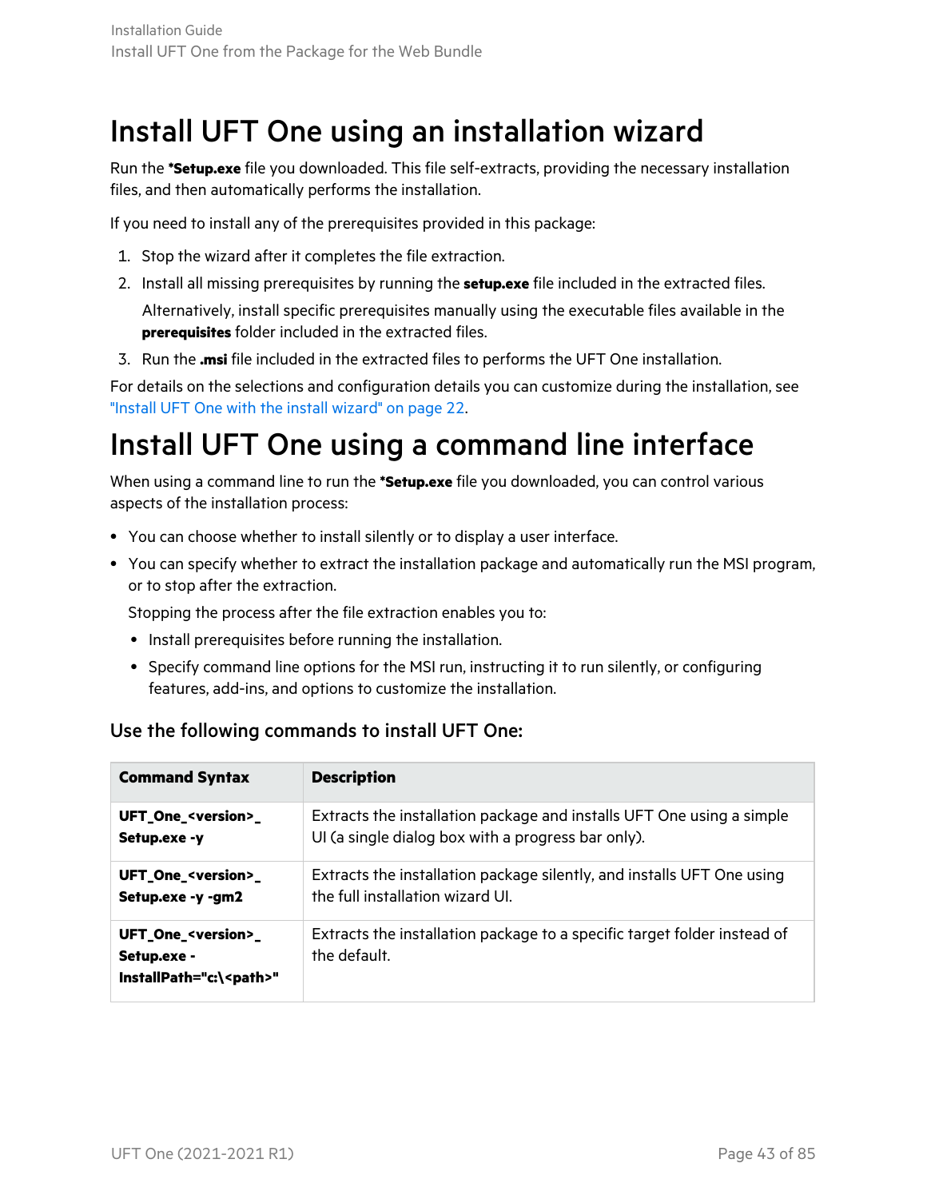# Install UFT One using an installation wizard

Run the ***Setup.exe** file you downloaded. This file self-extracts, providing the necessary installation files, and then automatically performs the installation.

If you need to install any of the prerequisites provided in this package:

1. Stop the wizard after it completes the file extraction.
2. Install all missing prerequisites by running the **setup.exe** file included in the extracted files.

   Alternatively, install specific prerequisites manually using the executable files available in the **prerequisites** folder included in the extracted files.
3. Run the **.msi** file included in the extracted files to performs the UFT One installation.

For details on the selections and configuration details you can customize during the installation, see "Install UFT One with the install wizard" on page 22.

# Install UFT One using a command line interface

When using a command line to run the ***Setup.exe** file you downloaded, you can control various aspects of the installation process:

- You can choose whether to install silently or to display a user interface.
- You can specify whether to extract the installation package and automatically run the MSI program, or to stop after the extraction.

  Stopping the process after the file extraction enables you to:

  - Install prerequisites before running the installation.
  - Specify command line options for the MSI run, instructing it to run silently, or configuring features, add-ins, and options to customize the installation.

### Use the following commands to install UFT One:

| Command Syntax | Description |
|---|---|
| **UFT_One_<version>_Setup.exe -y** | Extracts the installation package and installs UFT One using a simple UI (a single dialog box with a progress bar only). |
| **UFT_One_<version>_Setup.exe -y -gm2** | Extracts the installation package silently, and installs UFT One using the full installation wizard UI. |
| **UFT_One_<version>_Setup.exe -InstallPath="c:\<path>"** | Extracts the installation package to a specific target folder instead of the default. |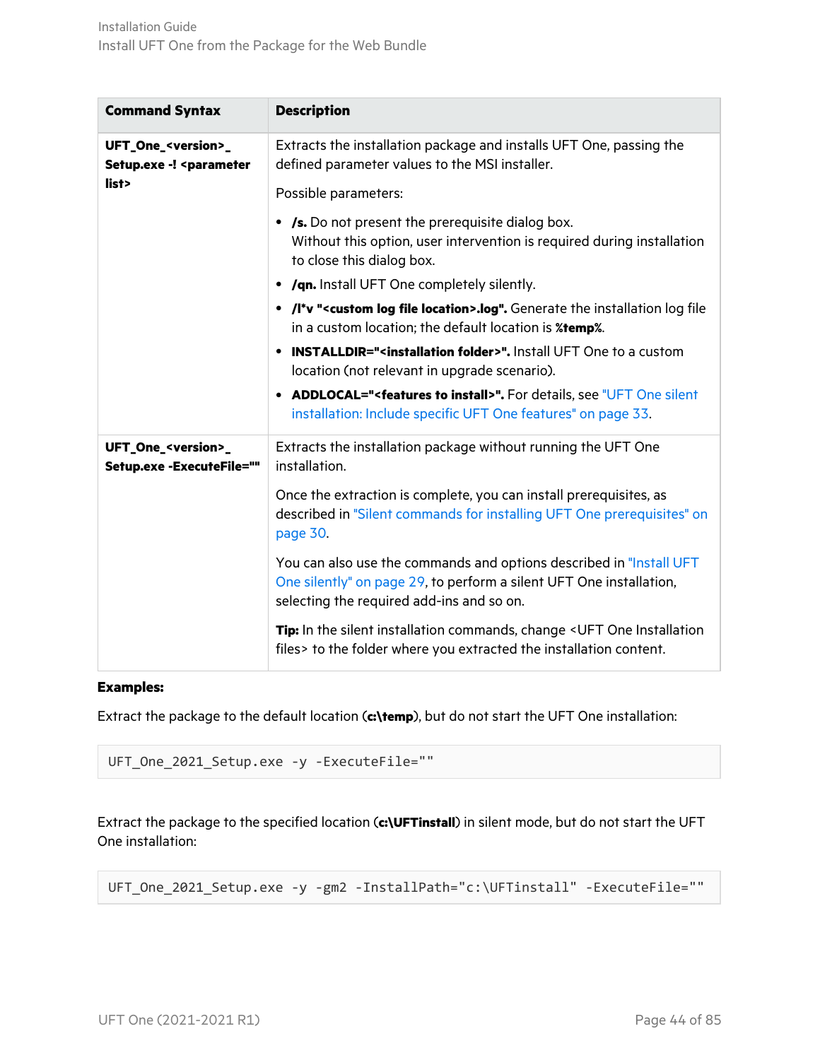| Command Syntax | Description |
| --- | --- |
| **UFT_One_<version>_Setup.exe -! <parameter list>** | Extracts the installation package and installs UFT One, passing the defined parameter values to the MSI installer.<br><br>Possible parameters:<br><br>• **/s.** Do not present the prerequisite dialog box. Without this option, user intervention is required during installation to close this dialog box.<br>• **/qn.** Install UFT One completely silently.<br>• **/l*v "<custom log file location>.log".** Generate the installation log file in a custom location; the default location is **%temp%**.<br>• **INSTALLDIR="<installation folder>".** Install UFT One to a custom location (not relevant in upgrade scenario).<br>• **ADDLOCAL="<features to install>".** For details, see "UFT One silent installation: Include specific UFT One features" on page 33. |
| **UFT_One_<version>_Setup.exe -ExecuteFile=""** | Extracts the installation package without running the UFT One installation.<br><br>Once the extraction is complete, you can install prerequisites, as described in "Silent commands for installing UFT One prerequisites" on page 30.<br><br>You can also use the commands and options described in "Install UFT One silently" on page 29, to perform a silent UFT One installation, selecting the required add-ins and so on.<br><br>**Tip:** In the silent installation commands, change <UFT One Installation files> to the folder where you extracted the installation content. |

**Examples:**

Extract the package to the default location (**c:\temp**), but do not start the UFT One installation:

```
UFT_One_2021_Setup.exe -y -ExecuteFile=""
```

Extract the package to the specified location (**c:\UFTinstall**) in silent mode, but do not start the UFT One installation:

```
UFT_One_2021_Setup.exe -y -gm2 -InstallPath="c:\UFTinstall" -ExecuteFile=""
```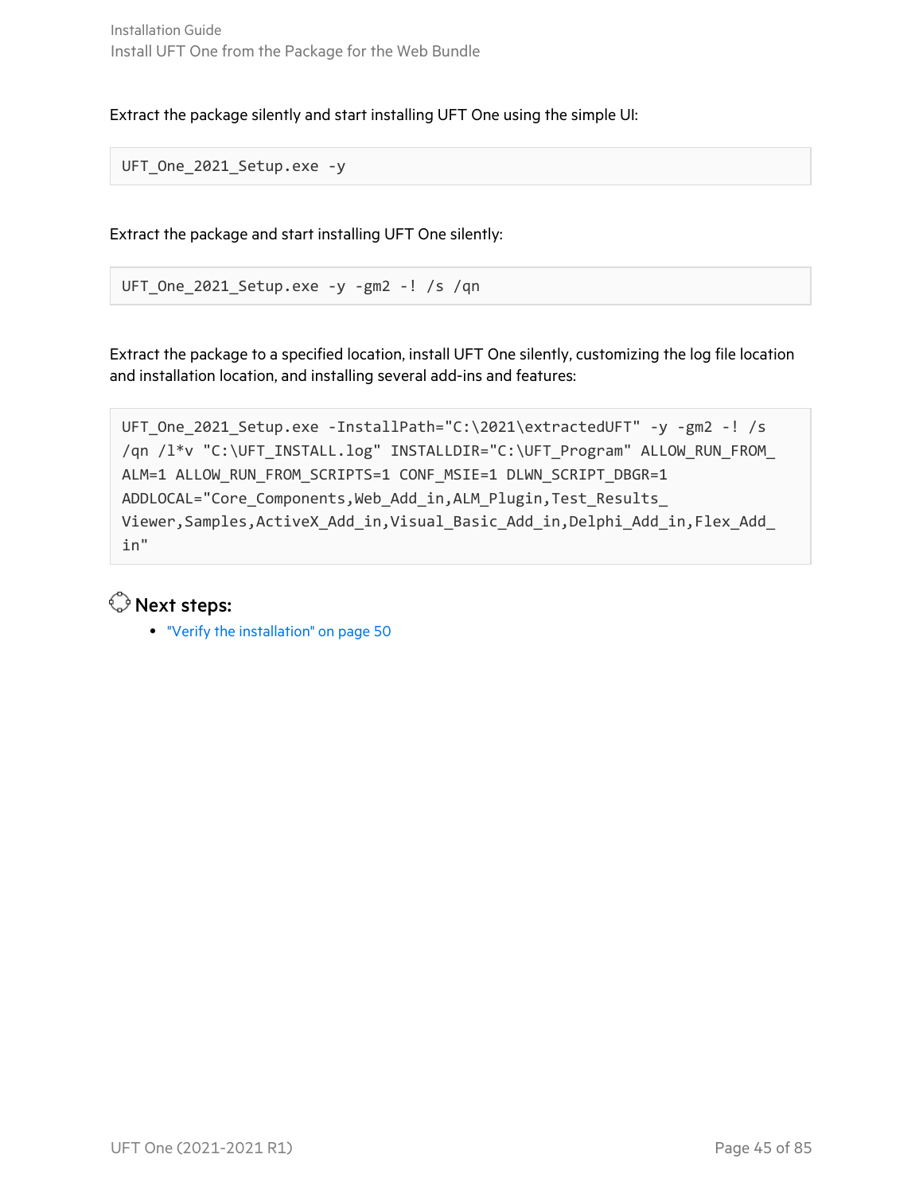Extract the package silently and start installing UFT One using the simple UI:

```
UFT_One_2021_Setup.exe -y
```

Extract the package and start installing UFT One silently:

```
UFT_One_2021_Setup.exe -y -gm2 -! /s /qn
```

Extract the package to a specified location, install UFT One silently, customizing the log file location and installation location, and installing several add-ins and features:

```
UFT_One_2021_Setup.exe -InstallPath="C:\2021\extractedUFT" -y -gm2 -! /s /qn /l*v "C:\UFT_INSTALL.log" INSTALLDIR="C:\UFT_Program" ALLOW_RUN_FROM_ALM=1 ALLOW_RUN_FROM_SCRIPTS=1 CONF_MSIE=1 DLWN_SCRIPT_DBGR=1 ADDLOCAL="Core_Components,Web_Add_in,ALM_Plugin,Test_Results_Viewer,Samples,ActiveX_Add_in,Visual_Basic_Add_in,Delphi_Add_in,Flex_Add_in"
```

## Next steps:

- "Verify the installation" on page 50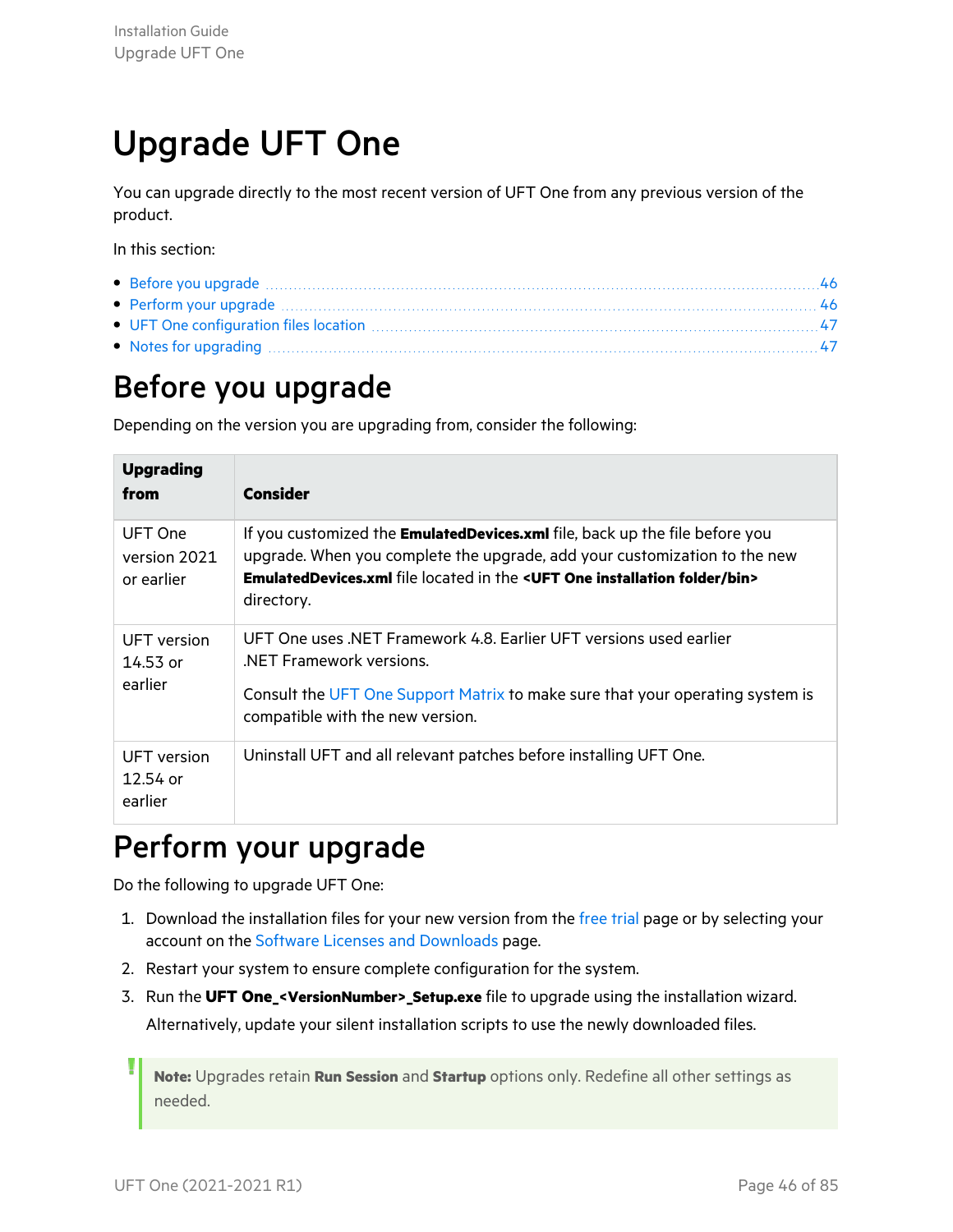# Upgrade UFT One

You can upgrade directly to the most recent version of UFT One from any previous version of the product.

In this section:

- Before you upgrade 46
- Perform your upgrade 46
- UFT One configuration files location 47
- Notes for upgrading 47

## Before you upgrade

Depending on the version you are upgrading from, consider the following:

| Upgrading from | Consider |
|---|---|
| UFT One version 2021 or earlier | If you customized the **EmulatedDevices.xml** file, back up the file before you upgrade. When you complete the upgrade, add your customization to the new **EmulatedDevices.xml** file located in the **<UFT One installation folder/bin>** directory. |
| UFT version 14.53 or earlier | UFT One uses .NET Framework 4.8. Earlier UFT versions used earlier .NET Framework versions.<br><br>Consult the UFT One Support Matrix to make sure that your operating system is compatible with the new version. |
| UFT version 12.54 or earlier | Uninstall UFT and all relevant patches before installing UFT One. |

## Perform your upgrade

Do the following to upgrade UFT One:

1. Download the installation files for your new version from the free trial page or by selecting your account on the Software Licenses and Downloads page.
2. Restart your system to ensure complete configuration for the system.
3. Run the **UFT One_<VersionNumber>_Setup.exe** file to upgrade using the installation wizard.

   Alternatively, update your silent installation scripts to use the newly downloaded files.

> **Note:** Upgrades retain **Run Session** and **Startup** options only. Redefine all other settings as needed.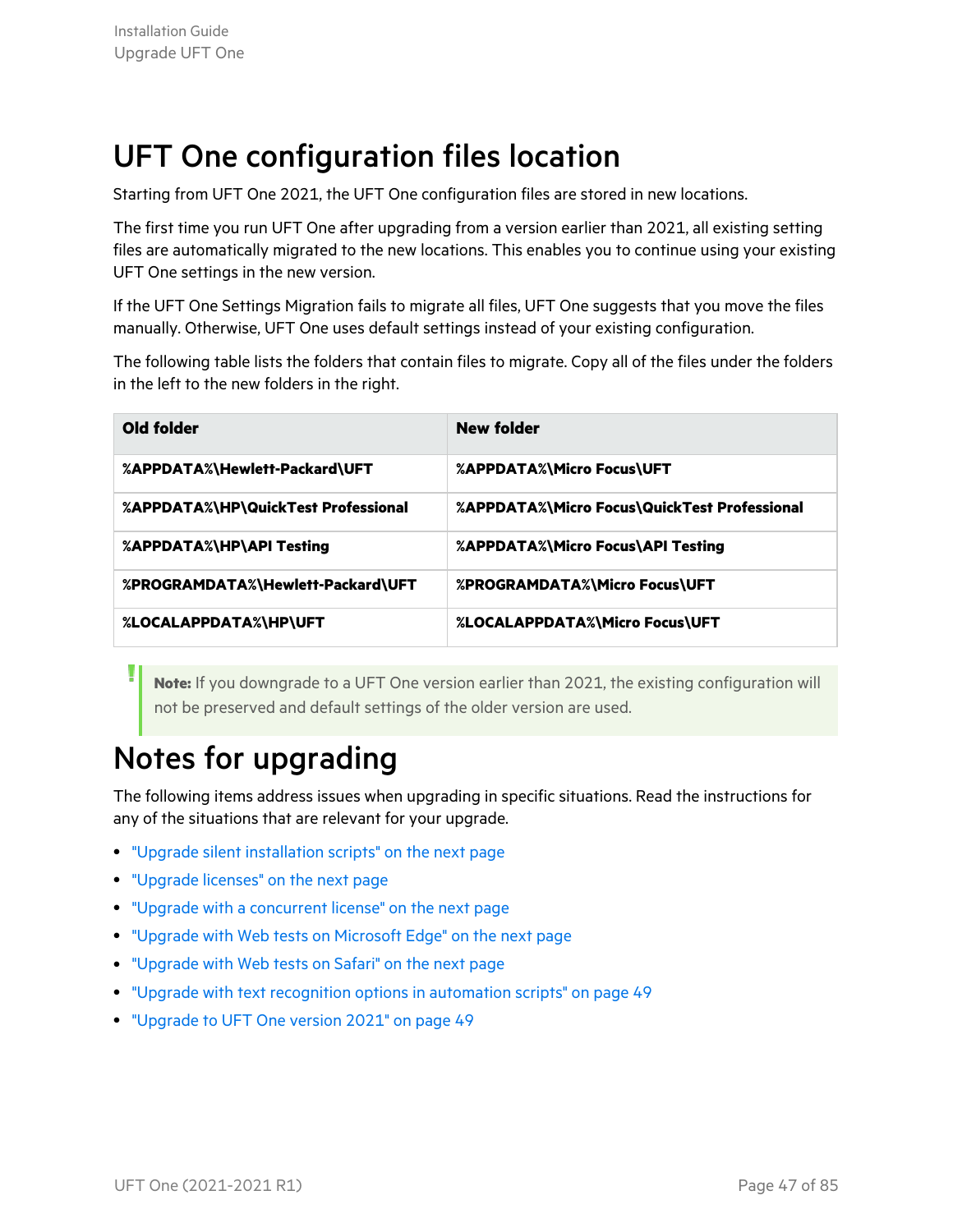# UFT One configuration files location

Starting from UFT One 2021, the UFT One configuration files are stored in new locations.

The first time you run UFT One after upgrading from a version earlier than 2021, all existing setting files are automatically migrated to the new locations. This enables you to continue using your existing UFT One settings in the new version.

If the UFT One Settings Migration fails to migrate all files, UFT One suggests that you move the files manually. Otherwise, UFT One uses default settings instead of your existing configuration.

The following table lists the folders that contain files to migrate. Copy all of the files under the folders in the left to the new folders in the right.

| Old folder | New folder |
|---|---|
| **%APPDATA%\Hewlett-Packard\UFT** | **%APPDATA%\Micro Focus\UFT** |
| **%APPDATA%\HP\QuickTest Professional** | **%APPDATA%\Micro Focus\QuickTest Professional** |
| **%APPDATA%\HP\API Testing** | **%APPDATA%\Micro Focus\API Testing** |
| **%PROGRAMDATA%\Hewlett-Packard\UFT** | **%PROGRAMDATA%\Micro Focus\UFT** |
| **%LOCALAPPDATA%\HP\UFT** | **%LOCALAPPDATA%\Micro Focus\UFT** |

> **Note:** If you downgrade to a UFT One version earlier than 2021, the existing configuration will not be preserved and default settings of the older version are used.

# Notes for upgrading

The following items address issues when upgrading in specific situations. Read the instructions for any of the situations that are relevant for your upgrade.

- "Upgrade silent installation scripts" on the next page
- "Upgrade licenses" on the next page
- "Upgrade with a concurrent license" on the next page
- "Upgrade with Web tests on Microsoft Edge" on the next page
- "Upgrade with Web tests on Safari" on the next page
- "Upgrade with text recognition options in automation scripts" on page 49
- "Upgrade to UFT One version 2021" on page 49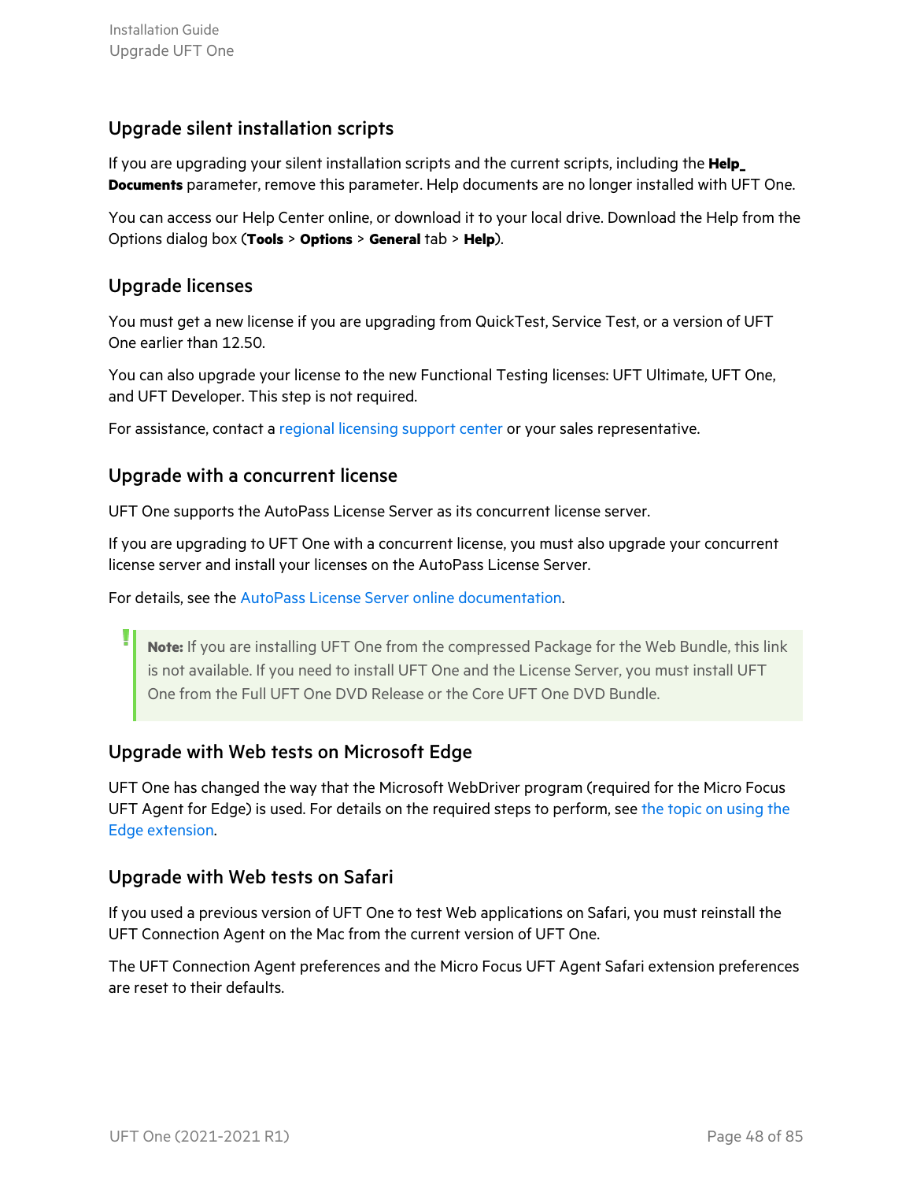## Upgrade silent installation scripts

If you are upgrading your silent installation scripts and the current scripts, including the **Help_ Documents** parameter, remove this parameter. Help documents are no longer installed with UFT One.

You can access our Help Center online, or download it to your local drive. Download the Help from the Options dialog box (**Tools** > **Options** > **General** tab > **Help**).

## Upgrade licenses

You must get a new license if you are upgrading from QuickTest, Service Test, or a version of UFT One earlier than 12.50.

You can also upgrade your license to the new Functional Testing licenses: UFT Ultimate, UFT One, and UFT Developer. This step is not required.

For assistance, contact a regional licensing support center or your sales representative.

## Upgrade with a concurrent license

UFT One supports the AutoPass License Server as its concurrent license server.

If you are upgrading to UFT One with a concurrent license, you must also upgrade your concurrent license server and install your licenses on the AutoPass License Server.

For details, see the AutoPass License Server online documentation.

> **Note:** If you are installing UFT One from the compressed Package for the Web Bundle, this link is not available. If you need to install UFT One and the License Server, you must install UFT One from the Full UFT One DVD Release or the Core UFT One DVD Bundle.

## Upgrade with Web tests on Microsoft Edge

UFT One has changed the way that the Microsoft WebDriver program (required for the Micro Focus UFT Agent for Edge) is used. For details on the required steps to perform, see the topic on using the Edge extension.

## Upgrade with Web tests on Safari

If you used a previous version of UFT One to test Web applications on Safari, you must reinstall the UFT Connection Agent on the Mac from the current version of UFT One.

The UFT Connection Agent preferences and the Micro Focus UFT Agent Safari extension preferences are reset to their defaults.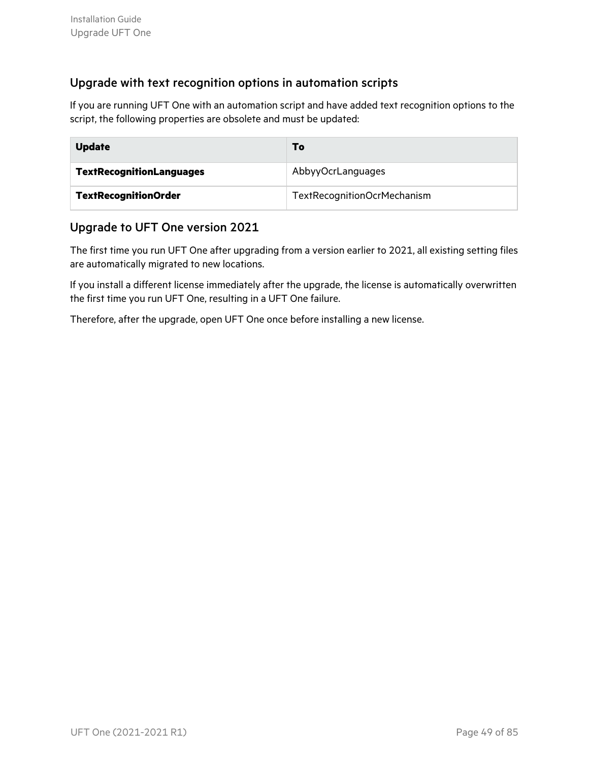## Upgrade with text recognition options in automation scripts

If you are running UFT One with an automation script and have added text recognition options to the script, the following properties are obsolete and must be updated:

| Update | To |
|---|---|
| **TextRecognitionLanguages** | AbbyyOcrLanguages |
| **TextRecognitionOrder** | TextRecognitionOcrMechanism |

## Upgrade to UFT One version 2021

The first time you run UFT One after upgrading from a version earlier to 2021, all existing setting files are automatically migrated to new locations.

If you install a different license immediately after the upgrade, the license is automatically overwritten the first time you run UFT One, resulting in a UFT One failure.

Therefore, after the upgrade, open UFT One once before installing a new license.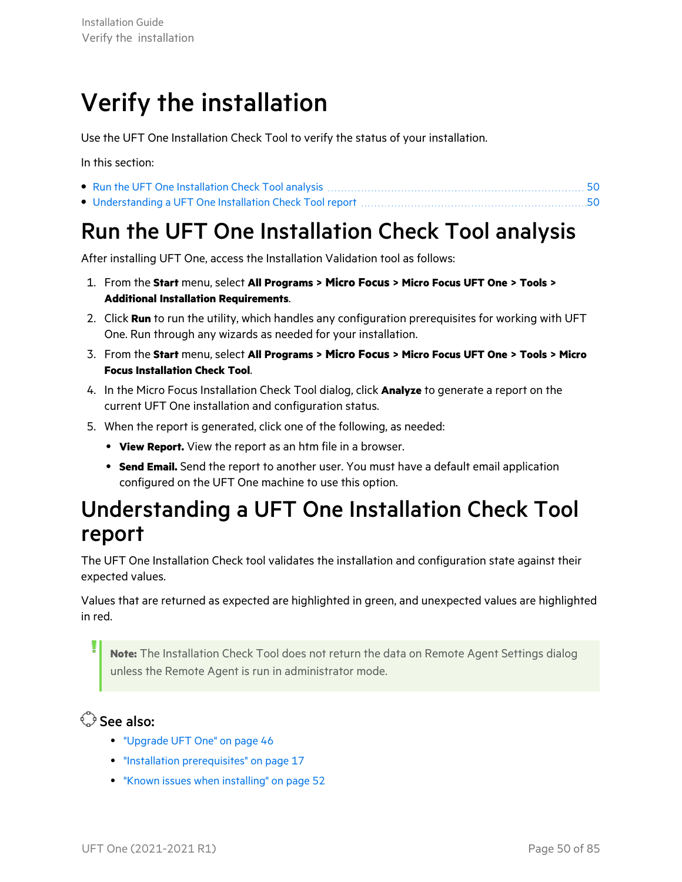# Verify the installation

Use the UFT One Installation Check Tool to verify the status of your installation.

In this section:

- Run the UFT One Installation Check Tool analysis ..... 50
- Understanding a UFT One Installation Check Tool report ..... 50

## Run the UFT One Installation Check Tool analysis

After installing UFT One, access the Installation Validation tool as follows:

1. From the **Start** menu, select **All Programs > Micro Focus > Micro Focus UFT One > Tools > Additional Installation Requirements**.
2. Click **Run** to run the utility, which handles any configuration prerequisites for working with UFT One. Run through any wizards as needed for your installation.
3. From the **Start** menu, select **All Programs > Micro Focus > Micro Focus UFT One > Tools > Micro Focus Installation Check Tool**.
4. In the Micro Focus Installation Check Tool dialog, click **Analyze** to generate a report on the current UFT One installation and configuration status.
5. When the report is generated, click one of the following, as needed:
   - **View Report.** View the report as an htm file in a browser.
   - **Send Email.** Send the report to another user. You must have a default email application configured on the UFT One machine to use this option.

## Understanding a UFT One Installation Check Tool report

The UFT One Installation Check tool validates the installation and configuration state against their expected values.

Values that are returned as expected are highlighted in green, and unexpected values are highlighted in red.

> **Note:** The Installation Check Tool does not return the data on Remote Agent Settings dialog unless the Remote Agent is run in administrator mode.

**See also:**

- "Upgrade UFT One" on page 46
- "Installation prerequisites" on page 17
- "Known issues when installing" on page 52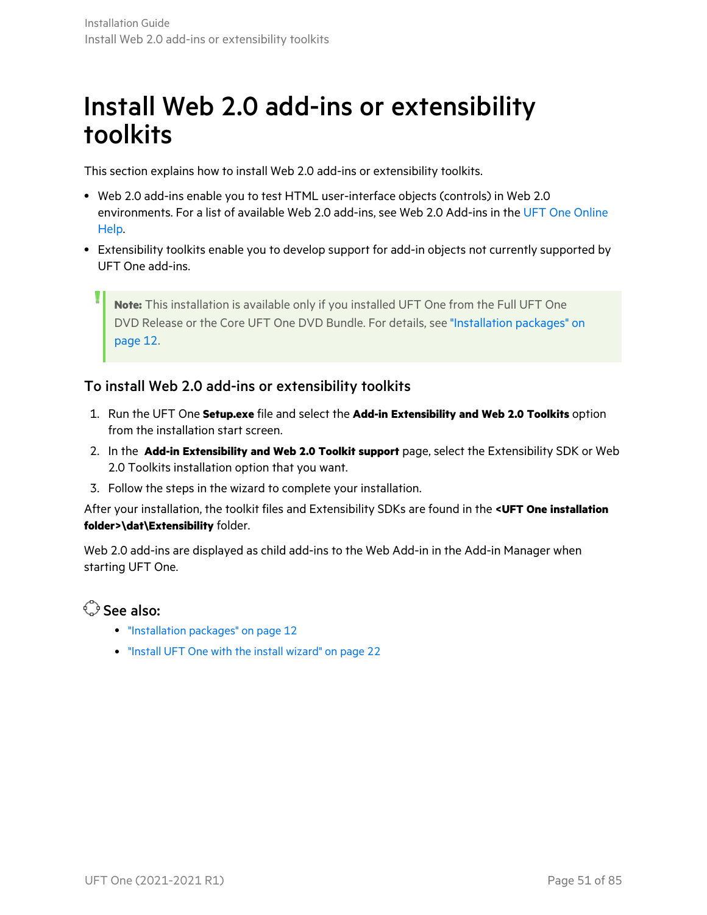# Install Web 2.0 add-ins or extensibility toolkits

This section explains how to install Web 2.0 add-ins or extensibility toolkits.

- Web 2.0 add-ins enable you to test HTML user-interface objects (controls) in Web 2.0 environments. For a list of available Web 2.0 add-ins, see Web 2.0 Add-ins in the UFT One Online Help.
- Extensibility toolkits enable you to develop support for add-in objects not currently supported by UFT One add-ins.

> **Note:** This installation is available only if you installed UFT One from the Full UFT One DVD Release or the Core UFT One DVD Bundle. For details, see "Installation packages" on page 12.

## To install Web 2.0 add-ins or extensibility toolkits

1. Run the UFT One **Setup.exe** file and select the **Add-in Extensibility and Web 2.0 Toolkits** option from the installation start screen.
2. In the **Add-in Extensibility and Web 2.0 Toolkit support** page, select the Extensibility SDK or Web 2.0 Toolkits installation option that you want.
3. Follow the steps in the wizard to complete your installation.

After your installation, the toolkit files and Extensibility SDKs are found in the **<UFT One installation folder>\dat\Extensibility** folder.

Web 2.0 add-ins are displayed as child add-ins to the Web Add-in in the Add-in Manager when starting UFT One.

## See also:

- "Installation packages" on page 12
- "Install UFT One with the install wizard" on page 22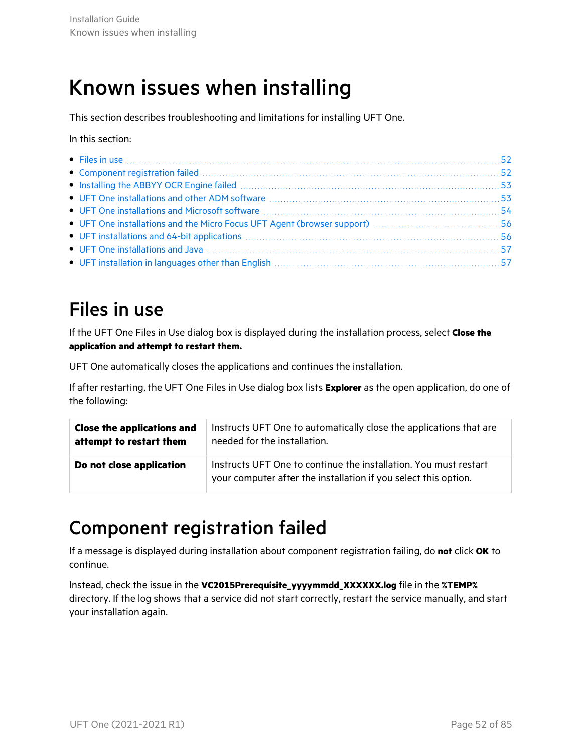# Known issues when installing

This section describes troubleshooting and limitations for installing UFT One.

In this section:

- Files in use 52
- Component registration failed 52
- Installing the ABBYY OCR Engine failed 53
- UFT One installations and other ADM software 53
- UFT One installations and Microsoft software 54
- UFT One installations and the Micro Focus UFT Agent (browser support) 56
- UFT installations and 64-bit applications 56
- UFT One installations and Java 57
- UFT installation in languages other than English 57

## Files in use

If the UFT One Files in Use dialog box is displayed during the installation process, select **Close the application and attempt to restart them.**

UFT One automatically closes the applications and continues the installation.

If after restarting, the UFT One Files in Use dialog box lists **Explorer** as the open application, do one of the following:

| | |
|---|---|
| **Close the applications and attempt to restart them** | Instructs UFT One to automatically close the applications that are needed for the installation. |
| **Do not close application** | Instructs UFT One to continue the installation. You must restart your computer after the installation if you select this option. |

## Component registration failed

If a message is displayed during installation about component registration failing, do **not** click **OK** to continue.

Instead, check the issue in the **VC2015Prerequisite_yyyymmdd_XXXXXX.log** file in the **%TEMP%** directory. If the log shows that a service did not start correctly, restart the service manually, and start your installation again.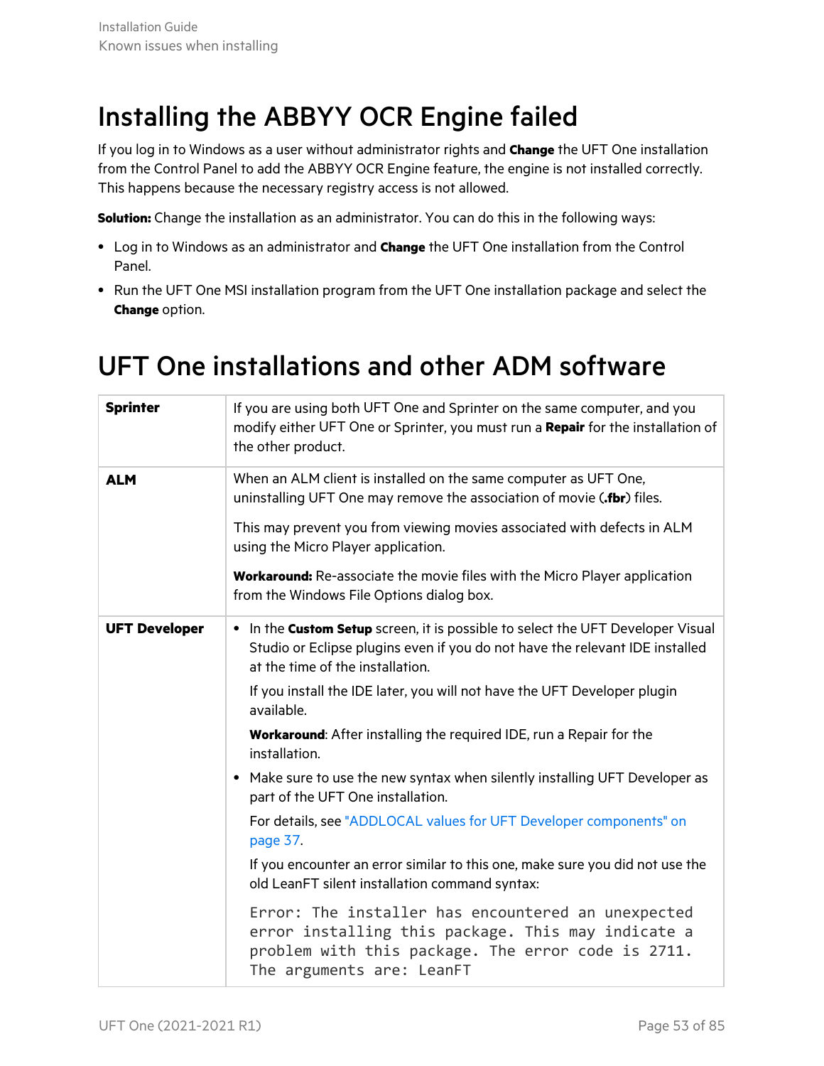# Installing the ABBYY OCR Engine failed

If you log in to Windows as a user without administrator rights and **Change** the UFT One installation from the Control Panel to add the ABBYY OCR Engine feature, the engine is not installed correctly. This happens because the necessary registry access is not allowed.

**Solution:** Change the installation as an administrator. You can do this in the following ways:

- Log in to Windows as an administrator and **Change** the UFT One installation from the Control Panel.
- Run the UFT One MSI installation program from the UFT One installation package and select the **Change** option.

# UFT One installations and other ADM software

| | |
|---|---|
| **Sprinter** | If you are using both UFT One and Sprinter on the same computer, and you modify either UFT One or Sprinter, you must run a **Repair** for the installation of the other product. |
| **ALM** | When an ALM client is installed on the same computer as UFT One, uninstalling UFT One may remove the association of movie (**.fbr**) files.<br><br>This may prevent you from viewing movies associated with defects in ALM using the Micro Player application.<br><br>**Workaround:** Re-associate the movie files with the Micro Player application from the Windows File Options dialog box. |
| **UFT Developer** | • In the **Custom Setup** screen, it is possible to select the UFT Developer Visual Studio or Eclipse plugins even if you do not have the relevant IDE installed at the time of the installation.<br><br>If you install the IDE later, you will not have the UFT Developer plugin available.<br><br>**Workaround**: After installing the required IDE, run a Repair for the installation.<br><br>• Make sure to use the new syntax when silently installing UFT Developer as part of the UFT One installation.<br><br>For details, see "ADDLOCAL values for UFT Developer components" on page 37.<br><br>If you encounter an error similar to this one, make sure you did not use the old LeanFT silent installation command syntax:<br><br>`Error: The installer has encountered an unexpected error installing this package. This may indicate a problem with this package. The error code is 2711. The arguments are: LeanFT` |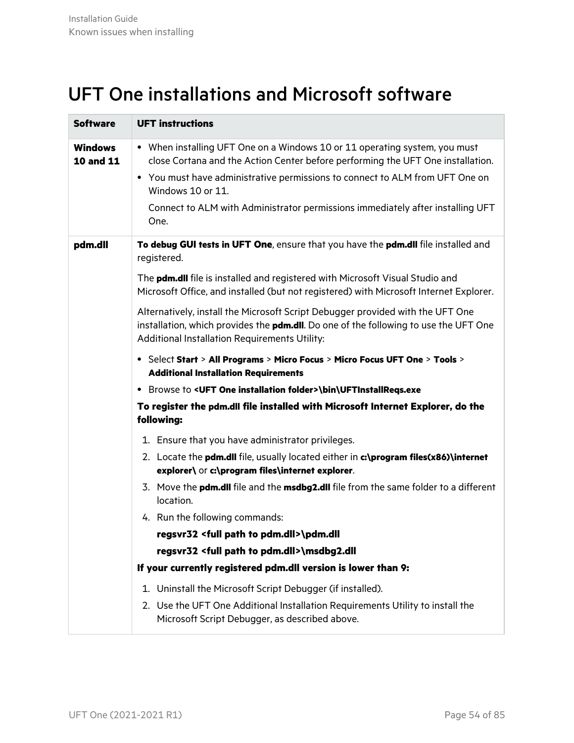# UFT One installations and Microsoft software

| Software | UFT instructions |
| --- | --- |
| **Windows 10 and 11** | • When installing UFT One on a Windows 10 or 11 operating system, you must close Cortana and the Action Center before performing the UFT One installation.<br>• You must have administrative permissions to connect to ALM from UFT One on Windows 10 or 11.<br>Connect to ALM with Administrator permissions immediately after installing UFT One. |
| **pdm.dll** | **To debug GUI tests in UFT One**, ensure that you have the **pdm.dll** file installed and registered.<br><br>The **pdm.dll** file is installed and registered with Microsoft Visual Studio and Microsoft Office, and installed (but not registered) with Microsoft Internet Explorer.<br><br>Alternatively, install the Microsoft Script Debugger provided with the UFT One installation, which provides the **pdm.dll**. Do one of the following to use the UFT One Additional Installation Requirements Utility:<br>• Select **Start** > **All Programs** > **Micro Focus** > **Micro Focus UFT One** > **Tools** > **Additional Installation Requirements**<br>• Browse to **<UFT One installation folder>\bin\UFTInstallReqs.exe**<br><br>**To register the pdm.dll file installed with Microsoft Internet Explorer, do the following:**<br>1. Ensure that you have administrator privileges.<br>2. Locate the **pdm.dll** file, usually located either in **c:\program files(x86)\internet explorer\** or **c:\program files\internet explorer**.<br>3. Move the **pdm.dll** file and the **msdbg2.dll** file from the same folder to a different location.<br>4. Run the following commands:<br>**regsvr32 <full path to pdm.dll>\pdm.dll**<br>**regsvr32 <full path to pdm.dll>\msdbg2.dll**<br><br>**If your currently registered pdm.dll version is lower than 9:**<br>1. Uninstall the Microsoft Script Debugger (if installed).<br>2. Use the UFT One Additional Installation Requirements Utility to install the Microsoft Script Debugger, as described above. |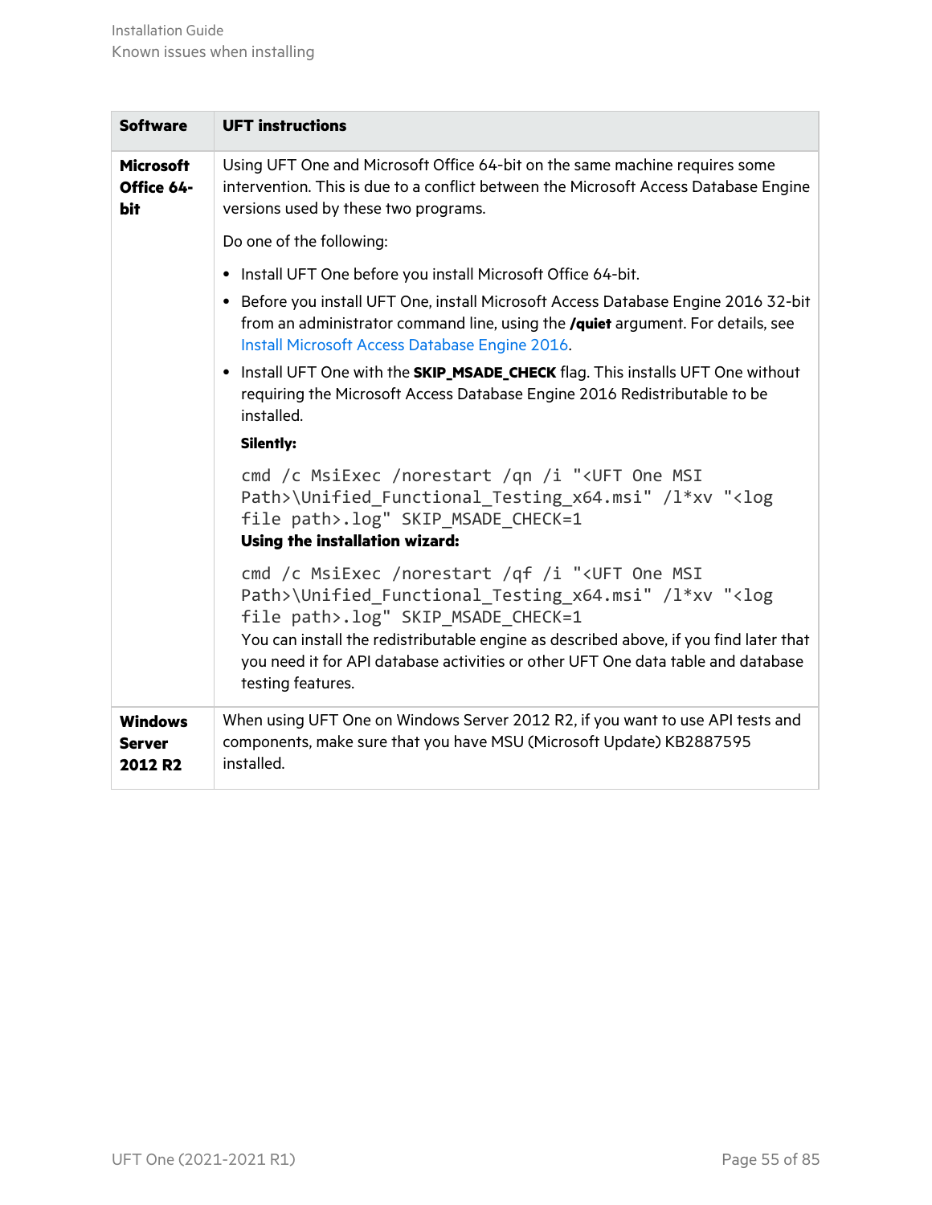| Software | UFT instructions |
| --- | --- |
| **Microsoft Office 64-bit** | Using UFT One and Microsoft Office 64-bit on the same machine requires some intervention. This is due to a conflict between the Microsoft Access Database Engine versions used by these two programs.<br><br>Do one of the following:<br><br>• Install UFT One before you install Microsoft Office 64-bit.<br>• Before you install UFT One, install Microsoft Access Database Engine 2016 32-bit from an administrator command line, using the **/quiet** argument. For details, see Install Microsoft Access Database Engine 2016.<br>• Install UFT One with the **SKIP_MSADE_CHECK** flag. This installs UFT One without requiring the Microsoft Access Database Engine 2016 Redistributable to be installed.<br><br>**Silently:**<br><br>`cmd /c MsiExec /norestart /qn /i "<UFT One MSI Path>\Unified_Functional_Testing_x64.msi" /l*xv "<log file path>.log" SKIP_MSADE_CHECK=1`<br><br>**Using the installation wizard:**<br><br>`cmd /c MsiExec /norestart /qf /i "<UFT One MSI Path>\Unified_Functional_Testing_x64.msi" /l*xv "<log file path>.log" SKIP_MSADE_CHECK=1`<br><br>You can install the redistributable engine as described above, if you find later that you need it for API database activities or other UFT One data table and database testing features. |
| **Windows Server 2012 R2** | When using UFT One on Windows Server 2012 R2, if you want to use API tests and components, make sure that you have MSU (Microsoft Update) KB2887595 installed. |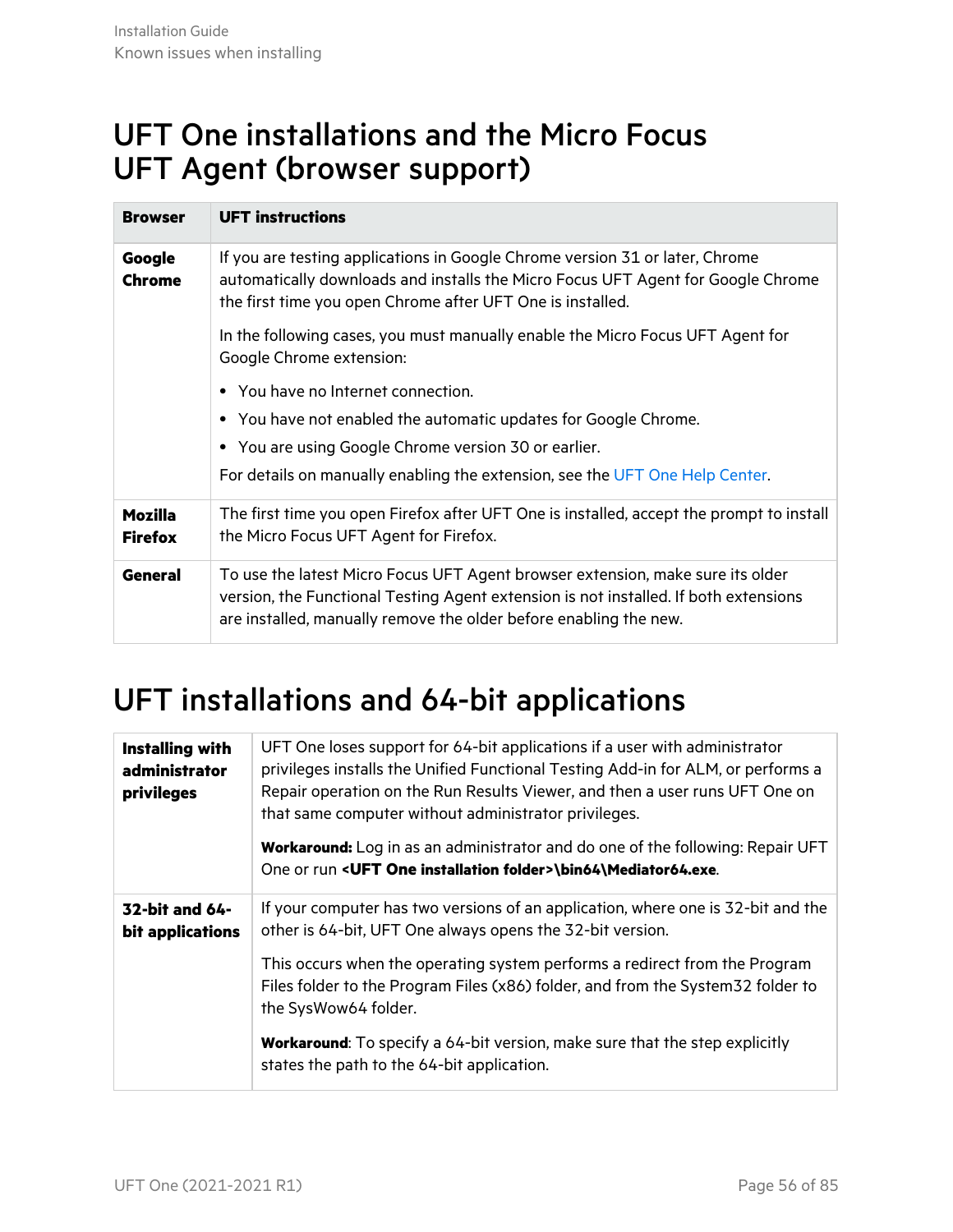# UFT One installations and the Micro Focus UFT Agent (browser support)

| Browser | UFT instructions |
|---|---|
| **Google Chrome** | If you are testing applications in Google Chrome version 31 or later, Chrome automatically downloads and installs the Micro Focus UFT Agent for Google Chrome the first time you open Chrome after UFT One is installed.<br><br>In the following cases, you must manually enable the Micro Focus UFT Agent for Google Chrome extension:<br><br>• You have no Internet connection.<br>• You have not enabled the automatic updates for Google Chrome.<br>• You are using Google Chrome version 30 or earlier.<br><br>For details on manually enabling the extension, see the UFT One Help Center. |
| **Mozilla Firefox** | The first time you open Firefox after UFT One is installed, accept the prompt to install the Micro Focus UFT Agent for Firefox. |
| **General** | To use the latest Micro Focus UFT Agent browser extension, make sure its older version, the Functional Testing Agent extension is not installed. If both extensions are installed, manually remove the older before enabling the new. |

# UFT installations and 64-bit applications

| | |
|---|---|
| **Installing with administrator privileges** | UFT One loses support for 64-bit applications if a user with administrator privileges installs the Unified Functional Testing Add-in for ALM, or performs a Repair operation on the Run Results Viewer, and then a user runs UFT One on that same computer without administrator privileges.<br><br>**Workaround:** Log in as an administrator and do one of the following: Repair UFT One or run **<UFT One installation folder>\bin64\Mediator64.exe**. |
| **32-bit and 64-bit applications** | If your computer has two versions of an application, where one is 32-bit and the other is 64-bit, UFT One always opens the 32-bit version.<br><br>This occurs when the operating system performs a redirect from the Program Files folder to the Program Files (x86) folder, and from the System32 folder to the SysWow64 folder.<br><br>**Workaround**: To specify a 64-bit version, make sure that the step explicitly states the path to the 64-bit application. |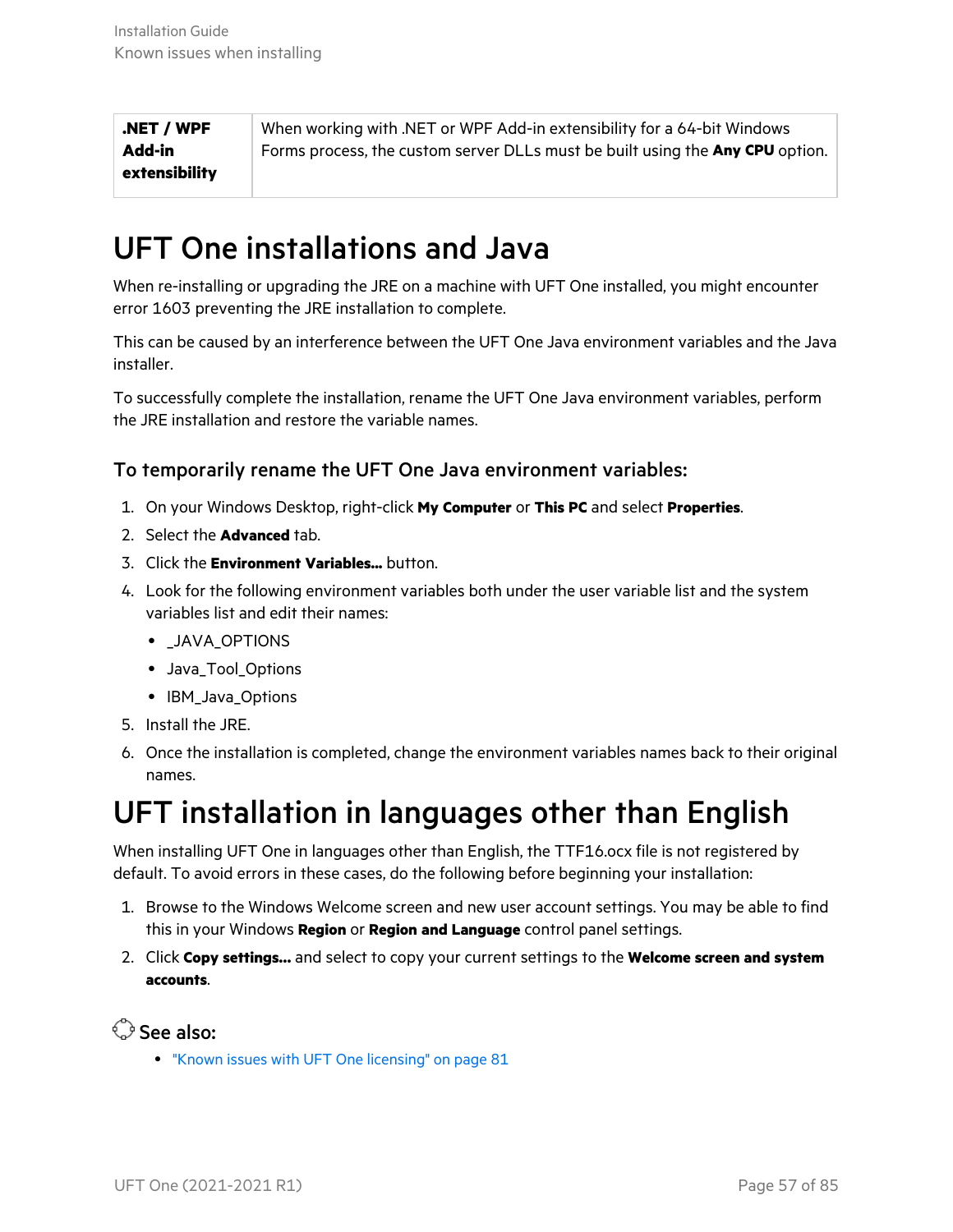| **.NET / WPF Add-in extensibility** | When working with .NET or WPF Add-in extensibility for a 64-bit Windows Forms process, the custom server DLLs must be built using the **Any CPU** option. |
|---|---|

# UFT One installations and Java

When re-installing or upgrading the JRE on a machine with UFT One installed, you might encounter error 1603 preventing the JRE installation to complete.

This can be caused by an interference between the UFT One Java environment variables and the Java installer.

To successfully complete the installation, rename the UFT One Java environment variables, perform the JRE installation and restore the variable names.

### To temporarily rename the UFT One Java environment variables:

1. On your Windows Desktop, right-click **My Computer** or **This PC** and select **Properties**.
2. Select the **Advanced** tab.
3. Click the **Environment Variables...** button.
4. Look for the following environment variables both under the user variable list and the system variables list and edit their names:
   - _JAVA_OPTIONS
   - Java_Tool_Options
   - IBM_Java_Options
5. Install the JRE.
6. Once the installation is completed, change the environment variables names back to their original names.

# UFT installation in languages other than English

When installing UFT One in languages other than English, the TTF16.ocx file is not registered by default. To avoid errors in these cases, do the following before beginning your installation:

1. Browse to the Windows Welcome screen and new user account settings. You may be able to find this in your Windows **Region** or **Region and Language** control panel settings.
2. Click **Copy settings...** and select to copy your current settings to the **Welcome screen and system accounts**.

### See also:

- "Known issues with UFT One licensing" on page 81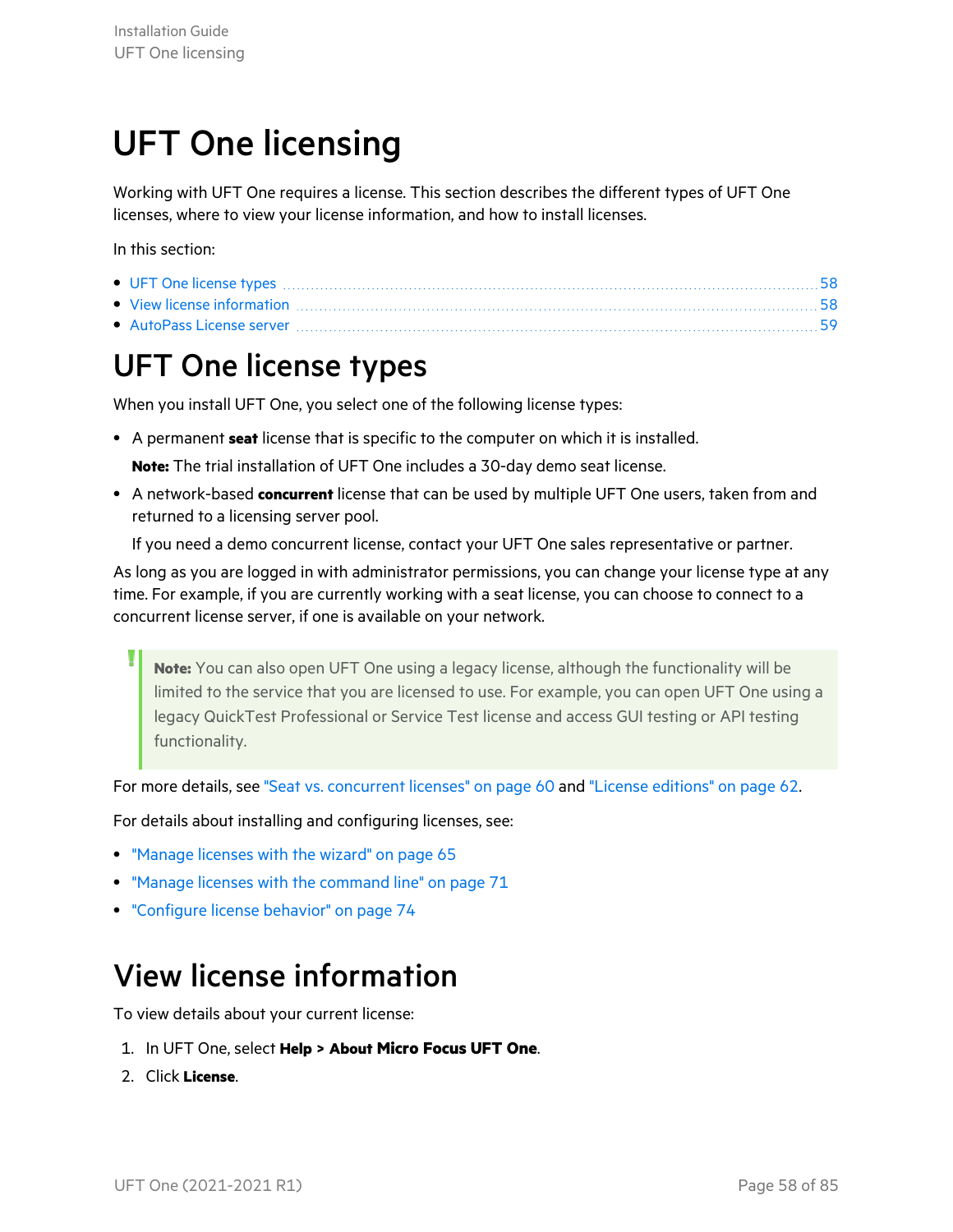# UFT One licensing

Working with UFT One requires a license. This section describes the different types of UFT One licenses, where to view your license information, and how to install licenses.

In this section:

- UFT One license types ... 58
- View license information ... 58
- AutoPass License server ... 59

## UFT One license types

When you install UFT One, you select one of the following license types:

- A permanent **seat** license that is specific to the computer on which it is installed.

  **Note:** The trial installation of UFT One includes a 30-day demo seat license.

- A network-based **concurrent** license that can be used by multiple UFT One users, taken from and returned to a licensing server pool.

  If you need a demo concurrent license, contact your UFT One sales representative or partner.

As long as you are logged in with administrator permissions, you can change your license type at any time. For example, if you are currently working with a seat license, you can choose to connect to a concurrent license server, if one is available on your network.

> **Note:** You can also open UFT One using a legacy license, although the functionality will be limited to the service that you are licensed to use. For example, you can open UFT One using a legacy QuickTest Professional or Service Test license and access GUI testing or API testing functionality.

For more details, see "Seat vs. concurrent licenses" on page 60 and "License editions" on page 62.

For details about installing and configuring licenses, see:

- "Manage licenses with the wizard" on page 65
- "Manage licenses with the command line" on page 71
- "Configure license behavior" on page 74

## View license information

To view details about your current license:

1. In UFT One, select **Help > About Micro Focus UFT One**.
2. Click **License**.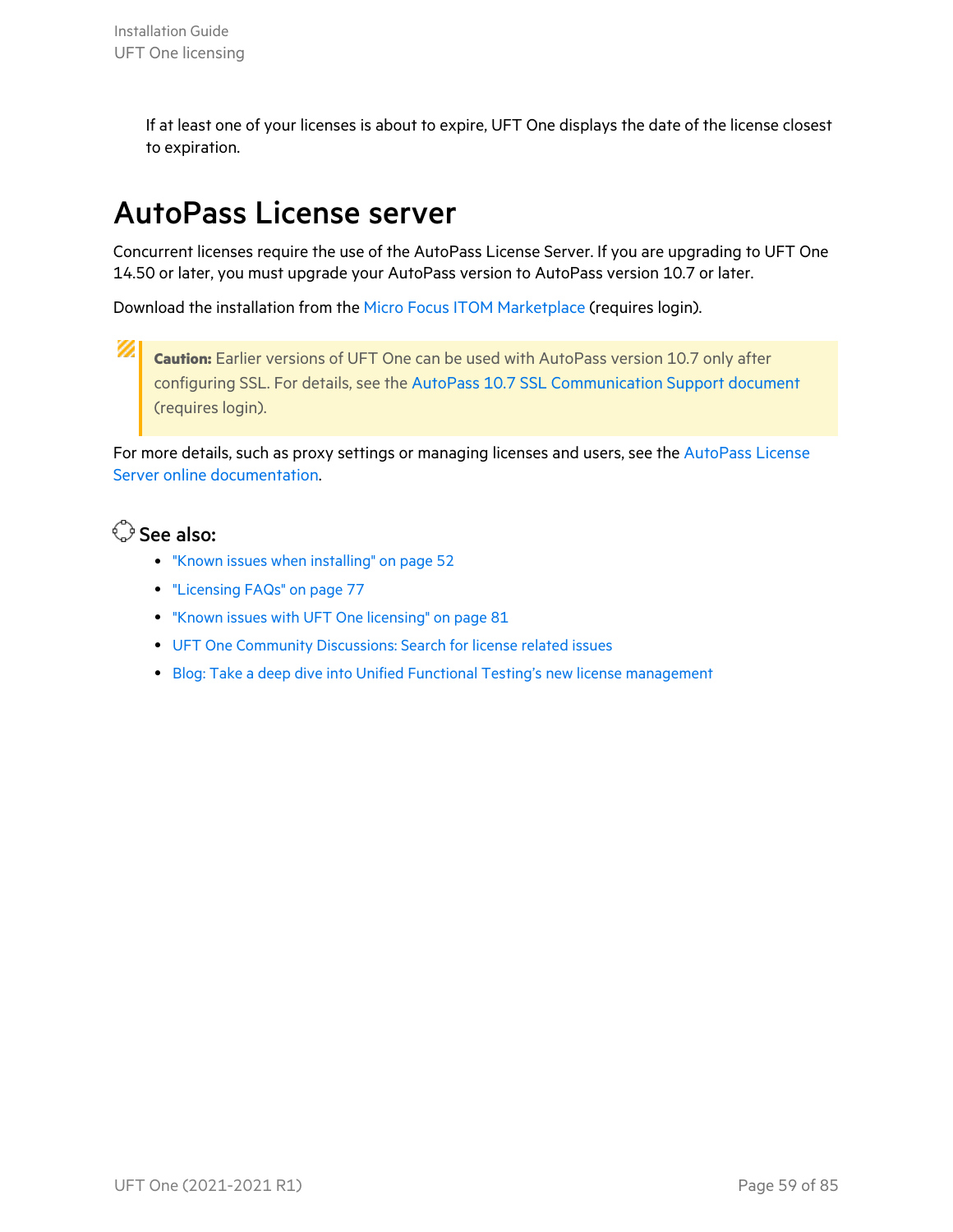If at least one of your licenses is about to expire, UFT One displays the date of the license closest to expiration.

# AutoPass License server

Concurrent licenses require the use of the AutoPass License Server. If you are upgrading to UFT One 14.50 or later, you must upgrade your AutoPass version to AutoPass version 10.7 or later.

Download the installation from the Micro Focus ITOM Marketplace (requires login).

> **Caution:** Earlier versions of UFT One can be used with AutoPass version 10.7 only after configuring SSL. For details, see the AutoPass 10.7 SSL Communication Support document (requires login).

For more details, such as proxy settings or managing licenses and users, see the AutoPass License Server online documentation.

**See also:**

- "Known issues when installing" on page 52
- "Licensing FAQs" on page 77
- "Known issues with UFT One licensing" on page 81
- UFT One Community Discussions: Search for license related issues
- Blog: Take a deep dive into Unified Functional Testing's new license management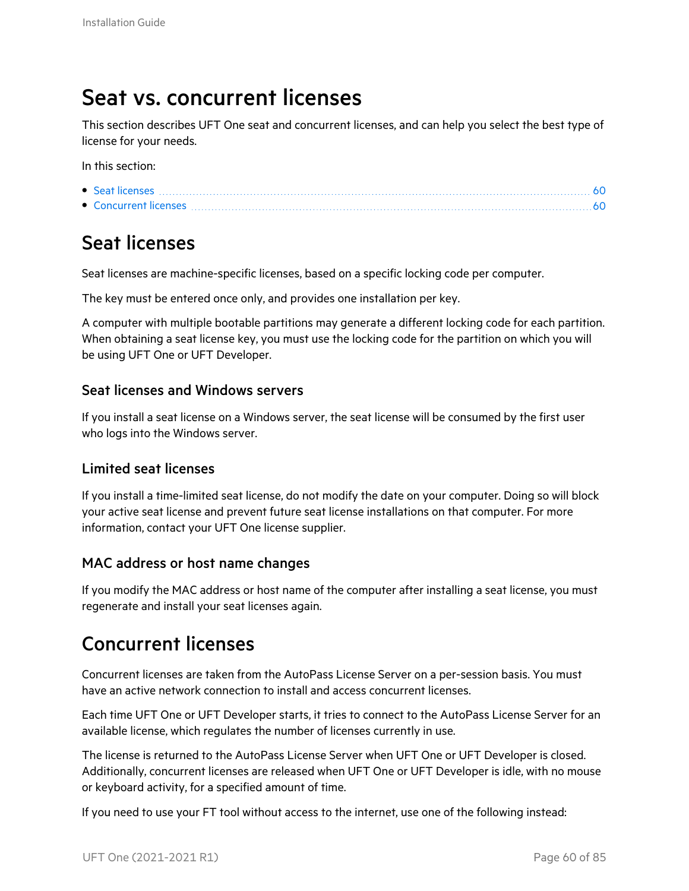# Seat vs. concurrent licenses

This section describes UFT One seat and concurrent licenses, and can help you select the best type of license for your needs.

In this section:

- Seat licenses ........ 60
- Concurrent licenses ........ 60

## Seat licenses

Seat licenses are machine-specific licenses, based on a specific locking code per computer.

The key must be entered once only, and provides one installation per key.

A computer with multiple bootable partitions may generate a different locking code for each partition. When obtaining a seat license key, you must use the locking code for the partition on which you will be using UFT One or UFT Developer.

### Seat licenses and Windows servers

If you install a seat license on a Windows server, the seat license will be consumed by the first user who logs into the Windows server.

### Limited seat licenses

If you install a time-limited seat license, do not modify the date on your computer. Doing so will block your active seat license and prevent future seat license installations on that computer. For more information, contact your UFT One license supplier.

### MAC address or host name changes

If you modify the MAC address or host name of the computer after installing a seat license, you must regenerate and install your seat licenses again.

## Concurrent licenses

Concurrent licenses are taken from the AutoPass License Server on a per-session basis. You must have an active network connection to install and access concurrent licenses.

Each time UFT One or UFT Developer starts, it tries to connect to the AutoPass License Server for an available license, which regulates the number of licenses currently in use.

The license is returned to the AutoPass License Server when UFT One or UFT Developer is closed. Additionally, concurrent licenses are released when UFT One or UFT Developer is idle, with no mouse or keyboard activity, for a specified amount of time.

If you need to use your FT tool without access to the internet, use one of the following instead: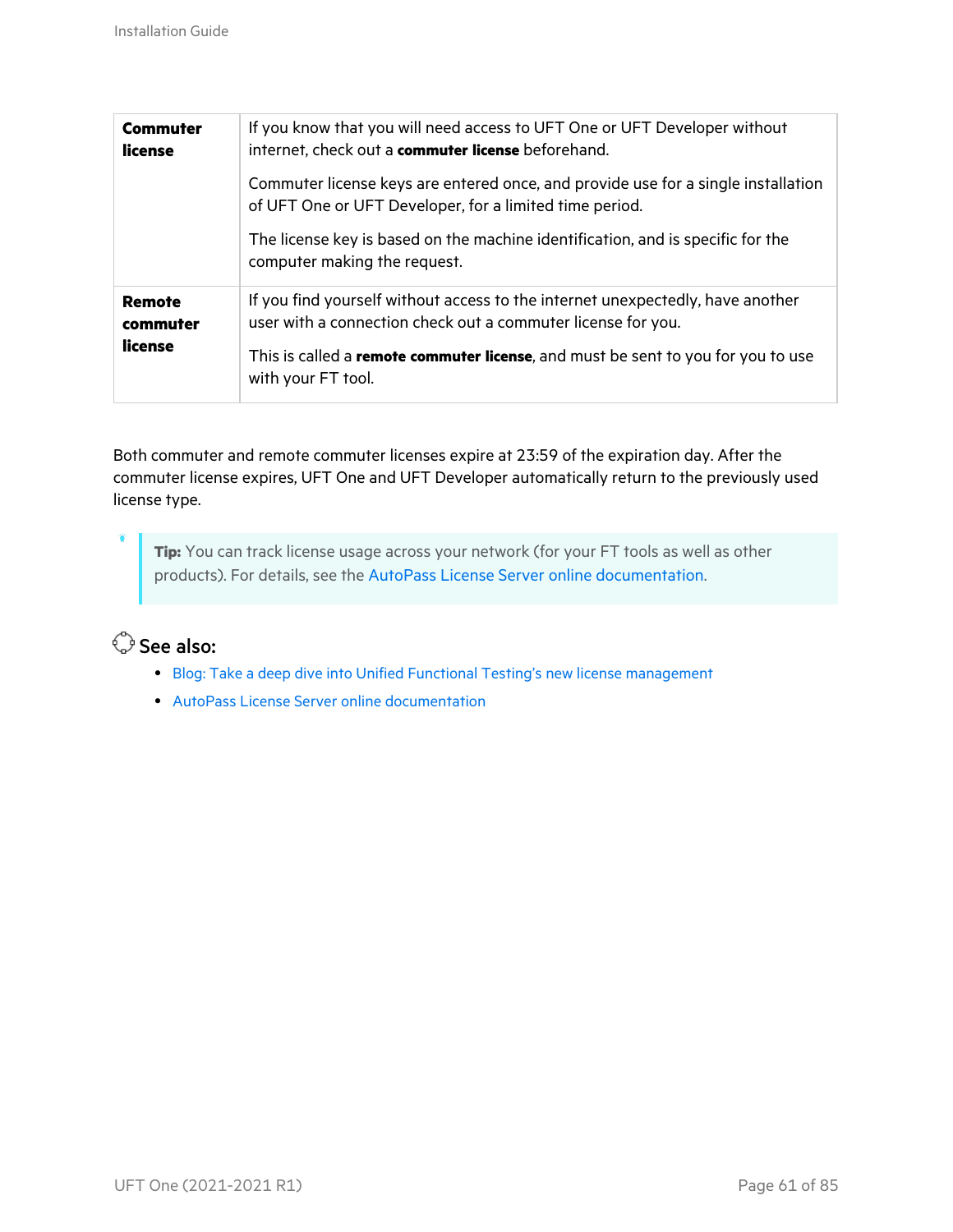| | |
|---|---|
| **Commuter license** | If you know that you will need access to UFT One or UFT Developer without internet, check out a **commuter license** beforehand.<br><br>Commuter license keys are entered once, and provide use for a single installation of UFT One or UFT Developer, for a limited time period.<br><br>The license key is based on the machine identification, and is specific for the computer making the request. |
| **Remote commuter license** | If you find yourself without access to the internet unexpectedly, have another user with a connection check out a commuter license for you.<br><br>This is called a **remote commuter license**, and must be sent to you for you to use with your FT tool. |

Both commuter and remote commuter licenses expire at 23:59 of the expiration day. After the commuter license expires, UFT One and UFT Developer automatically return to the previously used license type.

> **Tip:** You can track license usage across your network (for your FT tools as well as other products). For details, see the AutoPass License Server online documentation.

## See also:

- Blog: Take a deep dive into Unified Functional Testing's new license management
- AutoPass License Server online documentation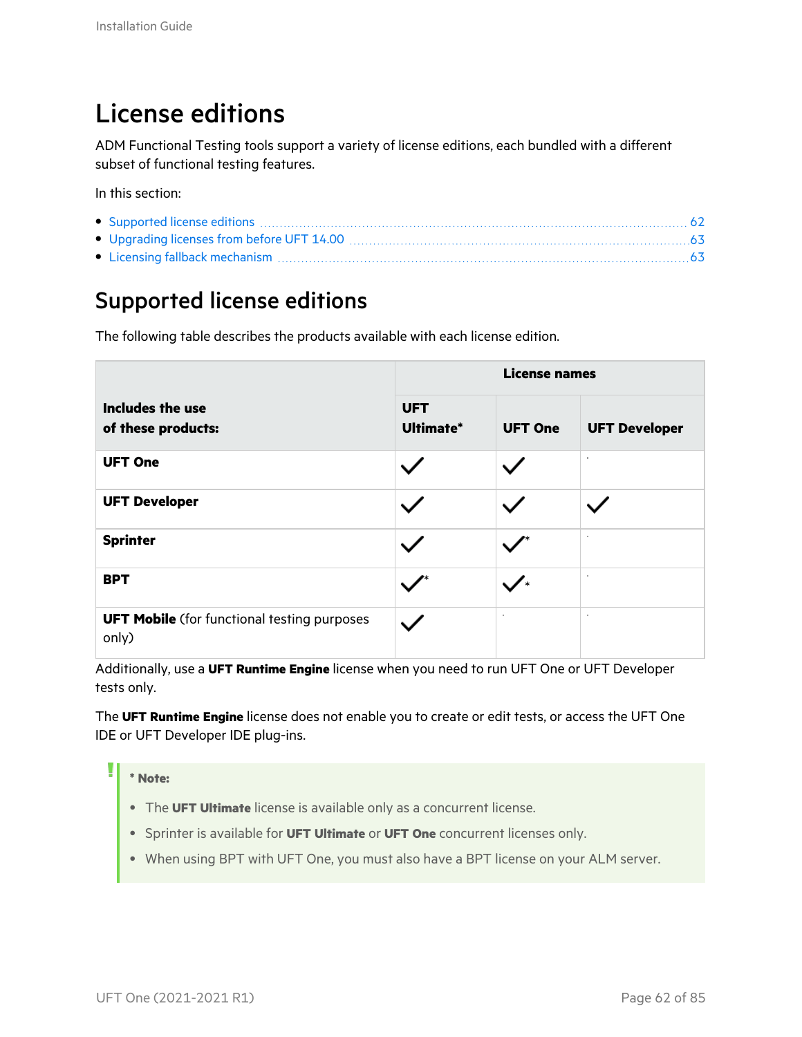# License editions

ADM Functional Testing tools support a variety of license editions, each bundled with a different subset of functional testing features.

In this section:

- Supported license editions ............ 62
- Upgrading licenses from before UFT 14.00 ............ 63
- Licensing fallback mechanism ............ 63

## Supported license editions

The following table describes the products available with each license edition.

| Includes the use of these products: | License names | | |
|---|---|---|---|
| | **UFT Ultimate*** | **UFT One** | **UFT Developer** |
| **UFT One** | ✓ | ✓ | |
| **UFT Developer** | ✓ | ✓ | ✓ |
| **Sprinter** | ✓ | ✓* | |
| **BPT** | ✓* | ✓* | |
| **UFT Mobile** (for functional testing purposes only) | ✓ | | |

Additionally, use a **UFT Runtime Engine** license when you need to run UFT One or UFT Developer tests only.

The **UFT Runtime Engine** license does not enable you to create or edit tests, or access the UFT One IDE or UFT Developer IDE plug-ins.

> *** Note:**
>
> - The **UFT Ultimate** license is available only as a concurrent license.
> - Sprinter is available for **UFT Ultimate** or **UFT One** concurrent licenses only.
> - When using BPT with UFT One, you must also have a BPT license on your ALM server.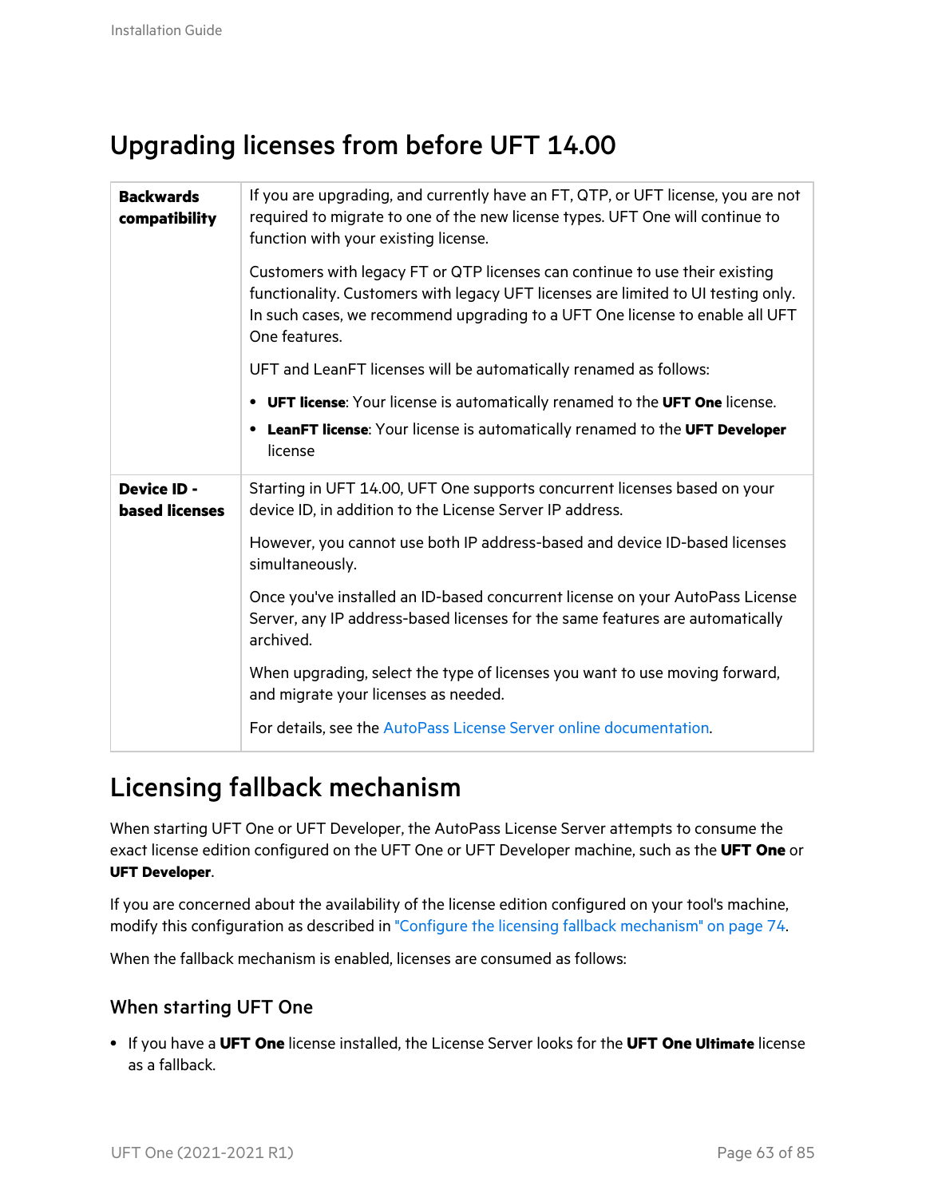## Upgrading licenses from before UFT 14.00

| | |
|---|---|
| **Backwards compatibility** | If you are upgrading, and currently have an FT, QTP, or UFT license, you are not required to migrate to one of the new license types. UFT One will continue to function with your existing license.<br><br>Customers with legacy FT or QTP licenses can continue to use their existing functionality. Customers with legacy UFT licenses are limited to UI testing only. In such cases, we recommend upgrading to a UFT One license to enable all UFT One features.<br><br>UFT and LeanFT licenses will be automatically renamed as follows:<br><br>• **UFT license**: Your license is automatically renamed to the **UFT One** license.<br>• **LeanFT license**: Your license is automatically renamed to the **UFT Developer** license |
| **Device ID - based licenses** | Starting in UFT 14.00, UFT One supports concurrent licenses based on your device ID, in addition to the License Server IP address.<br><br>However, you cannot use both IP address-based and device ID-based licenses simultaneously.<br><br>Once you've installed an ID-based concurrent license on your AutoPass License Server, any IP address-based licenses for the same features are automatically archived.<br><br>When upgrading, select the type of licenses you want to use moving forward, and migrate your licenses as needed.<br><br>For details, see the AutoPass License Server online documentation. |

## Licensing fallback mechanism

When starting UFT One or UFT Developer, the AutoPass License Server attempts to consume the exact license edition configured on the UFT One or UFT Developer machine, such as the **UFT One** or **UFT Developer**.

If you are concerned about the availability of the license edition configured on your tool's machine, modify this configuration as described in "Configure the licensing fallback mechanism" on page 74.

When the fallback mechanism is enabled, licenses are consumed as follows:

### When starting UFT One

- If you have a **UFT One** license installed, the License Server looks for the **UFT One Ultimate** license as a fallback.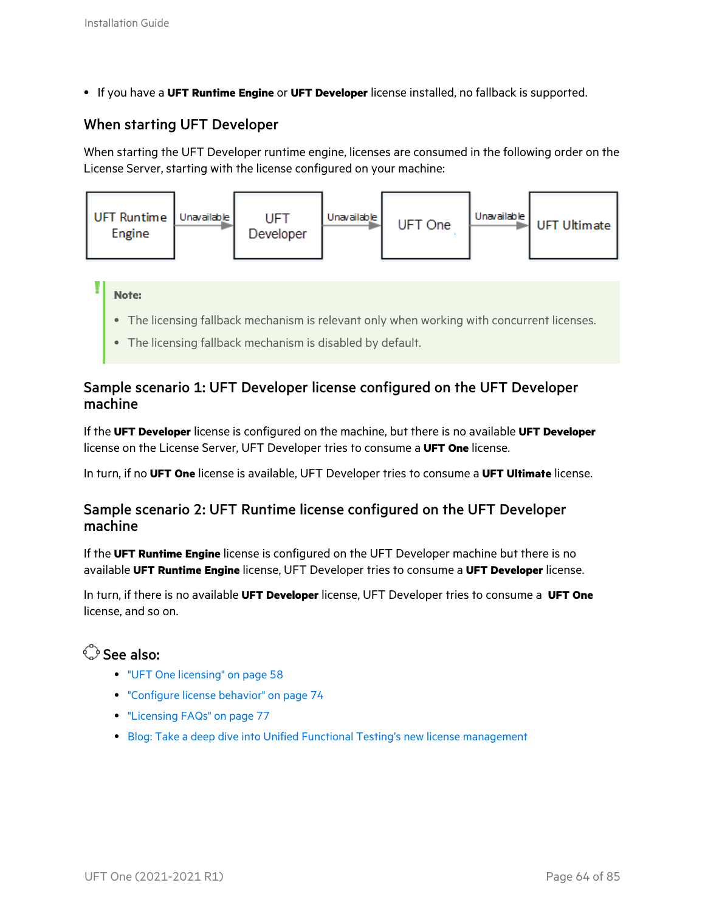- If you have a **UFT Runtime Engine** or **UFT Developer** license installed, no fallback is supported.

### When starting UFT Developer

When starting the UFT Developer runtime engine, licenses are consumed in the following order on the License Server, starting with the license configured on your machine:

UFT Runtime Engine → Unavailable → UFT Developer → Unavailable → UFT One → Unavailable → UFT Ultimate

> **Note:**
>
> - The licensing fallback mechanism is relevant only when working with concurrent licenses.
> - The licensing fallback mechanism is disabled by default.

### Sample scenario 1: UFT Developer license configured on the UFT Developer machine

If the **UFT Developer** license is configured on the machine, but there is no available **UFT Developer** license on the License Server, UFT Developer tries to consume a **UFT One** license.

In turn, if no **UFT One** license is available, UFT Developer tries to consume a **UFT Ultimate** license.

### Sample scenario 2: UFT Runtime license configured on the UFT Developer machine

If the **UFT Runtime Engine** license is configured on the UFT Developer machine but there is no available **UFT Runtime Engine** license, UFT Developer tries to consume a **UFT Developer** license.

In turn, if there is no available **UFT Developer** license, UFT Developer tries to consume a **UFT One** license, and so on.

### See also:

- "UFT One licensing" on page 58
- "Configure license behavior" on page 74
- "Licensing FAQs" on page 77
- Blog: Take a deep dive into Unified Functional Testing's new license management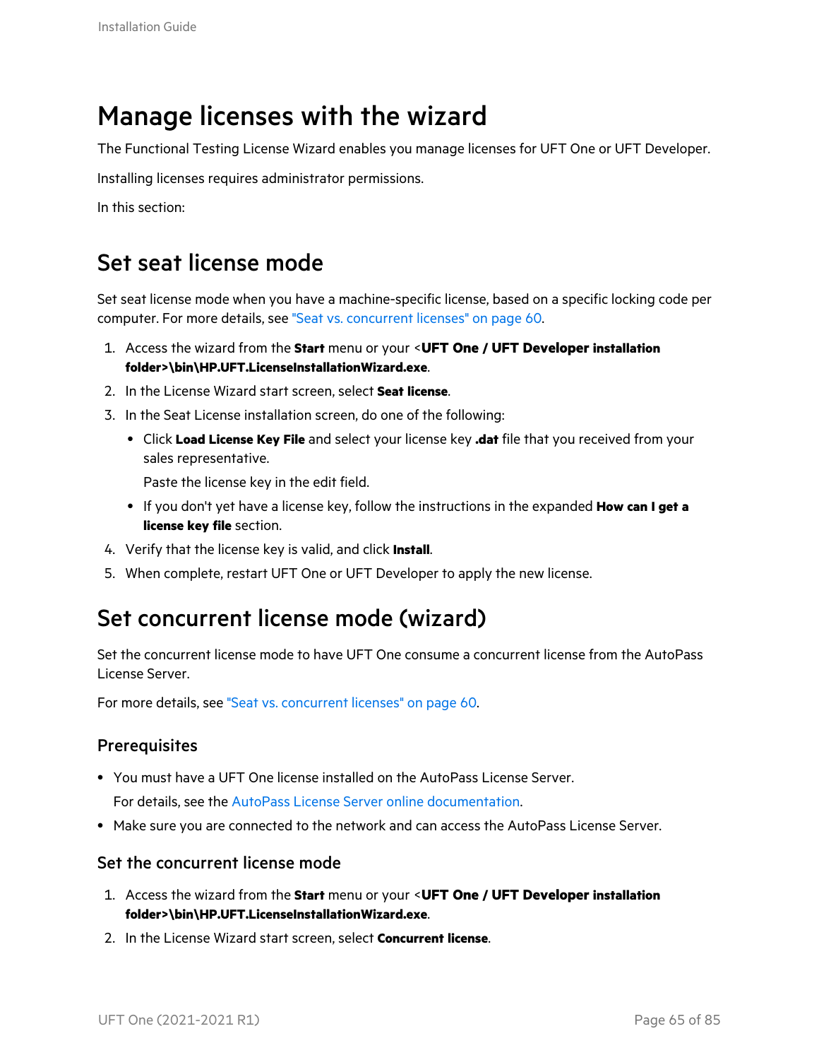# Manage licenses with the wizard

The Functional Testing License Wizard enables you manage licenses for UFT One or UFT Developer.

Installing licenses requires administrator permissions.

In this section:

## Set seat license mode

Set seat license mode when you have a machine-specific license, based on a specific locking code per computer. For more details, see "Seat vs. concurrent licenses" on page 60.

1. Access the wizard from the **Start** menu or your <**UFT One / UFT Developer installation folder>\bin\HP.UFT.LicenseInstallationWizard.exe**.
2. In the License Wizard start screen, select **Seat license**.
3. In the Seat License installation screen, do one of the following:
   - Click **Load License Key File** and select your license key **.dat** file that you received from your sales representative.

     Paste the license key in the edit field.
   - If you don't yet have a license key, follow the instructions in the expanded **How can I get a license key file** section.
4. Verify that the license key is valid, and click **Install**.
5. When complete, restart UFT One or UFT Developer to apply the new license.

## Set concurrent license mode (wizard)

Set the concurrent license mode to have UFT One consume a concurrent license from the AutoPass License Server.

For more details, see "Seat vs. concurrent licenses" on page 60.

### Prerequisites

- You must have a UFT One license installed on the AutoPass License Server.

  For details, see the AutoPass License Server online documentation.
- Make sure you are connected to the network and can access the AutoPass License Server.

### Set the concurrent license mode

1. Access the wizard from the **Start** menu or your <**UFT One / UFT Developer installation folder>\bin\HP.UFT.LicenseInstallationWizard.exe**.
2. In the License Wizard start screen, select **Concurrent license**.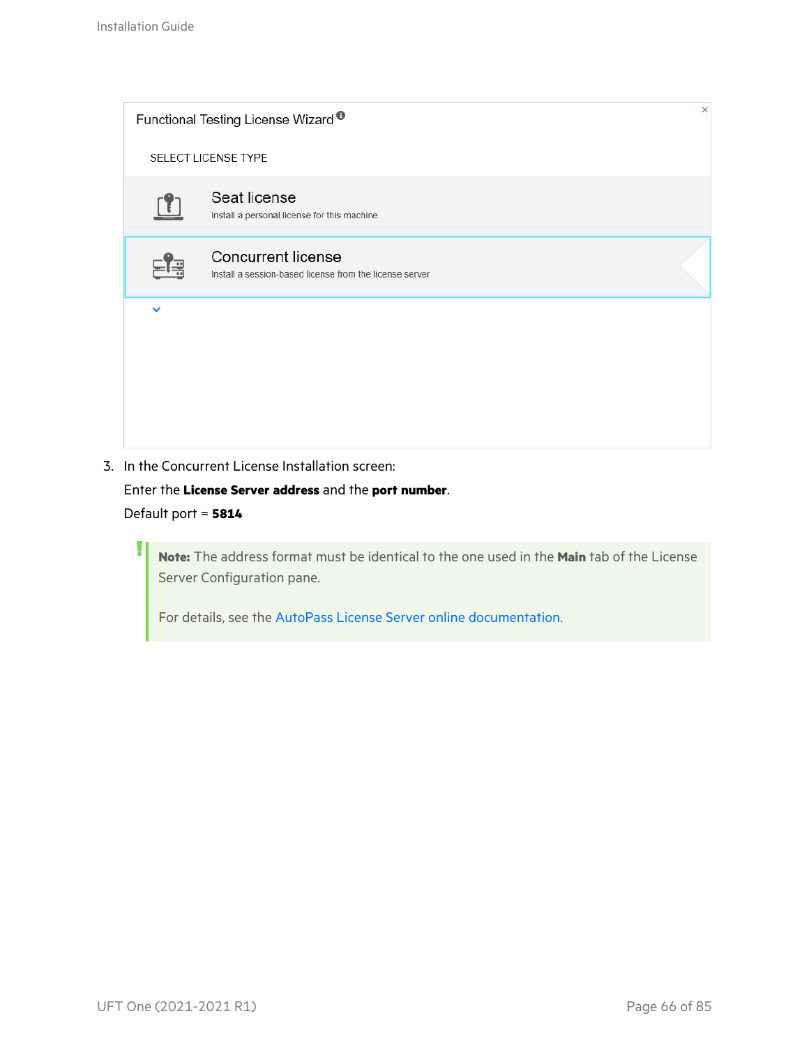Functional Testing License Wizard

SELECT LICENSE TYPE

**Seat license**
Install a personal license for this machine

**Concurrent license**
Install a session-based license from the license server

3. In the Concurrent License Installation screen:

   Enter the **License Server address** and the **port number**.

   Default port = **5814**

   > **Note:** The address format must be identical to the one used in the **Main** tab of the License Server Configuration pane.
   >
   > For details, see the AutoPass License Server online documentation.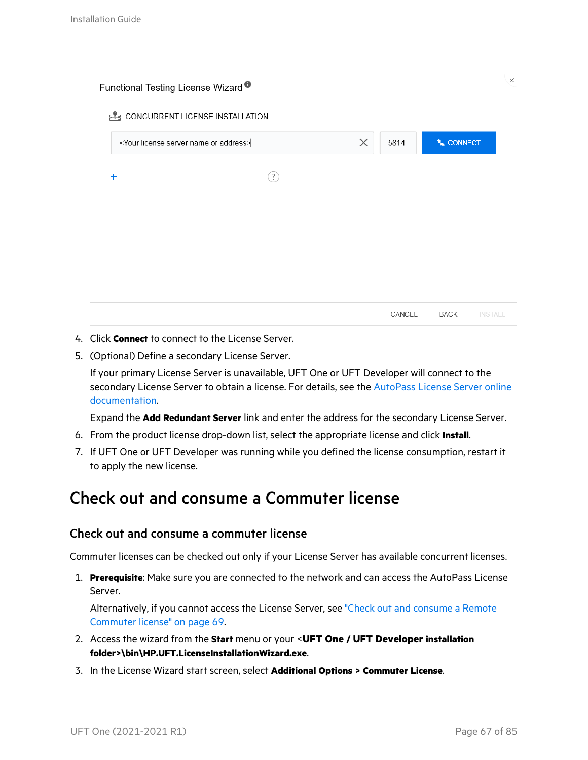Functional Testing License Wizard

CONCURRENT LICENSE INSTALLATION

<Your license server name or address> | 5814 | CONNECT

CANCEL BACK INSTALL

4. Click **Connect** to connect to the License Server.
5. (Optional) Define a secondary License Server.

   If your primary License Server is unavailable, UFT One or UFT Developer will connect to the secondary License Server to obtain a license. For details, see the AutoPass License Server online documentation.

   Expand the **Add Redundant Server** link and enter the address for the secondary License Server.
6. From the product license drop-down list, select the appropriate license and click **Install**.
7. If UFT One or UFT Developer was running while you defined the license consumption, restart it to apply the new license.

# Check out and consume a Commuter license

## Check out and consume a commuter license

Commuter licenses can be checked out only if your License Server has available concurrent licenses.

1. **Prerequisite**: Make sure you are connected to the network and can access the AutoPass License Server.

   Alternatively, if you cannot access the License Server, see "Check out and consume a Remote Commuter license" on page 69.
2. Access the wizard from the **Start** menu or your <**UFT One / UFT Developer installation folder>\bin\HP.UFT.LicenseInstallationWizard.exe**.
3. In the License Wizard start screen, select **Additional Options > Commuter License**.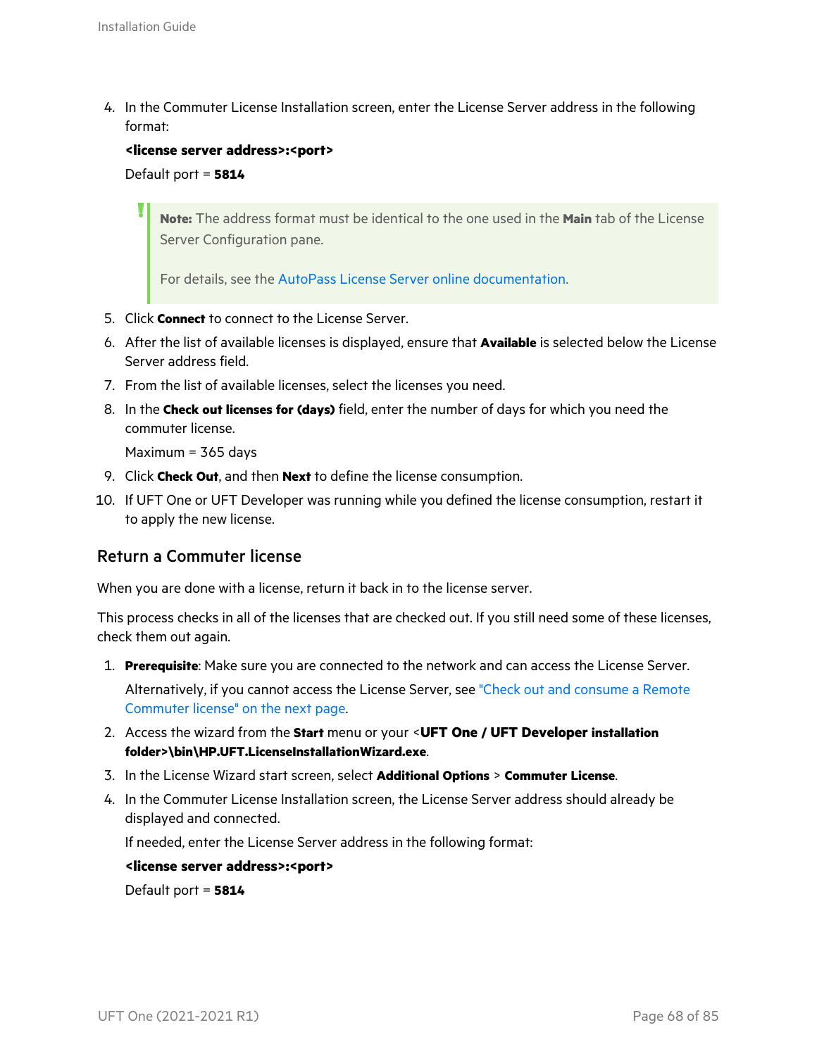4. In the Commuter License Installation screen, enter the License Server address in the following format:

   **<license server address>:<port>**

   Default port = **5814**

   > **Note:** The address format must be identical to the one used in the **Main** tab of the License Server Configuration pane.
   >
   > For details, see the AutoPass License Server online documentation.

5. Click **Connect** to connect to the License Server.
6. After the list of available licenses is displayed, ensure that **Available** is selected below the License Server address field.
7. From the list of available licenses, select the licenses you need.
8. In the **Check out licenses for (days)** field, enter the number of days for which you need the commuter license.

   Maximum = 365 days

9. Click **Check Out**, and then **Next** to define the license consumption.
10. If UFT One or UFT Developer was running while you defined the license consumption, restart it to apply the new license.

## Return a Commuter license

When you are done with a license, return it back in to the license server.

This process checks in all of the licenses that are checked out. If you still need some of these licenses, check them out again.

1. **Prerequisite**: Make sure you are connected to the network and can access the License Server.

   Alternatively, if you cannot access the License Server, see "Check out and consume a Remote Commuter license" on the next page.

2. Access the wizard from the **Start** menu or your <**UFT One / UFT Developer installation folder>\bin\HP.UFT.LicenseInstallationWizard.exe**.
3. In the License Wizard start screen, select **Additional Options** > **Commuter License**.
4. In the Commuter License Installation screen, the License Server address should already be displayed and connected.

   If needed, enter the License Server address in the following format:

   **<license server address>:<port>**

   Default port = **5814**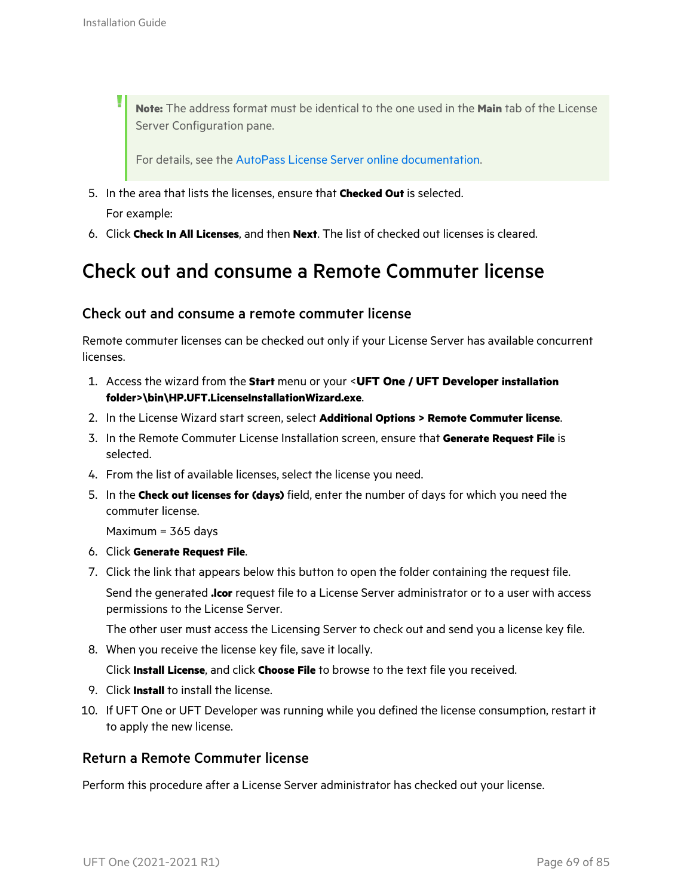> **Note:** The address format must be identical to the one used in the **Main** tab of the License Server Configuration pane.
>
> For details, see the AutoPass License Server online documentation.

5. In the area that lists the licenses, ensure that **Checked Out** is selected.

   For example:

6. Click **Check In All Licenses**, and then **Next**. The list of checked out licenses is cleared.

# Check out and consume a Remote Commuter license

## Check out and consume a remote commuter license

Remote commuter licenses can be checked out only if your License Server has available concurrent licenses.

1. Access the wizard from the **Start** menu or your <**UFT One / UFT Developer installation folder>\bin\HP.UFT.LicenseInstallationWizard.exe**.
2. In the License Wizard start screen, select **Additional Options > Remote Commuter license**.
3. In the Remote Commuter License Installation screen, ensure that **Generate Request File** is selected.
4. From the list of available licenses, select the license you need.
5. In the **Check out licenses for (days)** field, enter the number of days for which you need the commuter license.

   Maximum = 365 days
6. Click **Generate Request File**.
7. Click the link that appears below this button to open the folder containing the request file.

   Send the generated **.lcor** request file to a License Server administrator or to a user with access permissions to the License Server.

   The other user must access the Licensing Server to check out and send you a license key file.
8. When you receive the license key file, save it locally.

   Click **Install License**, and click **Choose File** to browse to the text file you received.
9. Click **Install** to install the license.
10. If UFT One or UFT Developer was running while you defined the license consumption, restart it to apply the new license.

## Return a Remote Commuter license

Perform this procedure after a License Server administrator has checked out your license.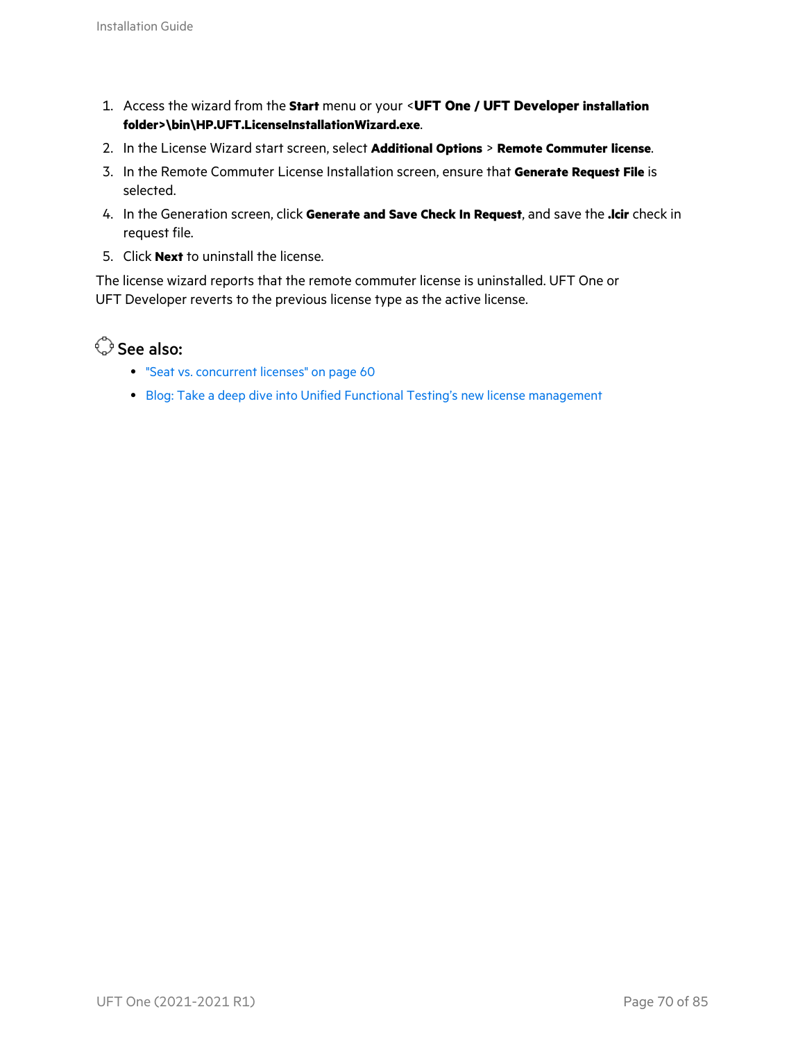1. Access the wizard from the **Start** menu or your <**UFT One / UFT Developer installation folder>\bin\HP.UFT.LicenseInstallationWizard.exe**.
2. In the License Wizard start screen, select **Additional Options** > **Remote Commuter license**.
3. In the Remote Commuter License Installation screen, ensure that **Generate Request File** is selected.
4. In the Generation screen, click **Generate and Save Check In Request**, and save the **.lcir** check in request file.
5. Click **Next** to uninstall the license.

The license wizard reports that the remote commuter license is uninstalled. UFT One or UFT Developer reverts to the previous license type as the active license.

## See also:

- "Seat vs. concurrent licenses" on page 60
- Blog: Take a deep dive into Unified Functional Testing's new license management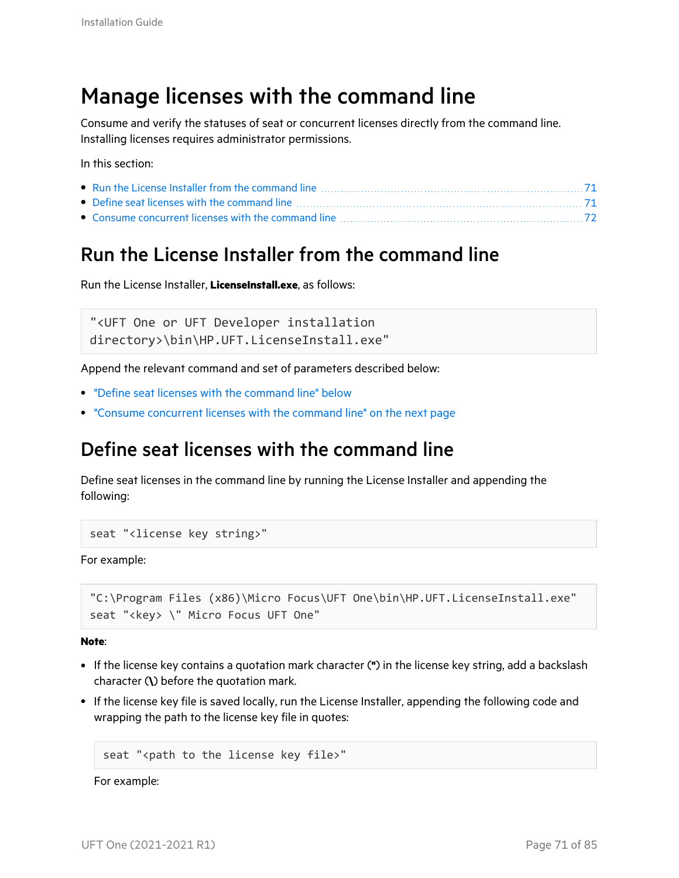# Manage licenses with the command line

Consume and verify the statuses of seat or concurrent licenses directly from the command line. Installing licenses requires administrator permissions.

In this section:

- Run the License Installer from the command line ........ 71
- Define seat licenses with the command line ........ 71
- Consume concurrent licenses with the command line ........ 72

## Run the License Installer from the command line

Run the License Installer, **LicenseInstall.exe**, as follows:

```
"<UFT One or UFT Developer installation
directory>\bin\HP.UFT.LicenseInstall.exe"
```

Append the relevant command and set of parameters described below:

- "Define seat licenses with the command line" below
- "Consume concurrent licenses with the command line" on the next page

## Define seat licenses with the command line

Define seat licenses in the command line by running the License Installer and appending the following:

```
seat "<license key string>"
```

For example:

```
"C:\Program Files (x86)\Micro Focus\UFT One\bin\HP.UFT.LicenseInstall.exe"
seat "<key> \" Micro Focus UFT One"
```

**Note**:

- If the license key contains a quotation mark character (**"**) in the license key string, add a backslash character (**\**) before the quotation mark.
- If the license key file is saved locally, run the License Installer, appending the following code and wrapping the path to the license key file in quotes:

  ```
  seat "<path to the license key file>"
  ```

  For example: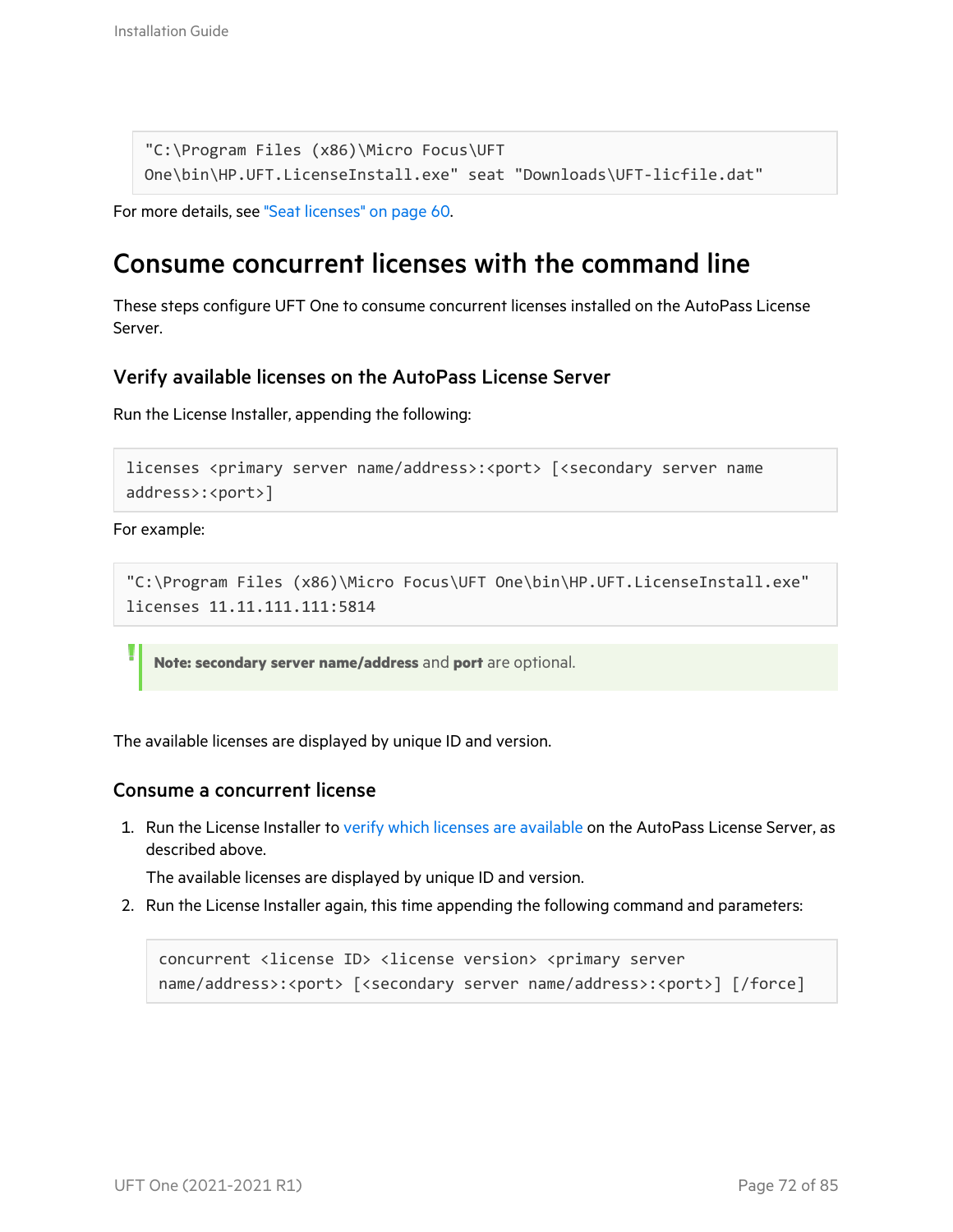```
"C:\Program Files (x86)\Micro Focus\UFT
One\bin\HP.UFT.LicenseInstall.exe" seat "Downloads\UFT-licfile.dat"
```

For more details, see "Seat licenses" on page 60.

# Consume concurrent licenses with the command line

These steps configure UFT One to consume concurrent licenses installed on the AutoPass License Server.

## Verify available licenses on the AutoPass License Server

Run the License Installer, appending the following:

```
licenses <primary server name/address>:<port> [<secondary server name
address>:<port>]
```

For example:

```
"C:\Program Files (x86)\Micro Focus\UFT One\bin\HP.UFT.LicenseInstall.exe"
licenses 11.11.111.111:5814
```

> **Note: secondary server name/address** and **port** are optional.

The available licenses are displayed by unique ID and version.

## Consume a concurrent license

1. Run the License Installer to verify which licenses are available on the AutoPass License Server, as described above.

   The available licenses are displayed by unique ID and version.

2. Run the License Installer again, this time appending the following command and parameters:

   ```
   concurrent <license ID> <license version> <primary server
   name/address>:<port> [<secondary server name/address>:<port>] [/force]
   ```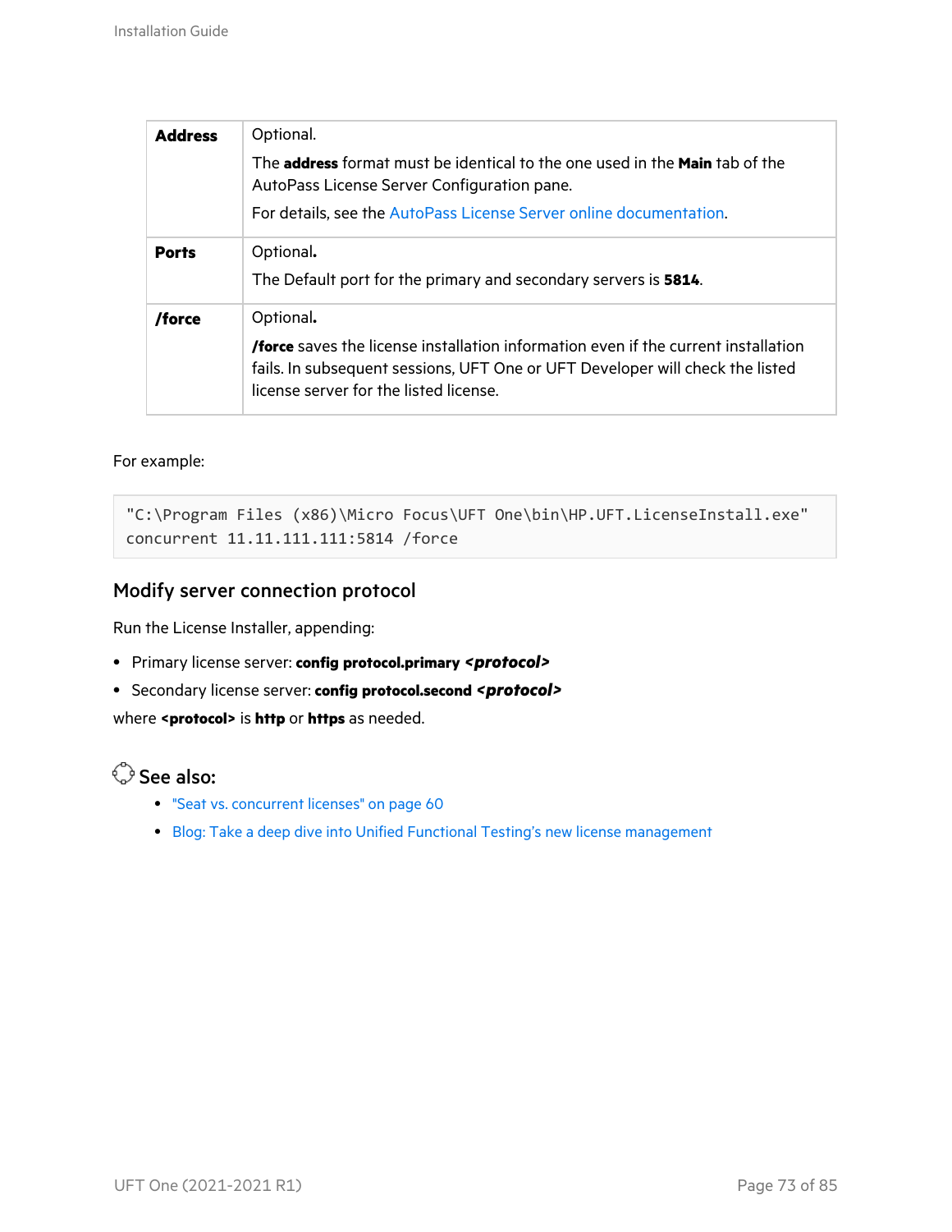| | |
|---|---|
| **Address** | Optional. The **address** format must be identical to the one used in the **Main** tab of the AutoPass License Server Configuration pane. For details, see the AutoPass License Server online documentation. |
| **Ports** | Optional**.** The Default port for the primary and secondary servers is **5814**. |
| **/force** | Optional**.** **/force** saves the license installation information even if the current installation fails. In subsequent sessions, UFT One or UFT Developer will check the listed license server for the listed license. |

For example:

```
"C:\Program Files (x86)\Micro Focus\UFT One\bin\HP.UFT.LicenseInstall.exe"
concurrent 11.11.111.111:5814 /force
```

## Modify server connection protocol

Run the License Installer, appending:

- Primary license server: **config protocol.primary *<protocol>***
- Secondary license server: **config protocol.second *<protocol>***

where **<protocol>** is **http** or **https** as needed.

### See also:

- "Seat vs. concurrent licenses" on page 60
- Blog: Take a deep dive into Unified Functional Testing's new license management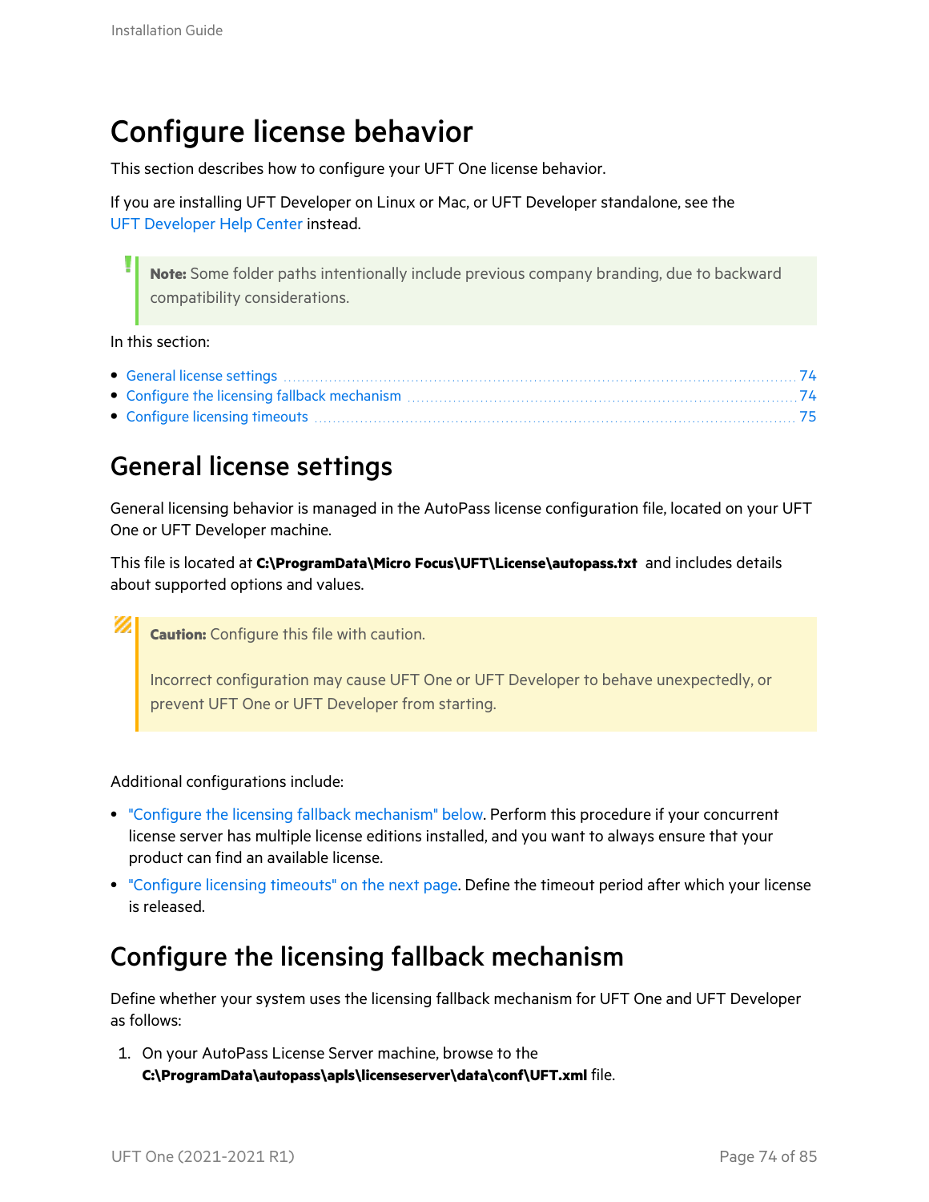# Configure license behavior

This section describes how to configure your UFT One license behavior.

If you are installing UFT Developer on Linux or Mac, or UFT Developer standalone, see the UFT Developer Help Center instead.

> **Note:** Some folder paths intentionally include previous company branding, due to backward compatibility considerations.

In this section:

- General license settings ..... 74
- Configure the licensing fallback mechanism ..... 74
- Configure licensing timeouts ..... 75

## General license settings

General licensing behavior is managed in the AutoPass license configuration file, located on your UFT One or UFT Developer machine.

This file is located at **C:\ProgramData\Micro Focus\UFT\License\autopass.txt** and includes details about supported options and values.

> **Caution:** Configure this file with caution.
>
> Incorrect configuration may cause UFT One or UFT Developer to behave unexpectedly, or prevent UFT One or UFT Developer from starting.

Additional configurations include:

- "Configure the licensing fallback mechanism" below. Perform this procedure if your concurrent license server has multiple license editions installed, and you want to always ensure that your product can find an available license.
- "Configure licensing timeouts" on the next page. Define the timeout period after which your license is released.

## Configure the licensing fallback mechanism

Define whether your system uses the licensing fallback mechanism for UFT One and UFT Developer as follows:

1. On your AutoPass License Server machine, browse to the **C:\ProgramData\autopass\apls\licenseserver\data\conf\UFT.xml** file.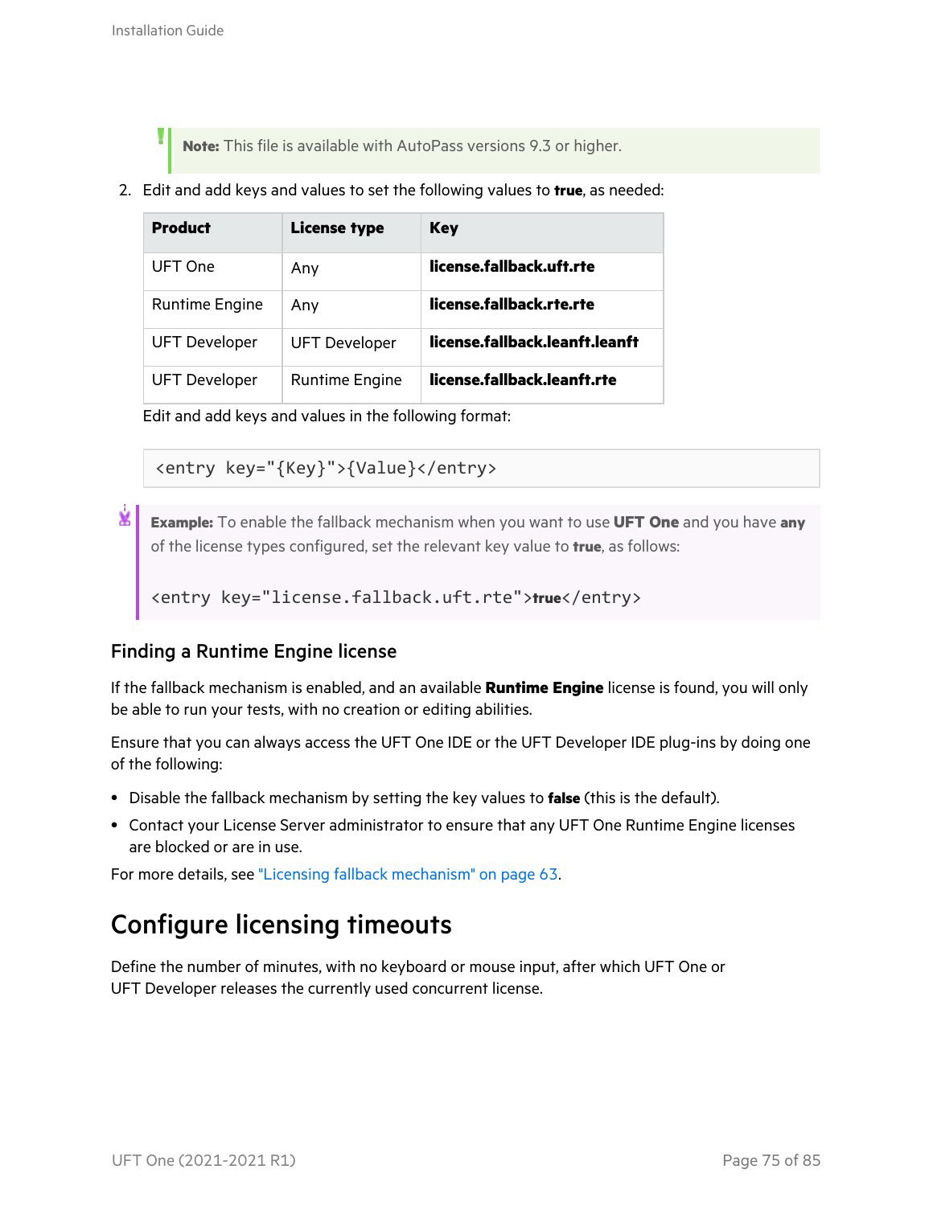> **Note:** This file is available with AutoPass versions 9.3 or higher.

2. Edit and add keys and values to set the following values to **true**, as needed:

| Product | License type | Key |
|---|---|---|
| UFT One | Any | **license.fallback.uft.rte** |
| Runtime Engine | Any | **license.fallback.rte.rte** |
| UFT Developer | UFT Developer | **license.fallback.leanft.leanft** |
| UFT Developer | Runtime Engine | **license.fallback.leanft.rte** |

Edit and add keys and values in the following format:

```
<entry key="{Key}">{Value}</entry>
```

> **Example:** To enable the fallback mechanism when you want to use **UFT One** and you have **any** of the license types configured, set the relevant key value to **true**, as follows:
>
> ```
> <entry key="license.fallback.uft.rte">true</entry>
> ```

### Finding a Runtime Engine license

If the fallback mechanism is enabled, and an available **Runtime Engine** license is found, you will only be able to run your tests, with no creation or editing abilities.

Ensure that you can always access the UFT One IDE or the UFT Developer IDE plug-ins by doing one of the following:

- Disable the fallback mechanism by setting the key values to **false** (this is the default).
- Contact your License Server administrator to ensure that any UFT One Runtime Engine licenses are blocked or are in use.

For more details, see "Licensing fallback mechanism" on page 63.

## Configure licensing timeouts

Define the number of minutes, with no keyboard or mouse input, after which UFT One or UFT Developer releases the currently used concurrent license.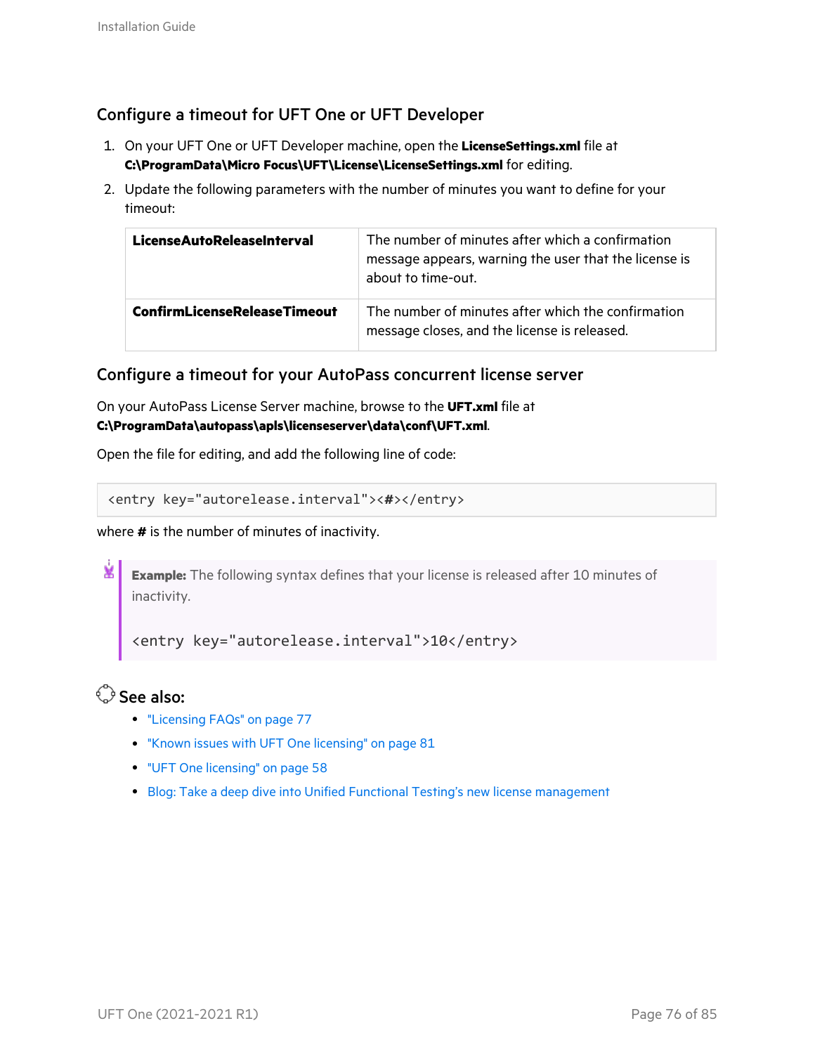## Configure a timeout for UFT One or UFT Developer

1. On your UFT One or UFT Developer machine, open the **LicenseSettings.xml** file at **C:\ProgramData\Micro Focus\UFT\License\LicenseSettings.xml** for editing.
2. Update the following parameters with the number of minutes you want to define for your timeout:

| | |
|---|---|
| **LicenseAutoReleaseInterval** | The number of minutes after which a confirmation message appears, warning the user that the license is about to time-out. |
| **ConfirmLicenseReleaseTimeout** | The number of minutes after which the confirmation message closes, and the license is released. |

## Configure a timeout for your AutoPass concurrent license server

On your AutoPass License Server machine, browse to the **UFT.xml** file at **C:\ProgramData\autopass\apls\licenseserver\data\conf\UFT.xml**.

Open the file for editing, and add the following line of code:

```
<entry key="autorelease.interval"><#></entry>
```

where **#** is the number of minutes of inactivity.

> **Example:** The following syntax defines that your license is released after 10 minutes of inactivity.
>
> ```
> <entry key="autorelease.interval">10</entry>
> ```

### See also:

- "Licensing FAQs" on page 77
- "Known issues with UFT One licensing" on page 81
- "UFT One licensing" on page 58
- Blog: Take a deep dive into Unified Functional Testing's new license management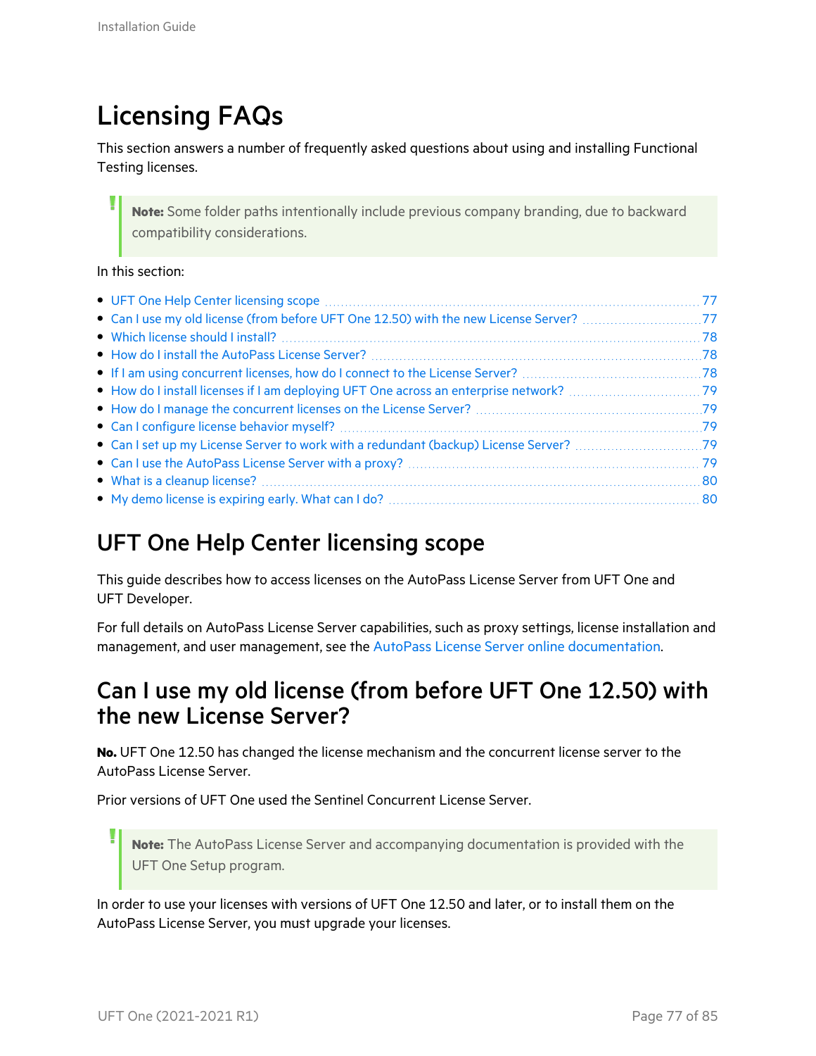# Licensing FAQs

This section answers a number of frequently asked questions about using and installing Functional Testing licenses.

> **Note:** Some folder paths intentionally include previous company branding, due to backward compatibility considerations.

In this section:

- UFT One Help Center licensing scope ... 77
- Can I use my old license (from before UFT One 12.50) with the new License Server? ... 77
- Which license should I install? ... 78
- How do I install the AutoPass License Server? ... 78
- If I am using concurrent licenses, how do I connect to the License Server? ... 78
- How do I install licenses if I am deploying UFT One across an enterprise network? ... 79
- How do I manage the concurrent licenses on the License Server? ... 79
- Can I configure license behavior myself? ... 79
- Can I set up my License Server to work with a redundant (backup) License Server? ... 79
- Can I use the AutoPass License Server with a proxy? ... 79
- What is a cleanup license? ... 80
- My demo license is expiring early. What can I do? ... 80

## UFT One Help Center licensing scope

This guide describes how to access licenses on the AutoPass License Server from UFT One and UFT Developer.

For full details on AutoPass License Server capabilities, such as proxy settings, license installation and management, and user management, see the AutoPass License Server online documentation.

## Can I use my old license (from before UFT One 12.50) with the new License Server?

**No.** UFT One 12.50 has changed the license mechanism and the concurrent license server to the AutoPass License Server.

Prior versions of UFT One used the Sentinel Concurrent License Server.

> **Note:** The AutoPass License Server and accompanying documentation is provided with the UFT One Setup program.

In order to use your licenses with versions of UFT One 12.50 and later, or to install them on the AutoPass License Server, you must upgrade your licenses.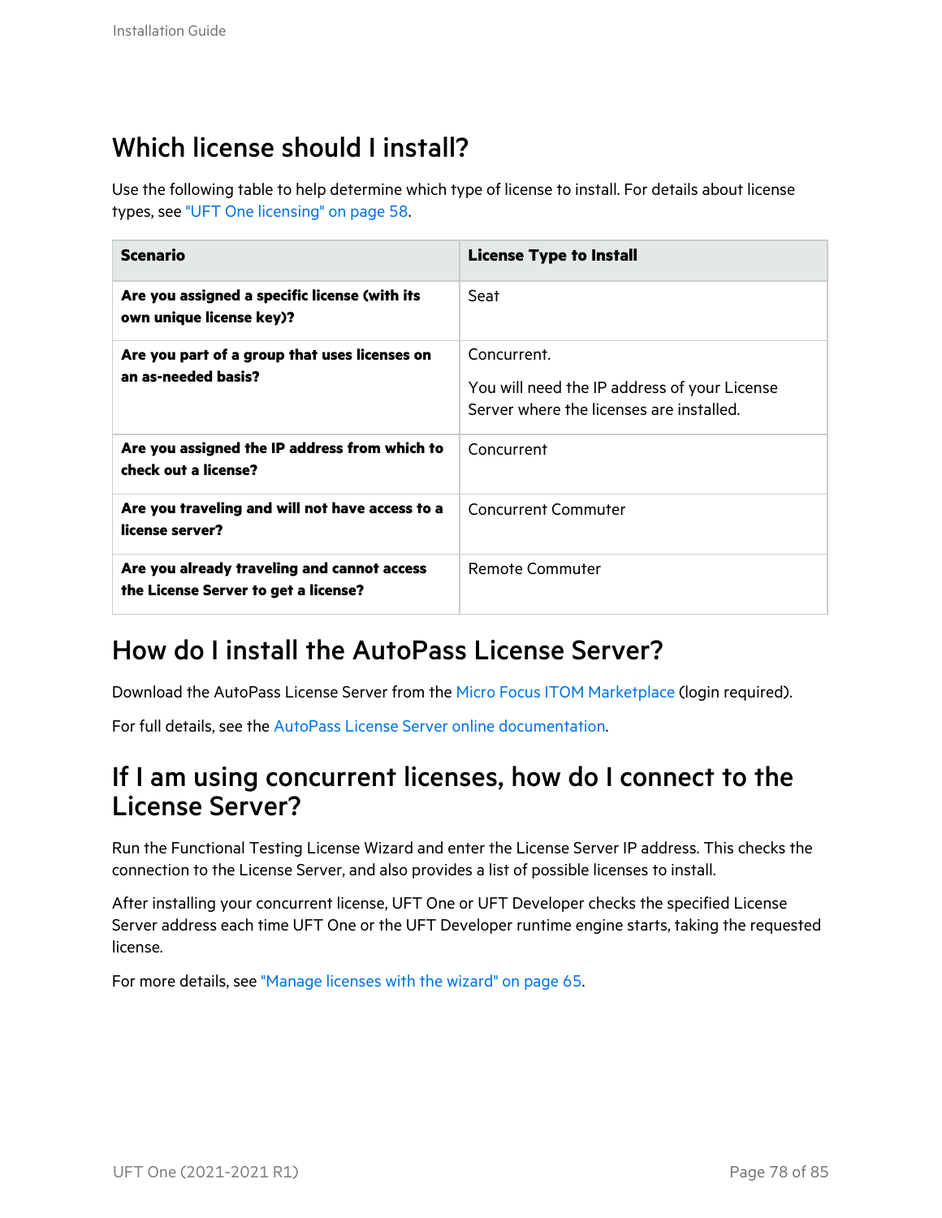## Which license should I install?

Use the following table to help determine which type of license to install. For details about license types, see "UFT One licensing" on page 58.

| Scenario | License Type to Install |
| --- | --- |
| **Are you assigned a specific license (with its own unique license key)?** | Seat |
| **Are you part of a group that uses licenses on an as-needed basis?** | Concurrent.<br><br>You will need the IP address of your License Server where the licenses are installed. |
| **Are you assigned the IP address from which to check out a license?** | Concurrent |
| **Are you traveling and will not have access to a license server?** | Concurrent Commuter |
| **Are you already traveling and cannot access the License Server to get a license?** | Remote Commuter |

## How do I install the AutoPass License Server?

Download the AutoPass License Server from the Micro Focus ITOM Marketplace (login required).

For full details, see the AutoPass License Server online documentation.

## If I am using concurrent licenses, how do I connect to the License Server?

Run the Functional Testing License Wizard and enter the License Server IP address. This checks the connection to the License Server, and also provides a list of possible licenses to install.

After installing your concurrent license, UFT One or UFT Developer checks the specified License Server address each time UFT One or the UFT Developer runtime engine starts, taking the requested license.

For more details, see "Manage licenses with the wizard" on page 65.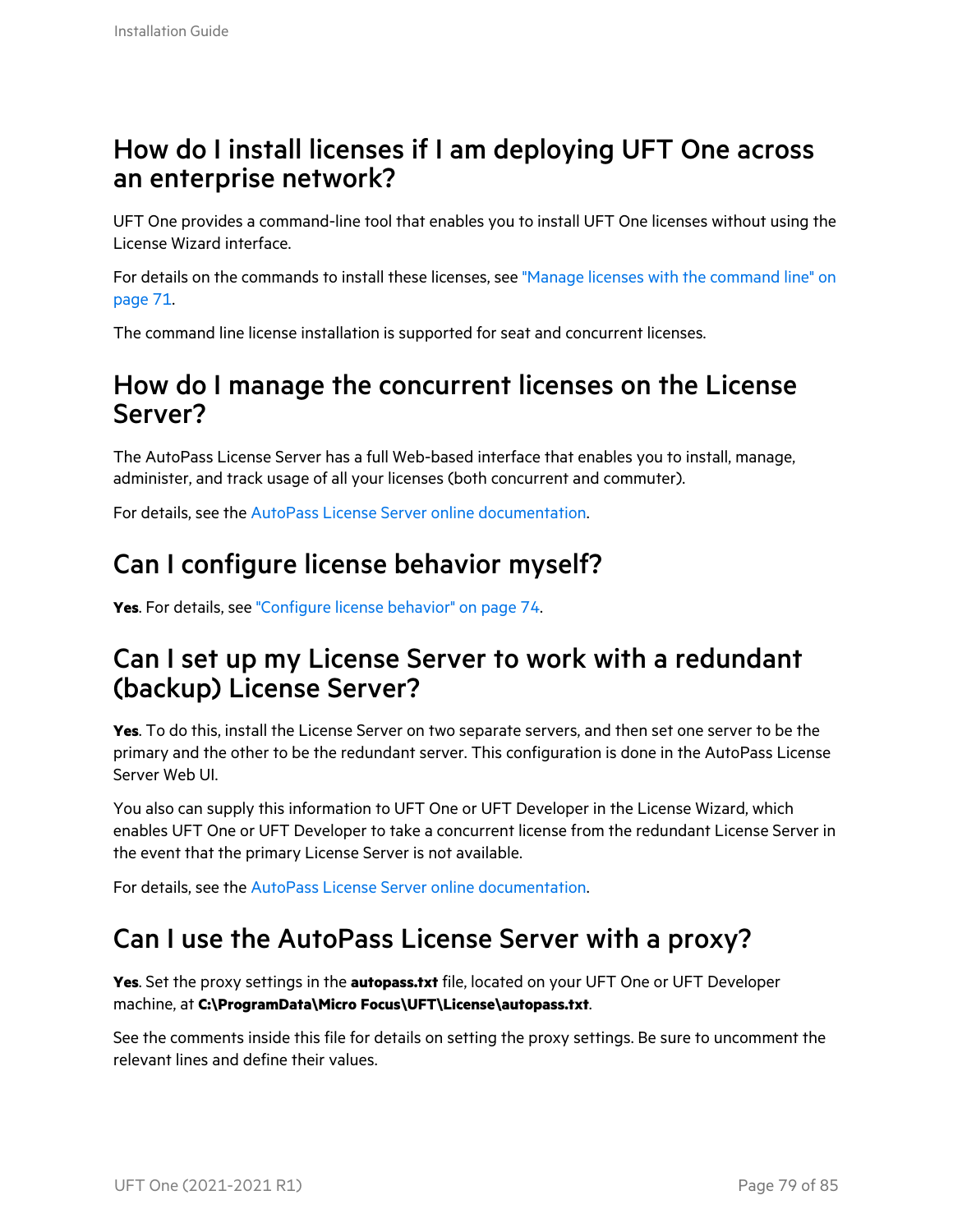## How do I install licenses if I am deploying UFT One across an enterprise network?

UFT One provides a command-line tool that enables you to install UFT One licenses without using the License Wizard interface.

For details on the commands to install these licenses, see "Manage licenses with the command line" on page 71.

The command line license installation is supported for seat and concurrent licenses.

## How do I manage the concurrent licenses on the License Server?

The AutoPass License Server has a full Web-based interface that enables you to install, manage, administer, and track usage of all your licenses (both concurrent and commuter).

For details, see the AutoPass License Server online documentation.

## Can I configure license behavior myself?

**Yes**. For details, see "Configure license behavior" on page 74.

## Can I set up my License Server to work with a redundant (backup) License Server?

**Yes**. To do this, install the License Server on two separate servers, and then set one server to be the primary and the other to be the redundant server. This configuration is done in the AutoPass License Server Web UI.

You also can supply this information to UFT One or UFT Developer in the License Wizard, which enables UFT One or UFT Developer to take a concurrent license from the redundant License Server in the event that the primary License Server is not available.

For details, see the AutoPass License Server online documentation.

## Can I use the AutoPass License Server with a proxy?

**Yes**. Set the proxy settings in the **autopass.txt** file, located on your UFT One or UFT Developer machine, at **C:\ProgramData\Micro Focus\UFT\License\autopass.txt**.

See the comments inside this file for details on setting the proxy settings. Be sure to uncomment the relevant lines and define their values.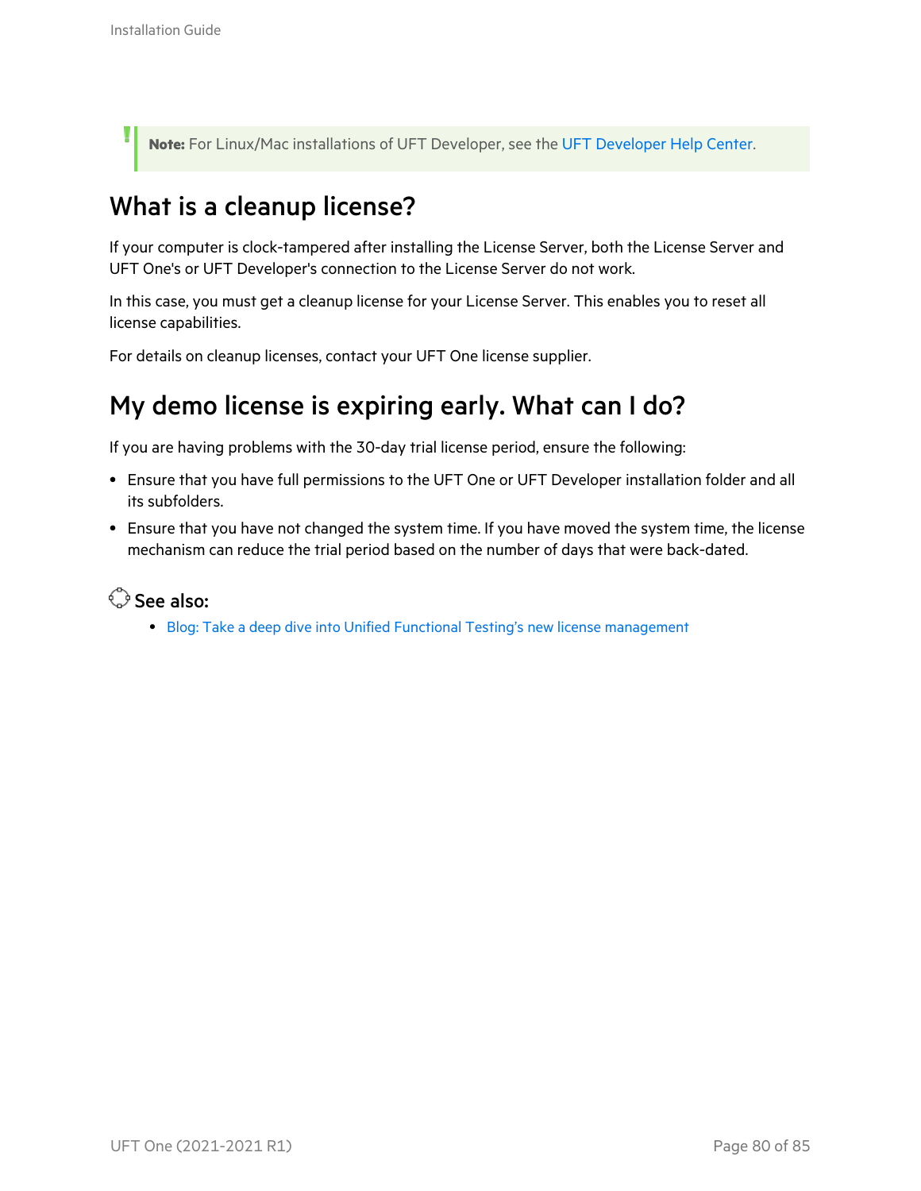> **Note:** For Linux/Mac installations of UFT Developer, see the UFT Developer Help Center.

## What is a cleanup license?

If your computer is clock-tampered after installing the License Server, both the License Server and UFT One's or UFT Developer's connection to the License Server do not work.

In this case, you must get a cleanup license for your License Server. This enables you to reset all license capabilities.

For details on cleanup licenses, contact your UFT One license supplier.

## My demo license is expiring early. What can I do?

If you are having problems with the 30-day trial license period, ensure the following:

- Ensure that you have full permissions to the UFT One or UFT Developer installation folder and all its subfolders.
- Ensure that you have not changed the system time. If you have moved the system time, the license mechanism can reduce the trial period based on the number of days that were back-dated.

### See also:

- Blog: Take a deep dive into Unified Functional Testing's new license management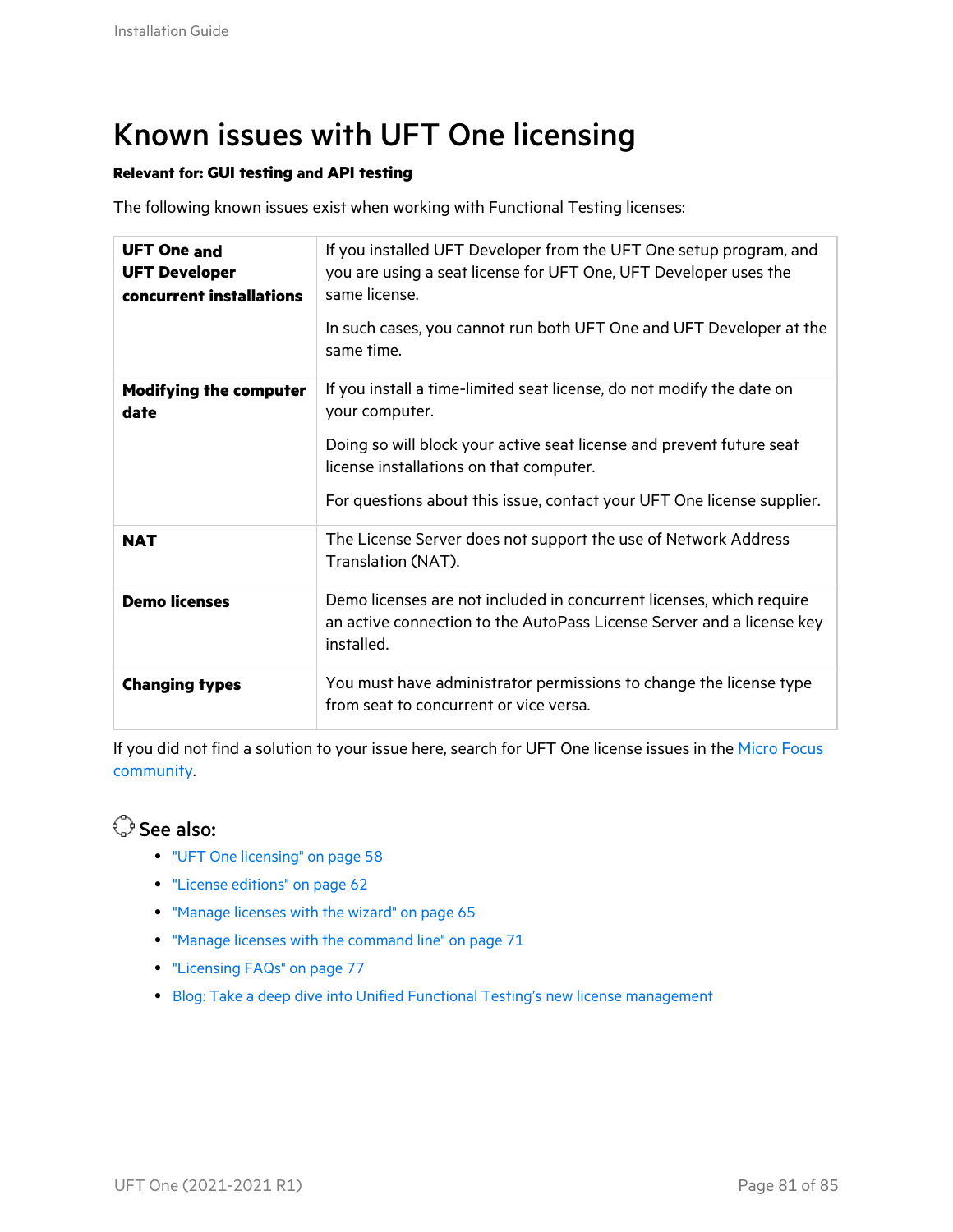# Known issues with UFT One licensing

**Relevant for: GUI testing and API testing**

The following known issues exist when working with Functional Testing licenses:

| | |
|---|---|
| **UFT One and UFT Developer concurrent installations** | If you installed UFT Developer from the UFT One setup program, and you are using a seat license for UFT One, UFT Developer uses the same license.<br><br>In such cases, you cannot run both UFT One and UFT Developer at the same time. |
| **Modifying the computer date** | If you install a time-limited seat license, do not modify the date on your computer.<br><br>Doing so will block your active seat license and prevent future seat license installations on that computer.<br><br>For questions about this issue, contact your UFT One license supplier. |
| **NAT** | The License Server does not support the use of Network Address Translation (NAT). |
| **Demo licenses** | Demo licenses are not included in concurrent licenses, which require an active connection to the AutoPass License Server and a license key installed. |
| **Changing types** | You must have administrator permissions to change the license type from seat to concurrent or vice versa. |

If you did not find a solution to your issue here, search for UFT One license issues in the Micro Focus community.

## See also:

- "UFT One licensing" on page 58
- "License editions" on page 62
- "Manage licenses with the wizard" on page 65
- "Manage licenses with the command line" on page 71
- "Licensing FAQs" on page 77
- Blog: Take a deep dive into Unified Functional Testing's new license management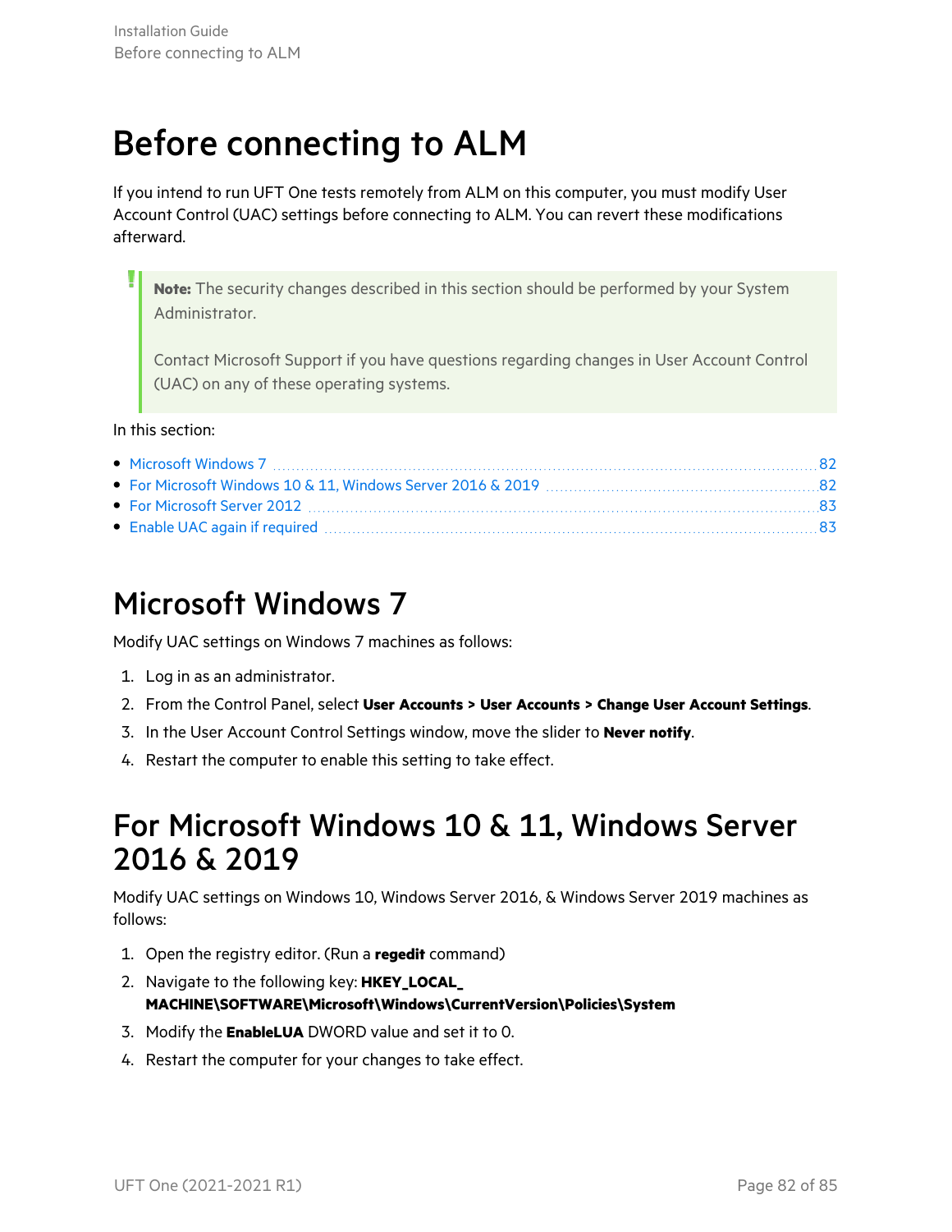# Before connecting to ALM

If you intend to run UFT One tests remotely from ALM on this computer, you must modify User Account Control (UAC) settings before connecting to ALM. You can revert these modifications afterward.

> **Note:** The security changes described in this section should be performed by your System Administrator.
>
> Contact Microsoft Support if you have questions regarding changes in User Account Control (UAC) on any of these operating systems.

In this section:

- Microsoft Windows 7 ... 82
- For Microsoft Windows 10 & 11, Windows Server 2016 & 2019 ... 82
- For Microsoft Server 2012 ... 83
- Enable UAC again if required ... 83

## Microsoft Windows 7

Modify UAC settings on Windows 7 machines as follows:

1. Log in as an administrator.
2. From the Control Panel, select **User Accounts > User Accounts > Change User Account Settings**.
3. In the User Account Control Settings window, move the slider to **Never notify**.
4. Restart the computer to enable this setting to take effect.

## For Microsoft Windows 10 & 11, Windows Server 2016 & 2019

Modify UAC settings on Windows 10, Windows Server 2016, & Windows Server 2019 machines as follows:

1. Open the registry editor. (Run a **regedit** command)
2. Navigate to the following key: **HKEY_LOCAL_MACHINE\SOFTWARE\Microsoft\Windows\CurrentVersion\Policies\System**
3. Modify the **EnableLUA** DWORD value and set it to 0.
4. Restart the computer for your changes to take effect.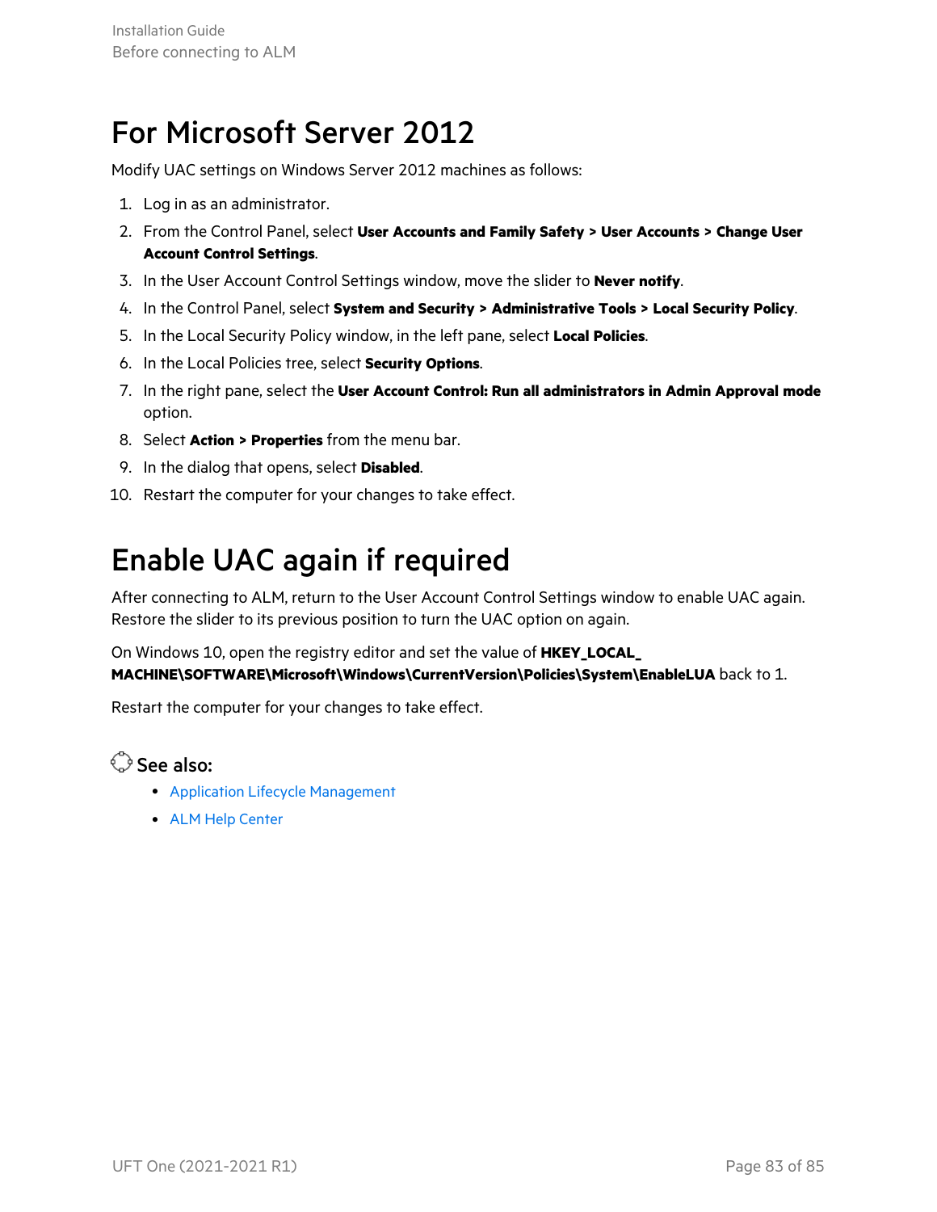# For Microsoft Server 2012

Modify UAC settings on Windows Server 2012 machines as follows:

1. Log in as an administrator.
2. From the Control Panel, select **User Accounts and Family Safety > User Accounts > Change User Account Control Settings**.
3. In the User Account Control Settings window, move the slider to **Never notify**.
4. In the Control Panel, select **System and Security > Administrative Tools > Local Security Policy**.
5. In the Local Security Policy window, in the left pane, select **Local Policies**.
6. In the Local Policies tree, select **Security Options**.
7. In the right pane, select the **User Account Control: Run all administrators in Admin Approval mode** option.
8. Select **Action > Properties** from the menu bar.
9. In the dialog that opens, select **Disabled**.
10. Restart the computer for your changes to take effect.

# Enable UAC again if required

After connecting to ALM, return to the User Account Control Settings window to enable UAC again. Restore the slider to its previous position to turn the UAC option on again.

On Windows 10, open the registry editor and set the value of **HKEY_LOCAL_MACHINE\SOFTWARE\Microsoft\Windows\CurrentVersion\Policies\System\EnableLUA** back to 1.

Restart the computer for your changes to take effect.

**See also:**

- Application Lifecycle Management
- ALM Help Center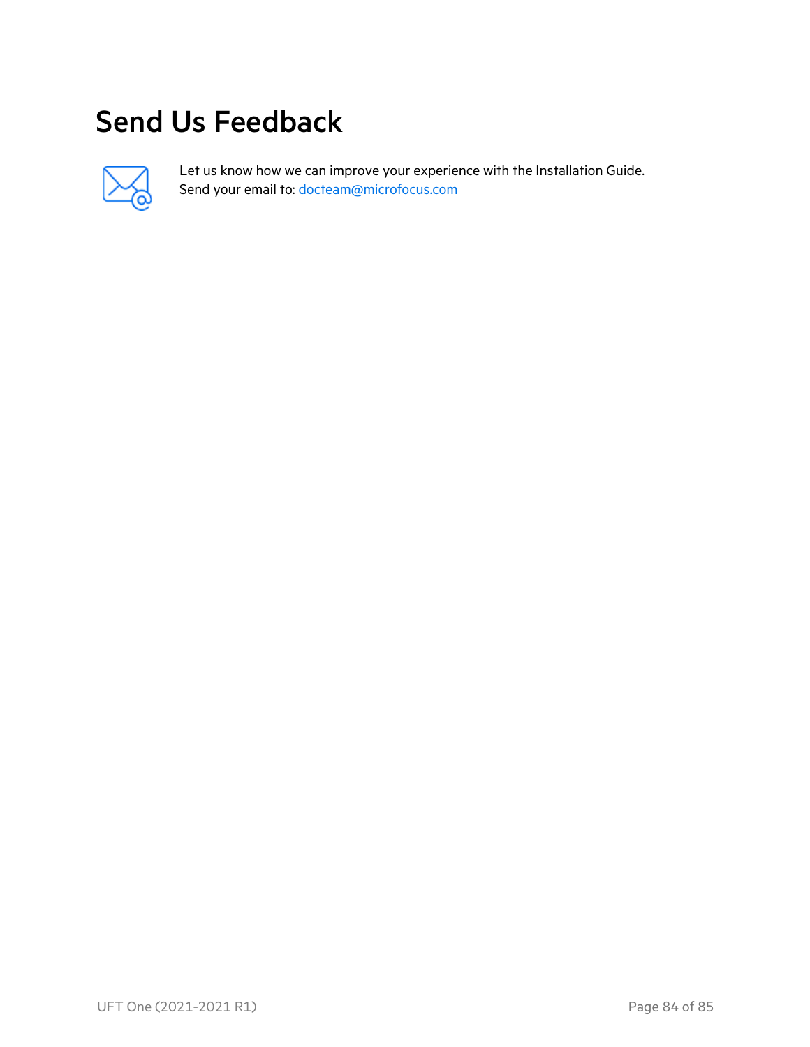# Send Us Feedback

Let us know how we can improve your experience with the Installation Guide.
Send your email to: docteam@microfocus.com